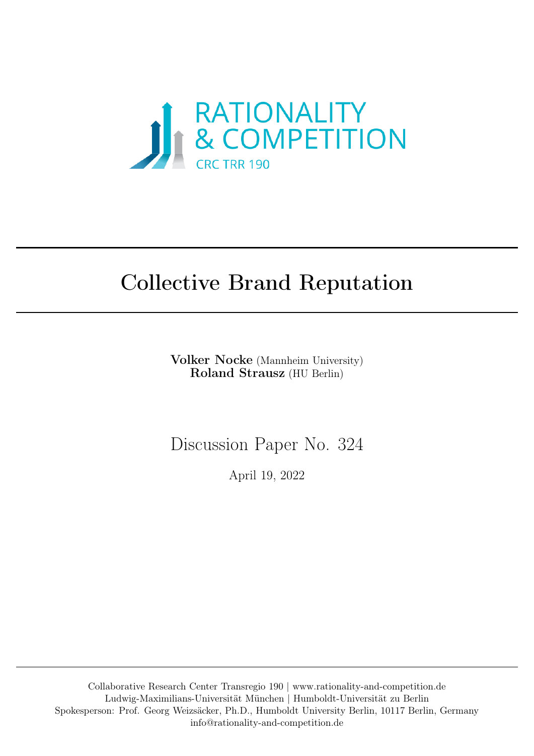RATIONALITY & COMPETITION

CRC TRR 190

# Collective Brand Reputation

**Volker Nocke** (Mannheim University)
**Roland Strausz** (HU Berlin)

Discussion Paper No. 324

April 19, 2022

Collaborative Research Center Transregio 190 | www.rationality-and-competition.de
Ludwig-Maximilians-Universität München | Humboldt-Universität zu Berlin
Spokesperson: Prof. Georg Weizsäcker, Ph.D., Humboldt University Berlin, 10117 Berlin, Germany
info@rationality-and-competition.de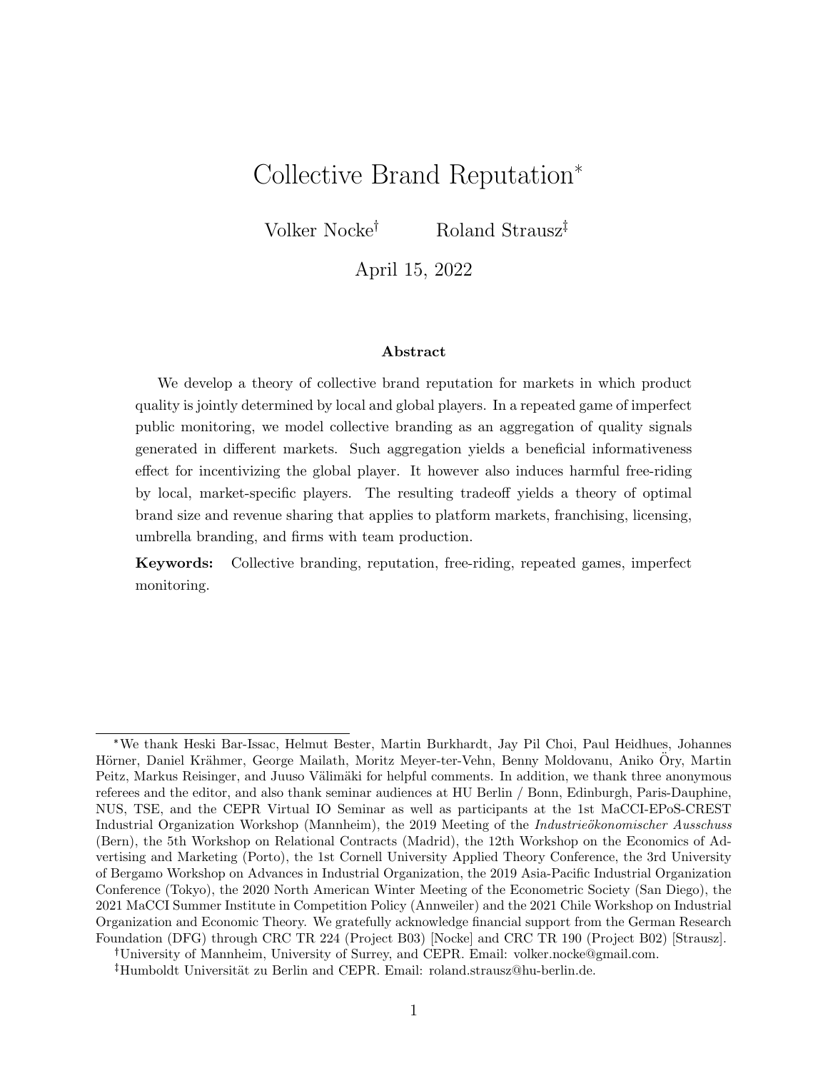# Collective Brand Reputation*

Volker Nocke[†] Roland Strausz[‡]

April 15, 2022

### Abstract

We develop a theory of collective brand reputation for markets in which product quality is jointly determined by local and global players. In a repeated game of imperfect public monitoring, we model collective branding as an aggregation of quality signals generated in different markets. Such aggregation yields a beneficial informativeness effect for incentivizing the global player. It however also induces harmful free-riding by local, market-specific players. The resulting tradeoff yields a theory of optimal brand size and revenue sharing that applies to platform markets, franchising, licensing, umbrella branding, and firms with team production.

**Keywords:** Collective branding, reputation, free-riding, repeated games, imperfect monitoring.

---

*We thank Heski Bar-Issac, Helmut Bester, Martin Burkhardt, Jay Pil Choi, Paul Heidhues, Johannes Hörner, Daniel Krähmer, George Mailath, Moritz Meyer-ter-Vehn, Benny Moldovanu, Aniko Öry, Martin Peitz, Markus Reisinger, and Juuso Välimäki for helpful comments. In addition, we thank three anonymous referees and the editor, and also thank seminar audiences at HU Berlin / Bonn, Edinburgh, Paris-Dauphine, NUS, TSE, and the CEPR Virtual IO Seminar as well as participants at the 1st MaCCI-EPoS-CREST Industrial Organization Workshop (Mannheim), the 2019 Meeting of the *Industrieökonomischer Ausschuss* (Bern), the 5th Workshop on Relational Contracts (Madrid), the 12th Workshop on the Economics of Advertising and Marketing (Porto), the 1st Cornell University Applied Theory Conference, the 3rd University of Bergamo Workshop on Advances in Industrial Organization, the 2019 Asia-Pacific Industrial Organization Conference (Tokyo), the 2020 North American Winter Meeting of the Econometric Society (San Diego), the 2021 MaCCI Summer Institute in Competition Policy (Annweiler) and the 2021 Chile Workshop on Industrial Organization and Economic Theory. We gratefully acknowledge financial support from the German Research Foundation (DFG) through CRC TR 224 (Project B03) [Nocke] and CRC TR 190 (Project B02) [Strausz].

[†]University of Mannheim, University of Surrey, and CEPR. Email: volker.nocke@gmail.com.

[‡]Humboldt Universität zu Berlin and CEPR. Email: roland.strausz@hu-berlin.de.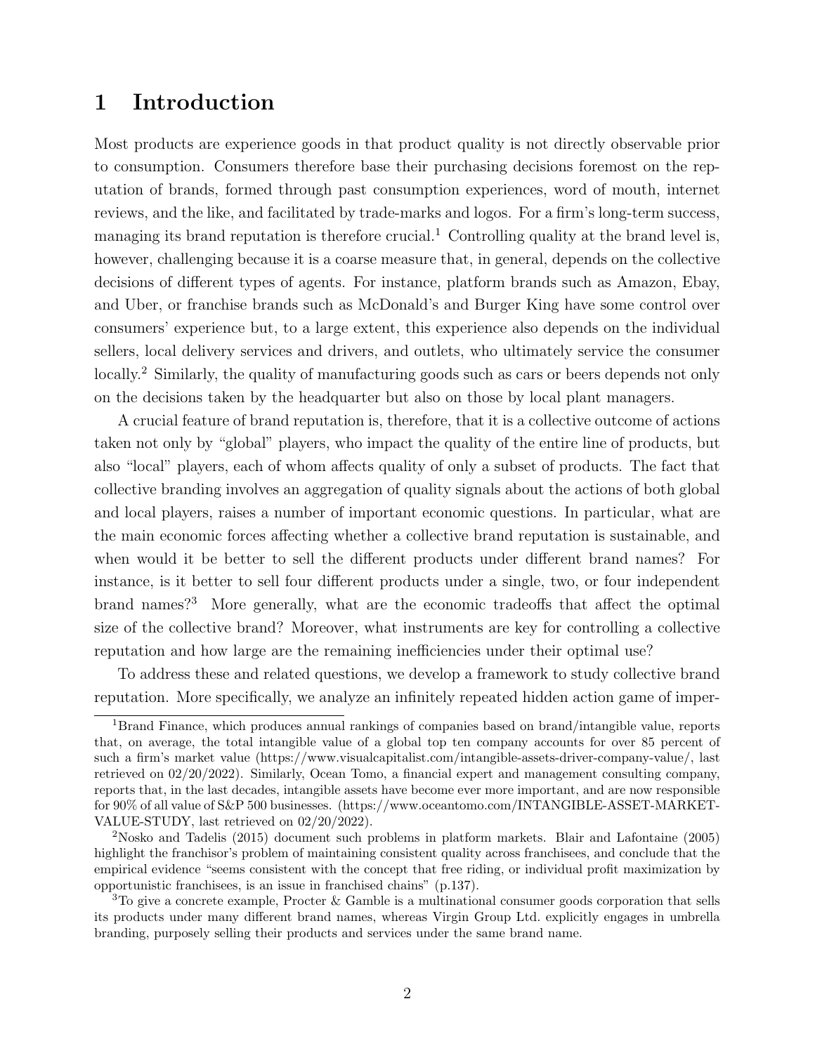# 1 Introduction

Most products are experience goods in that product quality is not directly observable prior to consumption. Consumers therefore base their purchasing decisions foremost on the reputation of brands, formed through past consumption experiences, word of mouth, internet reviews, and the like, and facilitated by trade-marks and logos. For a firm's long-term success, managing its brand reputation is therefore crucial.[1] Controlling quality at the brand level is, however, challenging because it is a coarse measure that, in general, depends on the collective decisions of different types of agents. For instance, platform brands such as Amazon, Ebay, and Uber, or franchise brands such as McDonald's and Burger King have some control over consumers' experience but, to a large extent, this experience also depends on the individual sellers, local delivery services and drivers, and outlets, who ultimately service the consumer locally.[2] Similarly, the quality of manufacturing goods such as cars or beers depends not only on the decisions taken by the headquarter but also on those by local plant managers.

A crucial feature of brand reputation is, therefore, that it is a collective outcome of actions taken not only by "global" players, who impact the quality of the entire line of products, but also "local" players, each of whom affects quality of only a subset of products. The fact that collective branding involves an aggregation of quality signals about the actions of both global and local players, raises a number of important economic questions. In particular, what are the main economic forces affecting whether a collective brand reputation is sustainable, and when would it be better to sell the different products under different brand names? For instance, is it better to sell four different products under a single, two, or four independent brand names?[3] More generally, what are the economic tradeoffs that affect the optimal size of the collective brand? Moreover, what instruments are key for controlling a collective reputation and how large are the remaining inefficiencies under their optimal use?

To address these and related questions, we develop a framework to study collective brand reputation. More specifically, we analyze an infinitely repeated hidden action game of imper-

[1] Brand Finance, which produces annual rankings of companies based on brand/intangible value, reports that, on average, the total intangible value of a global top ten company accounts for over 85 percent of such a firm's market value (https://www.visualcapitalist.com/intangible-assets-driver-company-value/, last retrieved on 02/20/2022). Similarly, Ocean Tomo, a financial expert and management consulting company, reports that, in the last decades, intangible assets have become ever more important, and are now responsible for 90% of all value of S&P 500 businesses. (https://www.oceantomo.com/INTANGIBLE-ASSET-MARKET-VALUE-STUDY, last retrieved on 02/20/2022).

[2] Nosko and Tadelis (2015) document such problems in platform markets. Blair and Lafontaine (2005) highlight the franchisor's problem of maintaining consistent quality across franchisees, and conclude that the empirical evidence "seems consistent with the concept that free riding, or individual profit maximization by opportunistic franchisees, is an issue in franchised chains" (p.137).

[3] To give a concrete example, Procter & Gamble is a multinational consumer goods corporation that sells its products under many different brand names, whereas Virgin Group Ltd. explicitly engages in umbrella branding, purposely selling their products and services under the same brand name.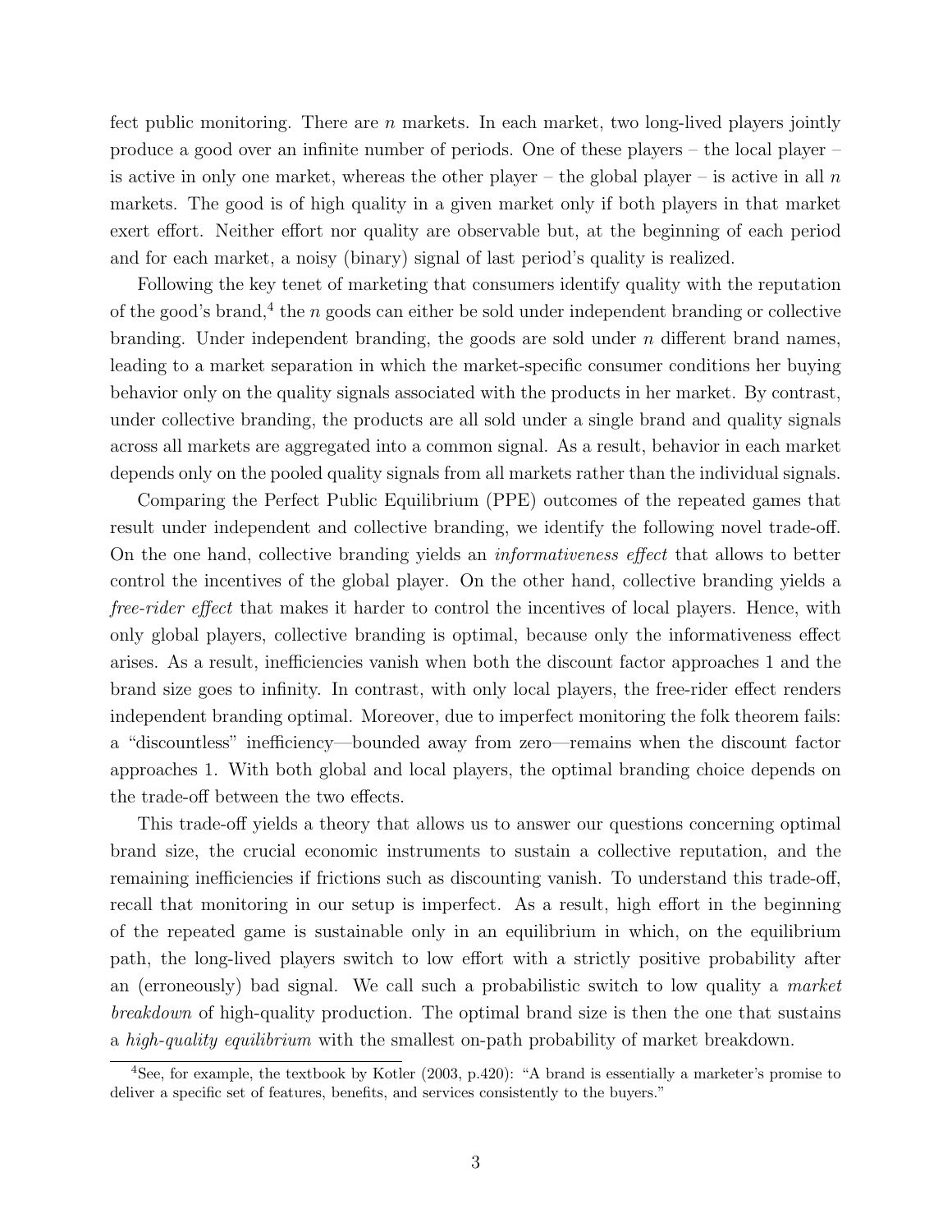fect public monitoring. There are $n$ markets. In each market, two long-lived players jointly produce a good over an infinite number of periods. One of these players – the local player – is active in only one market, whereas the other player – the global player – is active in all $n$ markets. The good is of high quality in a given market only if both players in that market exert effort. Neither effort nor quality are observable but, at the beginning of each period and for each market, a noisy (binary) signal of last period's quality is realized.

Following the key tenet of marketing that consumers identify quality with the reputation of the good's brand,[4] the $n$ goods can either be sold under independent branding or collective branding. Under independent branding, the goods are sold under $n$ different brand names, leading to a market separation in which the market-specific consumer conditions her buying behavior only on the quality signals associated with the products in her market. By contrast, under collective branding, the products are all sold under a single brand and quality signals across all markets are aggregated into a common signal. As a result, behavior in each market depends only on the pooled quality signals from all markets rather than the individual signals.

Comparing the Perfect Public Equilibrium (PPE) outcomes of the repeated games that result under independent and collective branding, we identify the following novel trade-off. On the one hand, collective branding yields an *informativeness effect* that allows to better control the incentives of the global player. On the other hand, collective branding yields a *free-rider effect* that makes it harder to control the incentives of local players. Hence, with only global players, collective branding is optimal, because only the informativeness effect arises. As a result, inefficiencies vanish when both the discount factor approaches 1 and the brand size goes to infinity. In contrast, with only local players, the free-rider effect renders independent branding optimal. Moreover, due to imperfect monitoring the folk theorem fails: a "discountless" inefficiency—bounded away from zero—remains when the discount factor approaches 1. With both global and local players, the optimal branding choice depends on the trade-off between the two effects.

This trade-off yields a theory that allows us to answer our questions concerning optimal brand size, the crucial economic instruments to sustain a collective reputation, and the remaining inefficiencies if frictions such as discounting vanish. To understand this trade-off, recall that monitoring in our setup is imperfect. As a result, high effort in the beginning of the repeated game is sustainable only in an equilibrium in which, on the equilibrium path, the long-lived players switch to low effort with a strictly positive probability after an (erroneously) bad signal. We call such a probabilistic switch to low quality a *market breakdown* of high-quality production. The optimal brand size is then the one that sustains a *high-quality equilibrium* with the smallest on-path probability of market breakdown.

[4] See, for example, the textbook by Kotler (2003, p.420): "A brand is essentially a marketer's promise to deliver a specific set of features, benefits, and services consistently to the buyers."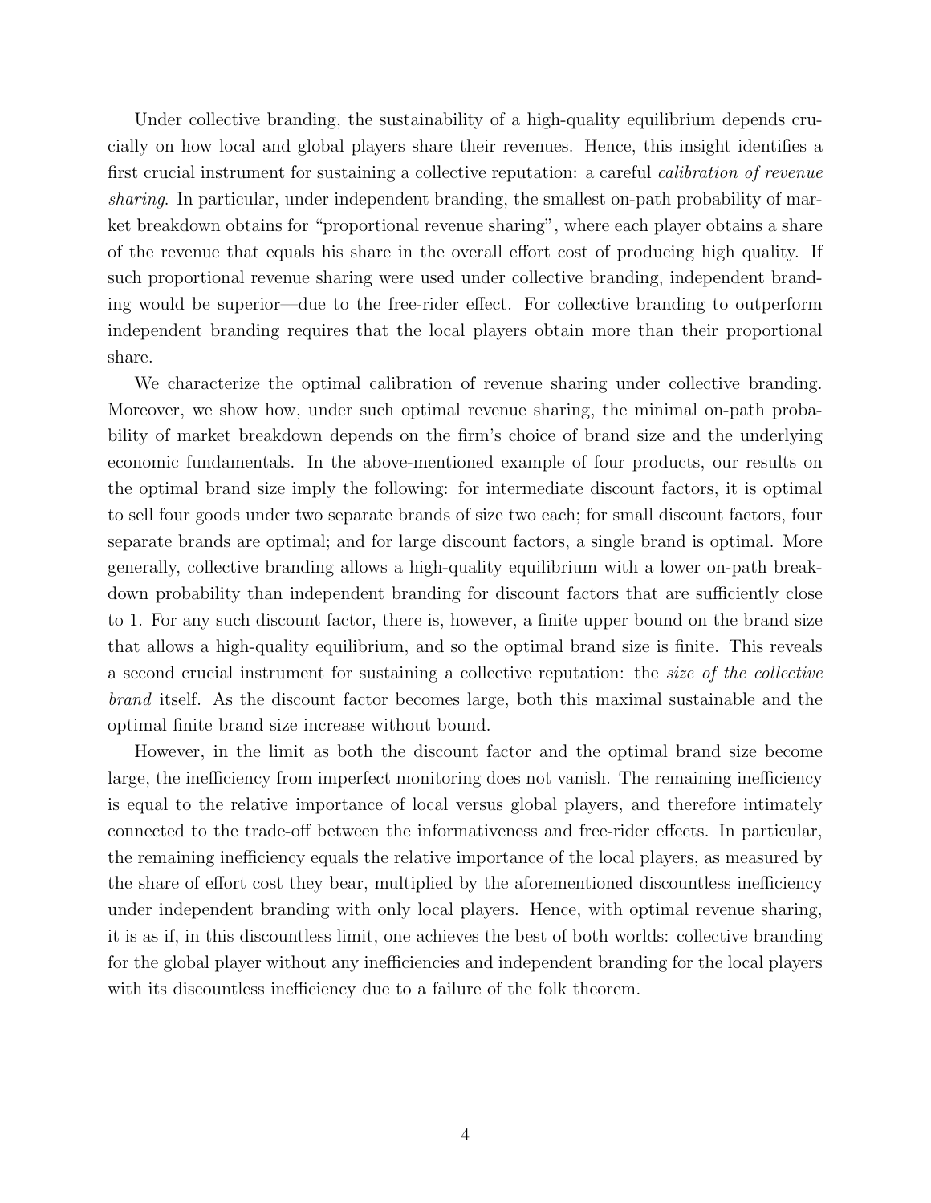Under collective branding, the sustainability of a high-quality equilibrium depends crucially on how local and global players share their revenues. Hence, this insight identifies a first crucial instrument for sustaining a collective reputation: a careful *calibration of revenue sharing*. In particular, under independent branding, the smallest on-path probability of market breakdown obtains for "proportional revenue sharing", where each player obtains a share of the revenue that equals his share in the overall effort cost of producing high quality. If such proportional revenue sharing were used under collective branding, independent branding would be superior—due to the free-rider effect. For collective branding to outperform independent branding requires that the local players obtain more than their proportional share.

We characterize the optimal calibration of revenue sharing under collective branding. Moreover, we show how, under such optimal revenue sharing, the minimal on-path probability of market breakdown depends on the firm's choice of brand size and the underlying economic fundamentals. In the above-mentioned example of four products, our results on the optimal brand size imply the following: for intermediate discount factors, it is optimal to sell four goods under two separate brands of size two each; for small discount factors, four separate brands are optimal; and for large discount factors, a single brand is optimal. More generally, collective branding allows a high-quality equilibrium with a lower on-path breakdown probability than independent branding for discount factors that are sufficiently close to 1. For any such discount factor, there is, however, a finite upper bound on the brand size that allows a high-quality equilibrium, and so the optimal brand size is finite. This reveals a second crucial instrument for sustaining a collective reputation: the *size of the collective brand* itself. As the discount factor becomes large, both this maximal sustainable and the optimal finite brand size increase without bound.

However, in the limit as both the discount factor and the optimal brand size become large, the inefficiency from imperfect monitoring does not vanish. The remaining inefficiency is equal to the relative importance of local versus global players, and therefore intimately connected to the trade-off between the informativeness and free-rider effects. In particular, the remaining inefficiency equals the relative importance of the local players, as measured by the share of effort cost they bear, multiplied by the aforementioned discountless inefficiency under independent branding with only local players. Hence, with optimal revenue sharing, it is as if, in this discountless limit, one achieves the best of both worlds: collective branding for the global player without any inefficiencies and independent branding for the local players with its discountless inefficiency due to a failure of the folk theorem.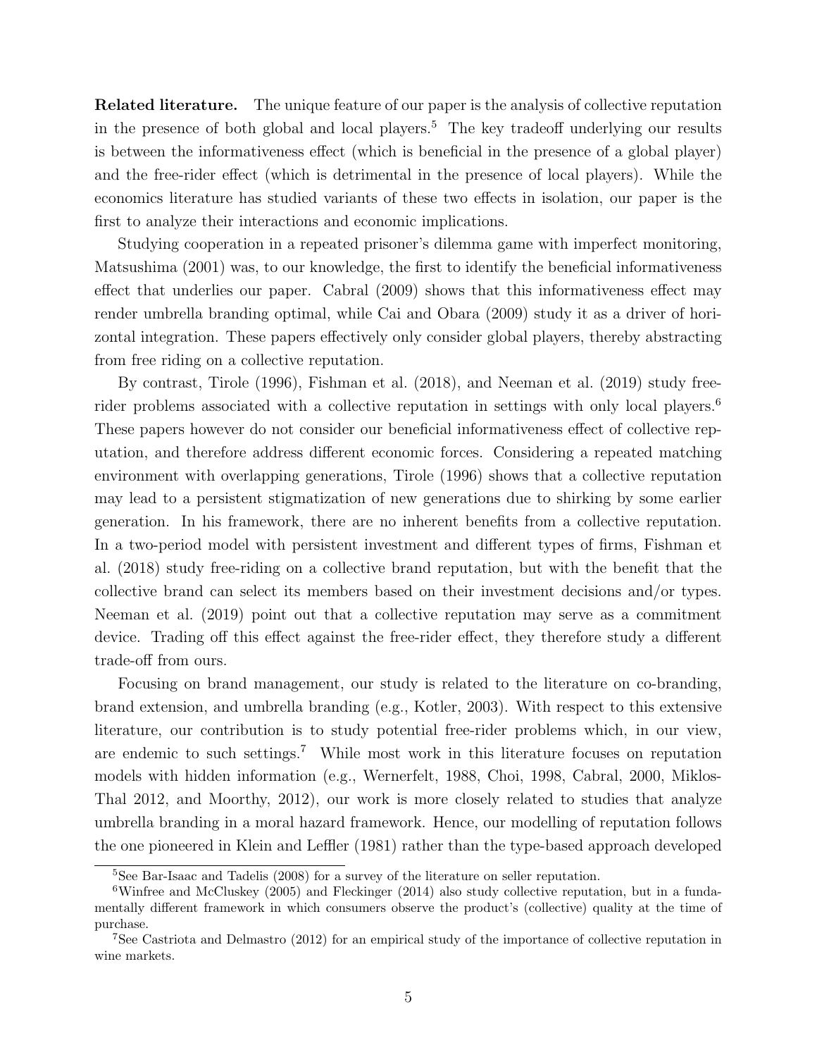**Related literature.** The unique feature of our paper is the analysis of collective reputation in the presence of both global and local players.[5] The key tradeoff underlying our results is between the informativeness effect (which is beneficial in the presence of a global player) and the free-rider effect (which is detrimental in the presence of local players). While the economics literature has studied variants of these two effects in isolation, our paper is the first to analyze their interactions and economic implications.

Studying cooperation in a repeated prisoner's dilemma game with imperfect monitoring, Matsushima (2001) was, to our knowledge, the first to identify the beneficial informativeness effect that underlies our paper. Cabral (2009) shows that this informativeness effect may render umbrella branding optimal, while Cai and Obara (2009) study it as a driver of horizontal integration. These papers effectively only consider global players, thereby abstracting from free riding on a collective reputation.

By contrast, Tirole (1996), Fishman et al. (2018), and Neeman et al. (2019) study free-rider problems associated with a collective reputation in settings with only local players.[6] These papers however do not consider our beneficial informativeness effect of collective reputation, and therefore address different economic forces. Considering a repeated matching environment with overlapping generations, Tirole (1996) shows that a collective reputation may lead to a persistent stigmatization of new generations due to shirking by some earlier generation. In his framework, there are no inherent benefits from a collective reputation. In a two-period model with persistent investment and different types of firms, Fishman et al. (2018) study free-riding on a collective brand reputation, but with the benefit that the collective brand can select its members based on their investment decisions and/or types. Neeman et al. (2019) point out that a collective reputation may serve as a commitment device. Trading off this effect against the free-rider effect, they therefore study a different trade-off from ours.

Focusing on brand management, our study is related to the literature on co-branding, brand extension, and umbrella branding (e.g., Kotler, 2003). With respect to this extensive literature, our contribution is to study potential free-rider problems which, in our view, are endemic to such settings.[7] While most work in this literature focuses on reputation models with hidden information (e.g., Wernerfelt, 1988, Choi, 1998, Cabral, 2000, Miklos-Thal 2012, and Moorthy, 2012), our work is more closely related to studies that analyze umbrella branding in a moral hazard framework. Hence, our modelling of reputation follows the one pioneered in Klein and Leffler (1981) rather than the type-based approach developed

---

[5] See Bar-Isaac and Tadelis (2008) for a survey of the literature on seller reputation.

[6] Winfree and McCluskey (2005) and Fleckinger (2014) also study collective reputation, but in a fundamentally different framework in which consumers observe the product's (collective) quality at the time of purchase.

[7] See Castriota and Delmastro (2012) for an empirical study of the importance of collective reputation in wine markets.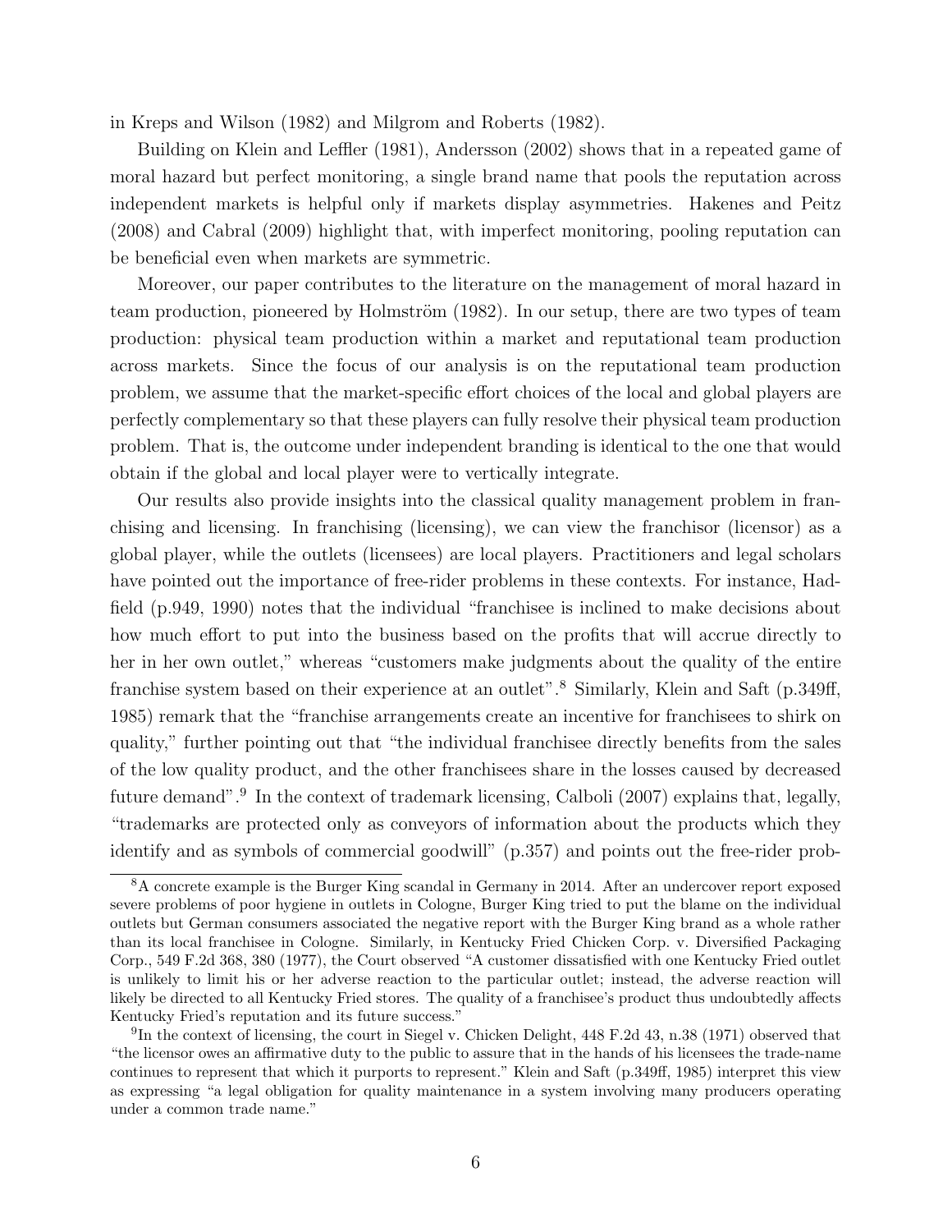in Kreps and Wilson (1982) and Milgrom and Roberts (1982).

Building on Klein and Leffler (1981), Andersson (2002) shows that in a repeated game of moral hazard but perfect monitoring, a single brand name that pools the reputation across independent markets is helpful only if markets display asymmetries. Hakenes and Peitz (2008) and Cabral (2009) highlight that, with imperfect monitoring, pooling reputation can be beneficial even when markets are symmetric.

Moreover, our paper contributes to the literature on the management of moral hazard in team production, pioneered by Holmström (1982). In our setup, there are two types of team production: physical team production within a market and reputational team production across markets. Since the focus of our analysis is on the reputational team production problem, we assume that the market-specific effort choices of the local and global players are perfectly complementary so that these players can fully resolve their physical team production problem. That is, the outcome under independent branding is identical to the one that would obtain if the global and local player were to vertically integrate.

Our results also provide insights into the classical quality management problem in franchising and licensing. In franchising (licensing), we can view the franchisor (licensor) as a global player, while the outlets (licensees) are local players. Practitioners and legal scholars have pointed out the importance of free-rider problems in these contexts. For instance, Hadfield (p.949, 1990) notes that the individual "franchisee is inclined to make decisions about how much effort to put into the business based on the profits that will accrue directly to her in her own outlet," whereas "customers make judgments about the quality of the entire franchise system based on their experience at an outlet".[8] Similarly, Klein and Saft (p.349ff, 1985) remark that the "franchise arrangements create an incentive for franchisees to shirk on quality," further pointing out that "the individual franchisee directly benefits from the sales of the low quality product, and the other franchisees share in the losses caused by decreased future demand".[9] In the context of trademark licensing, Calboli (2007) explains that, legally, "trademarks are protected only as conveyors of information about the products which they identify and as symbols of commercial goodwill" (p.357) and points out the free-rider prob-

[8] A concrete example is the Burger King scandal in Germany in 2014. After an undercover report exposed severe problems of poor hygiene in outlets in Cologne, Burger King tried to put the blame on the individual outlets but German consumers associated the negative report with the Burger King brand as a whole rather than its local franchisee in Cologne. Similarly, in Kentucky Fried Chicken Corp. v. Diversified Packaging Corp., 549 F.2d 368, 380 (1977), the Court observed "A customer dissatisfied with one Kentucky Fried outlet is unlikely to limit his or her adverse reaction to the particular outlet; instead, the adverse reaction will likely be directed to all Kentucky Fried stores. The quality of a franchisee's product thus undoubtedly affects Kentucky Fried's reputation and its future success."

[9] In the context of licensing, the court in Siegel v. Chicken Delight, 448 F.2d 43, n.38 (1971) observed that "the licensor owes an affirmative duty to the public to assure that in the hands of his licensees the trade-name continues to represent that which it purports to represent." Klein and Saft (p.349ff, 1985) interpret this view as expressing "a legal obligation for quality maintenance in a system involving many producers operating under a common trade name."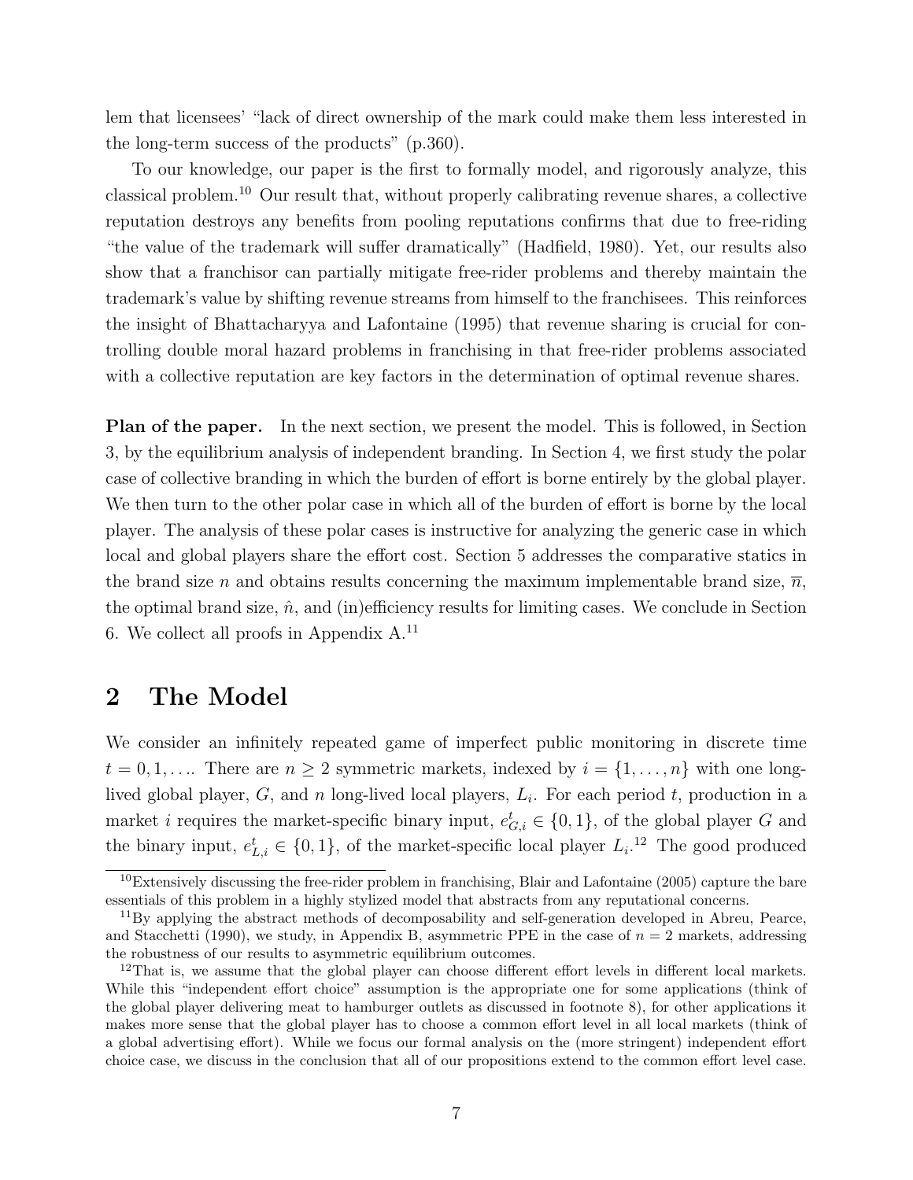lem that licensees' "lack of direct ownership of the mark could make them less interested in the long-term success of the products" (p.360).

To our knowledge, our paper is the first to formally model, and rigorously analyze, this classical problem.[10] Our result that, without properly calibrating revenue shares, a collective reputation destroys any benefits from pooling reputations confirms that due to free-riding "the value of the trademark will suffer dramatically" (Hadfield, 1980). Yet, our results also show that a franchisor can partially mitigate free-rider problems and thereby maintain the trademark's value by shifting revenue streams from himself to the franchisees. This reinforces the insight of Bhattacharyya and Lafontaine (1995) that revenue sharing is crucial for controlling double moral hazard problems in franchising in that free-rider problems associated with a collective reputation are key factors in the determination of optimal revenue shares.

**Plan of the paper.** In the next section, we present the model. This is followed, in Section 3, by the equilibrium analysis of independent branding. In Section 4, we first study the polar case of collective branding in which the burden of effort is borne entirely by the global player. We then turn to the other polar case in which all of the burden of effort is borne by the local player. The analysis of these polar cases is instructive for analyzing the generic case in which local and global players share the effort cost. Section 5 addresses the comparative statics in the brand size $n$ and obtains results concerning the maximum implementable brand size, $\overline{n}$, the optimal brand size, $\hat{n}$, and (in)efficiency results for limiting cases. We conclude in Section 6. We collect all proofs in Appendix A.[11]

# 2 The Model

We consider an infinitely repeated game of imperfect public monitoring in discrete time $t = 0, 1, \ldots$. There are $n \geq 2$ symmetric markets, indexed by $i = \{1, \ldots, n\}$ with one long-lived global player, $G$, and $n$ long-lived local players, $L_i$. For each period $t$, production in a market $i$ requires the market-specific binary input, $e^t_{G,i} \in \{0, 1\}$, of the global player $G$ and the binary input, $e^t_{L,i} \in \{0, 1\}$, of the market-specific local player $L_i$.[12] The good produced

[10] Extensively discussing the free-rider problem in franchising, Blair and Lafontaine (2005) capture the bare essentials of this problem in a highly stylized model that abstracts from any reputational concerns.

[11] By applying the abstract methods of decomposability and self-generation developed in Abreu, Pearce, and Stacchetti (1990), we study, in Appendix B, asymmetric PPE in the case of $n = 2$ markets, addressing the robustness of our results to asymmetric equilibrium outcomes.

[12] That is, we assume that the global player can choose different effort levels in different local markets. While this "independent effort choice" assumption is the appropriate one for some applications (think of the global player delivering meat to hamburger outlets as discussed in footnote 8), for other applications it makes more sense that the global player has to choose a common effort level in all local markets (think of a global advertising effort). While we focus our formal analysis on the (more stringent) independent effort choice case, we discuss in the conclusion that all of our propositions extend to the common effort level case.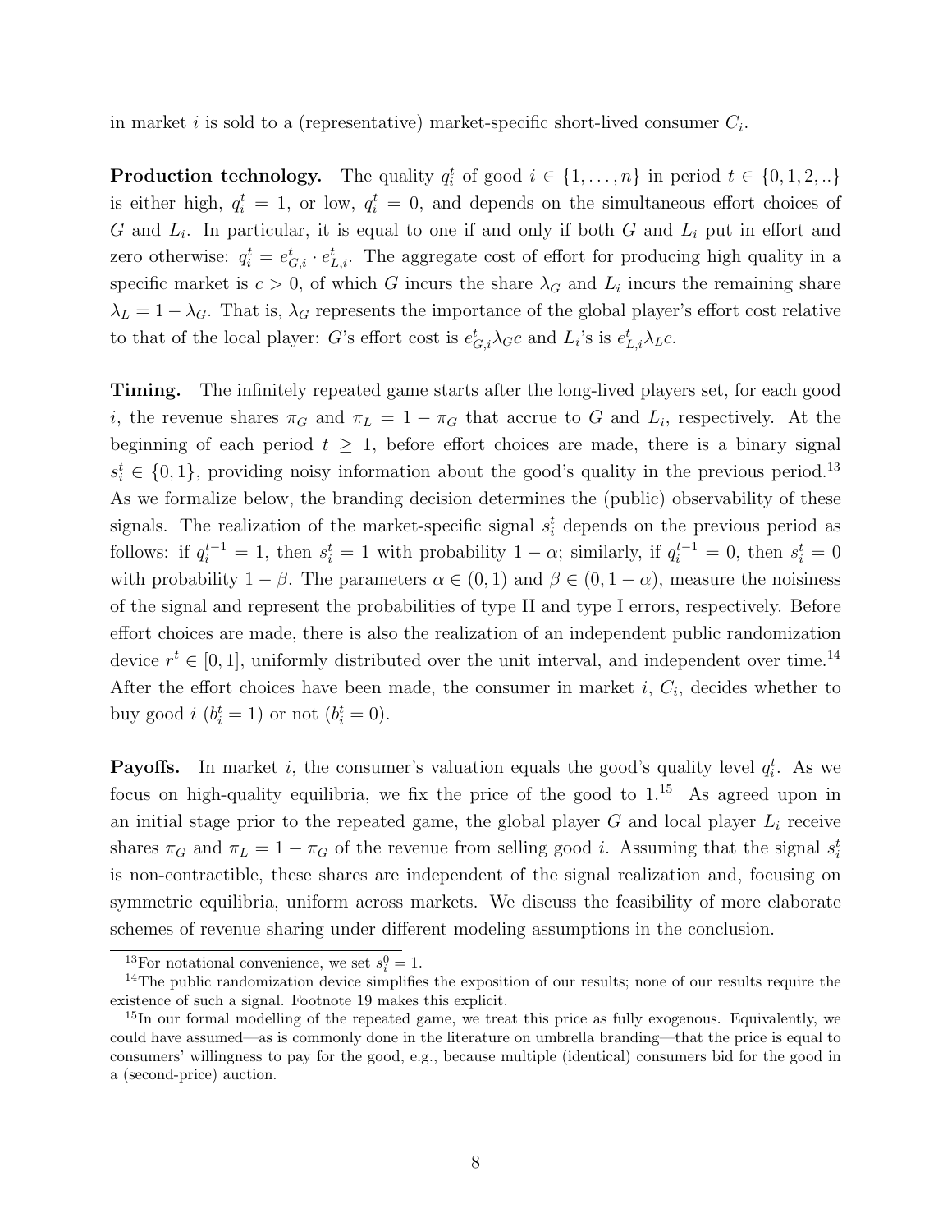in market $i$ is sold to a (representative) market-specific short-lived consumer $C_i$.

**Production technology.** The quality $q_i^t$ of good $i \in \{1, \ldots, n\}$ in period $t \in \{0, 1, 2, ..\}$ is either high, $q_i^t = 1$, or low, $q_i^t = 0$, and depends on the simultaneous effort choices of $G$ and $L_i$. In particular, it is equal to one if and only if both $G$ and $L_i$ put in effort and zero otherwise: $q_i^t = e_{G,i}^t \cdot e_{L,i}^t$. The aggregate cost of effort for producing high quality in a specific market is $c > 0$, of which $G$ incurs the share $\lambda_G$ and $L_i$ incurs the remaining share $\lambda_L = 1 - \lambda_G$. That is, $\lambda_G$ represents the importance of the global player's effort cost relative to that of the local player: $G$'s effort cost is $e_{G,i}^t \lambda_G c$ and $L_i$'s is $e_{L,i}^t \lambda_L c$.

**Timing.** The infinitely repeated game starts after the long-lived players set, for each good $i$, the revenue shares $\pi_G$ and $\pi_L = 1 - \pi_G$ that accrue to $G$ and $L_i$, respectively. At the beginning of each period $t \geq 1$, before effort choices are made, there is a binary signal $s_i^t \in \{0, 1\}$, providing noisy information about the good's quality in the previous period.[13] As we formalize below, the branding decision determines the (public) observability of these signals. The realization of the market-specific signal $s_i^t$ depends on the previous period as follows: if $q_i^{t-1} = 1$, then $s_i^t = 1$ with probability $1 - \alpha$; similarly, if $q_i^{t-1} = 0$, then $s_i^t = 0$ with probability $1 - \beta$. The parameters $\alpha \in (0, 1)$ and $\beta \in (0, 1 - \alpha)$, measure the noisiness of the signal and represent the probabilities of type II and type I errors, respectively. Before effort choices are made, there is also the realization of an independent public randomization device $r^t \in [0, 1]$, uniformly distributed over the unit interval, and independent over time.[14] After the effort choices have been made, the consumer in market $i$, $C_i$, decides whether to buy good $i$ ($b_i^t = 1$) or not ($b_i^t = 0$).

**Payoffs.** In market $i$, the consumer's valuation equals the good's quality level $q_i^t$. As we focus on high-quality equilibria, we fix the price of the good to 1.[15] As agreed upon in an initial stage prior to the repeated game, the global player $G$ and local player $L_i$ receive shares $\pi_G$ and $\pi_L = 1 - \pi_G$ of the revenue from selling good $i$. Assuming that the signal $s_i^t$ is non-contractible, these shares are independent of the signal realization and, focusing on symmetric equilibria, uniform across markets. We discuss the feasibility of more elaborate schemes of revenue sharing under different modeling assumptions in the conclusion.

[13] For notational convenience, we set $s_i^0 = 1$.

[14] The public randomization device simplifies the exposition of our results; none of our results require the existence of such a signal. Footnote 19 makes this explicit.

[15] In our formal modelling of the repeated game, we treat this price as fully exogenous. Equivalently, we could have assumed—as is commonly done in the literature on umbrella branding—that the price is equal to consumers' willingness to pay for the good, e.g., because multiple (identical) consumers bid for the good in a (second-price) auction.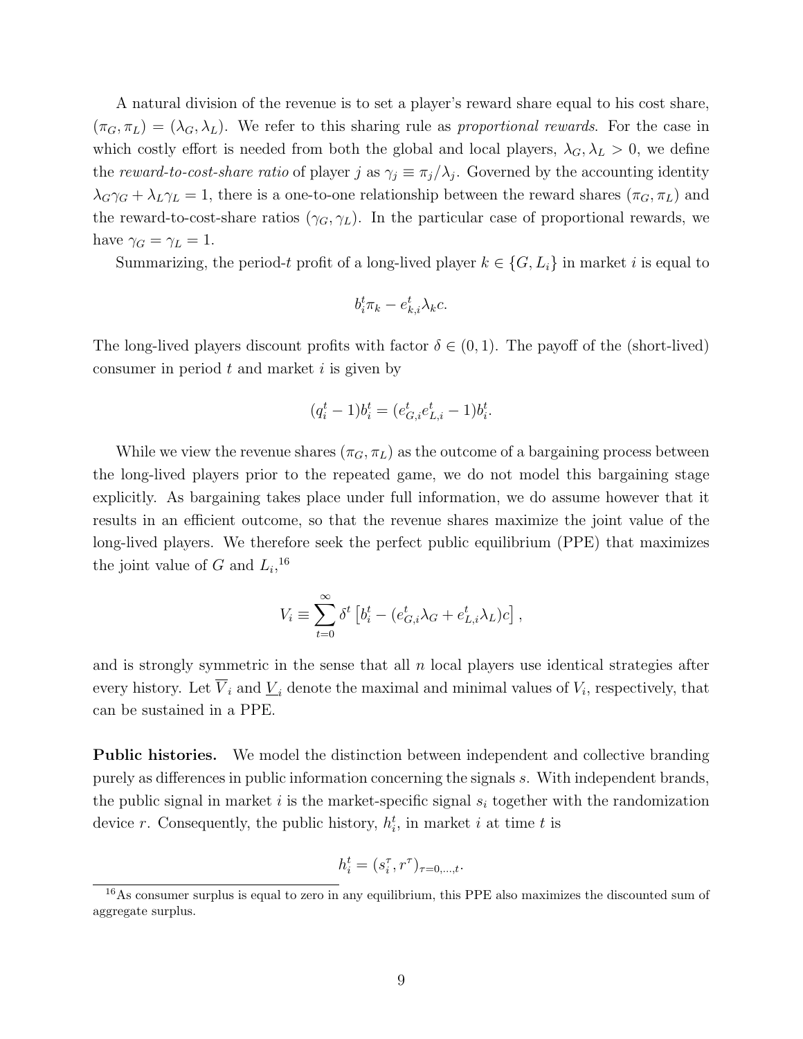A natural division of the revenue is to set a player's reward share equal to his cost share, $(\pi_G, \pi_L) = (\lambda_G, \lambda_L)$. We refer to this sharing rule as *proportional rewards*. For the case in which costly effort is needed from both the global and local players, $\lambda_G, \lambda_L > 0$, we define the *reward-to-cost-share ratio* of player $j$ as $\gamma_j \equiv \pi_j/\lambda_j$. Governed by the accounting identity $\lambda_G\gamma_G + \lambda_L\gamma_L = 1$, there is a one-to-one relationship between the reward shares $(\pi_G, \pi_L)$ and the reward-to-cost-share ratios $(\gamma_G, \gamma_L)$. In the particular case of proportional rewards, we have $\gamma_G = \gamma_L = 1$.

Summarizing, the period-$t$ profit of a long-lived player $k \in \{G, L_i\}$ in market $i$ is equal to

$$b_i^t \pi_k - e_{k,i}^t \lambda_k c.$$

The long-lived players discount profits with factor $\delta \in (0, 1)$. The payoff of the (short-lived) consumer in period $t$ and market $i$ is given by

$$(q_i^t - 1)b_i^t = (e_{G,i}^t e_{L,i}^t - 1)b_i^t.$$

While we view the revenue shares $(\pi_G, \pi_L)$ as the outcome of a bargaining process between the long-lived players prior to the repeated game, we do not model this bargaining stage explicitly. As bargaining takes place under full information, we do assume however that it results in an efficient outcome, so that the revenue shares maximize the joint value of the long-lived players. We therefore seek the perfect public equilibrium (PPE) that maximizes the joint value of $G$ and $L_i$,[16]

$$V_i \equiv \sum_{t=0}^{\infty} \delta^t \left[ b_i^t - (e_{G,i}^t \lambda_G + e_{L,i}^t \lambda_L)c \right],$$

and is strongly symmetric in the sense that all $n$ local players use identical strategies after every history. Let $\overline{V}_i$ and $\underline{V}_i$ denote the maximal and minimal values of $V_i$, respectively, that can be sustained in a PPE.

**Public histories.** We model the distinction between independent and collective branding purely as differences in public information concerning the signals $s$. With independent brands, the public signal in market $i$ is the market-specific signal $s_i$ together with the randomization device $r$. Consequently, the public history, $h_i^t$, in market $i$ at time $t$ is

$$h_i^t = (s_i^\tau, r^\tau)_{\tau=0,\ldots,t}.$$

[16] As consumer surplus is equal to zero in any equilibrium, this PPE also maximizes the discounted sum of aggregate surplus.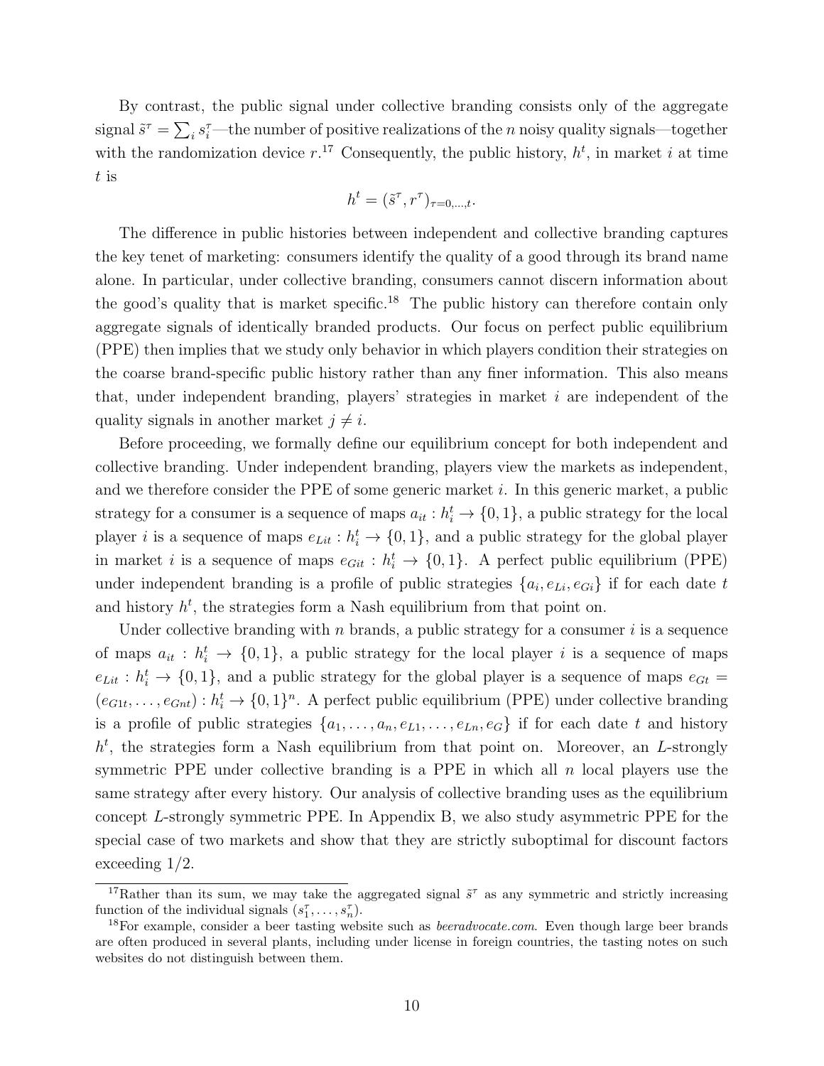By contrast, the public signal under collective branding consists only of the aggregate signal $\tilde{s}^{\tau} = \sum_i s_i^{\tau}$—the number of positive realizations of the $n$ noisy quality signals—together with the randomization device $r$.[17] Consequently, the public history, $h^t$, in market $i$ at time $t$ is

$$h^t = (\tilde{s}^{\tau}, r^{\tau})_{\tau=0,\ldots,t}.$$

The difference in public histories between independent and collective branding captures the key tenet of marketing: consumers identify the quality of a good through its brand name alone. In particular, under collective branding, consumers cannot discern information about the good's quality that is market specific.[18] The public history can therefore contain only aggregate signals of identically branded products. Our focus on perfect public equilibrium (PPE) then implies that we study only behavior in which players condition their strategies on the coarse brand-specific public history rather than any finer information. This also means that, under independent branding, players' strategies in market $i$ are independent of the quality signals in another market $j \neq i$.

Before proceeding, we formally define our equilibrium concept for both independent and collective branding. Under independent branding, players view the markets as independent, and we therefore consider the PPE of some generic market $i$. In this generic market, a public strategy for a consumer is a sequence of maps $a_{it} : h_i^t \to \{0, 1\}$, a public strategy for the local player $i$ is a sequence of maps $e_{Lit} : h_i^t \to \{0, 1\}$, and a public strategy for the global player in market $i$ is a sequence of maps $e_{Git} : h_i^t \to \{0, 1\}$. A perfect public equilibrium (PPE) under independent branding is a profile of public strategies $\{a_i, e_{Li}, e_{Gi}\}$ if for each date $t$ and history $h^t$, the strategies form a Nash equilibrium from that point on.

Under collective branding with $n$ brands, a public strategy for a consumer $i$ is a sequence of maps $a_{it} : h_i^t \to \{0, 1\}$, a public strategy for the local player $i$ is a sequence of maps $e_{Lit} : h_i^t \to \{0, 1\}$, and a public strategy for the global player is a sequence of maps $e_{Gt} = (e_{G1t}, \ldots, e_{Gnt}) : h_i^t \to \{0, 1\}^n$. A perfect public equilibrium (PPE) under collective branding is a profile of public strategies $\{a_1, \ldots, a_n, e_{L1}, \ldots, e_{Ln}, e_G\}$ if for each date $t$ and history $h^t$, the strategies form a Nash equilibrium from that point on. Moreover, an $L$-strongly symmetric PPE under collective branding is a PPE in which all $n$ local players use the same strategy after every history. Our analysis of collective branding uses as the equilibrium concept $L$-strongly symmetric PPE. In Appendix B, we also study asymmetric PPE for the special case of two markets and show that they are strictly suboptimal for discount factors exceeding 1/2.

[17] Rather than its sum, we may take the aggregated signal $\tilde{s}^{\tau}$ as any symmetric and strictly increasing function of the individual signals $(s_1^{\tau}, \ldots, s_n^{\tau})$.

[18] For example, consider a beer tasting website such as *beeradvocate.com*. Even though large beer brands are often produced in several plants, including under license in foreign countries, the tasting notes on such websites do not distinguish between them.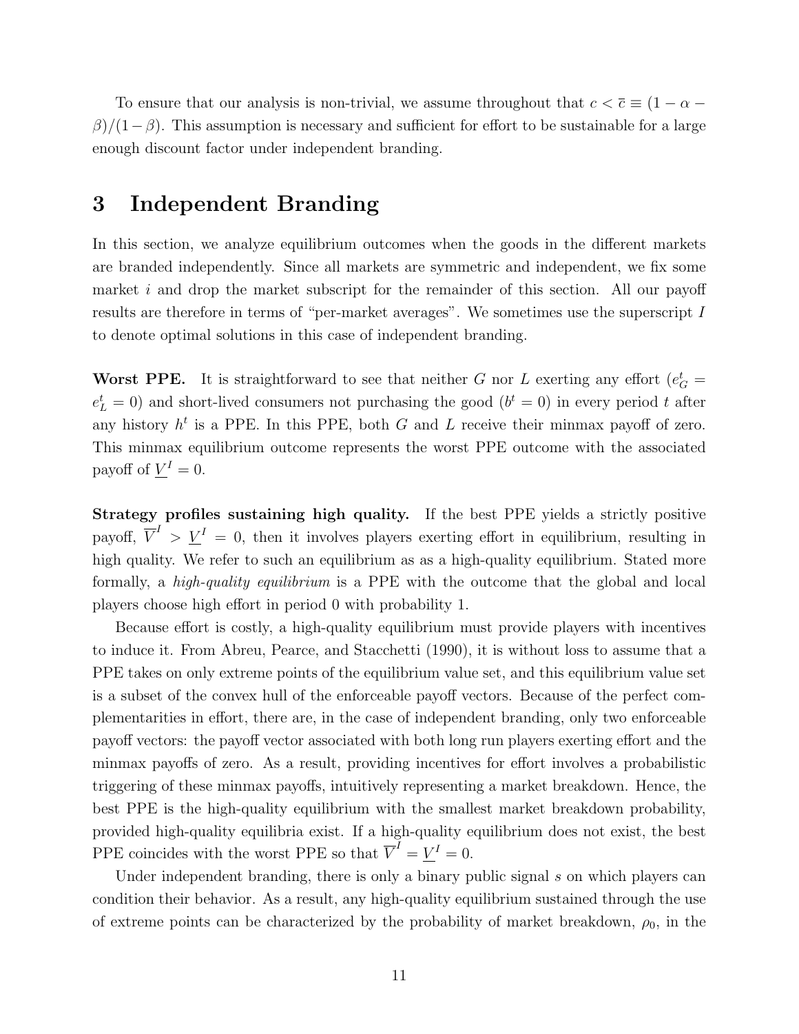To ensure that our analysis is non-trivial, we assume throughout that $c < \bar{c} \equiv (1 - \alpha - \beta)/(1-\beta)$. This assumption is necessary and sufficient for effort to be sustainable for a large enough discount factor under independent branding.

# 3 Independent Branding

In this section, we analyze equilibrium outcomes when the goods in the different markets are branded independently. Since all markets are symmetric and independent, we fix some market $i$ and drop the market subscript for the remainder of this section. All our payoff results are therefore in terms of "per-market averages". We sometimes use the superscript $I$ to denote optimal solutions in this case of independent branding.

**Worst PPE.** It is straightforward to see that neither $G$ nor $L$ exerting any effort ($e_G^t = e_L^t = 0$) and short-lived consumers not purchasing the good ($b^t = 0$) in every period $t$ after any history $h^t$ is a PPE. In this PPE, both $G$ and $L$ receive their minmax payoff of zero. This minmax equilibrium outcome represents the worst PPE outcome with the associated payoff of $\underline{V}^I = 0$.

**Strategy profiles sustaining high quality.** If the best PPE yields a strictly positive payoff, $\overline{V}^I > \underline{V}^I = 0$, then it involves players exerting effort in equilibrium, resulting in high quality. We refer to such an equilibrium as as a high-quality equilibrium. Stated more formally, a *high-quality equilibrium* is a PPE with the outcome that the global and local players choose high effort in period 0 with probability 1.

Because effort is costly, a high-quality equilibrium must provide players with incentives to induce it. From Abreu, Pearce, and Stacchetti (1990), it is without loss to assume that a PPE takes on only extreme points of the equilibrium value set, and this equilibrium value set is a subset of the convex hull of the enforceable payoff vectors. Because of the perfect complementarities in effort, there are, in the case of independent branding, only two enforceable payoff vectors: the payoff vector associated with both long run players exerting effort and the minmax payoffs of zero. As a result, providing incentives for effort involves a probabilistic triggering of these minmax payoffs, intuitively representing a market breakdown. Hence, the best PPE is the high-quality equilibrium with the smallest market breakdown probability, provided high-quality equilibria exist. If a high-quality equilibrium does not exist, the best PPE coincides with the worst PPE so that $\overline{V}^I = \underline{V}^I = 0$.

Under independent branding, there is only a binary public signal $s$ on which players can condition their behavior. As a result, any high-quality equilibrium sustained through the use of extreme points can be characterized by the probability of market breakdown, $\rho_0$, in the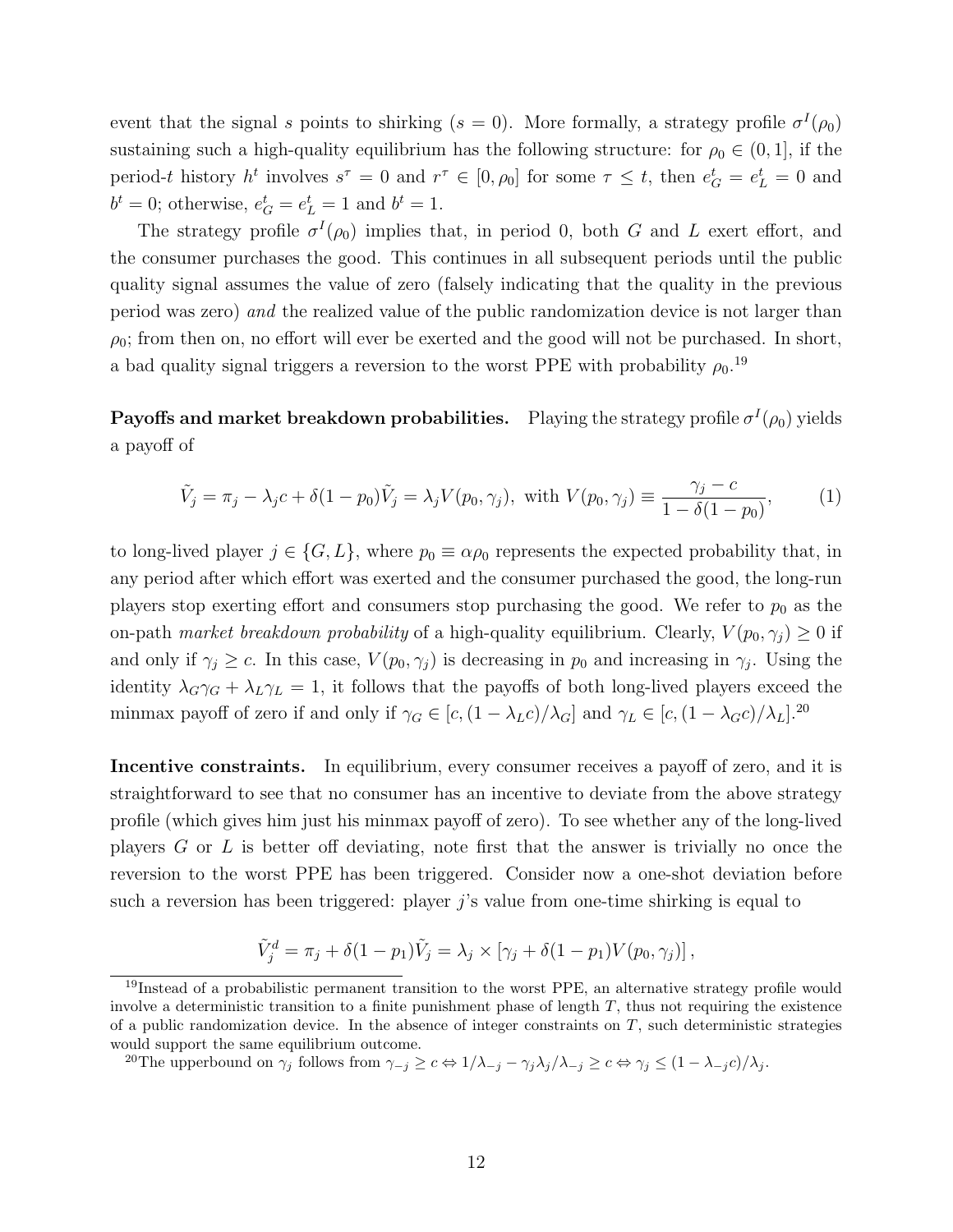event that the signal $s$ points to shirking ($s = 0$). More formally, a strategy profile $\sigma^I(\rho_0)$ sustaining such a high-quality equilibrium has the following structure: for $\rho_0 \in (0, 1]$, if the period-$t$ history $h^t$ involves $s^\tau = 0$ and $r^\tau \in [0, \rho_0]$ for some $\tau \leq t$, then $e_G^t = e_L^t = 0$ and $b^t = 0$; otherwise, $e_G^t = e_L^t = 1$ and $b^t = 1$.

The strategy profile $\sigma^I(\rho_0)$ implies that, in period 0, both $G$ and $L$ exert effort, and the consumer purchases the good. This continues in all subsequent periods until the public quality signal assumes the value of zero (falsely indicating that the quality in the previous period was zero) *and* the realized value of the public randomization device is not larger than $\rho_0$; from then on, no effort will ever be exerted and the good will not be purchased. In short, a bad quality signal triggers a reversion to the worst PPE with probability $\rho_0$.[19]

**Payoffs and market breakdown probabilities.** Playing the strategy profile $\sigma^I(\rho_0)$ yields a payoff of

$$\tilde{V}_j = \pi_j - \lambda_j c + \delta(1 - p_0)\tilde{V}_j = \lambda_j V(p_0, \gamma_j), \text{ with } V(p_0, \gamma_j) \equiv \frac{\gamma_j - c}{1 - \delta(1 - p_0)}, \tag{1}$$

to long-lived player $j \in \{G, L\}$, where $p_0 \equiv \alpha\rho_0$ represents the expected probability that, in any period after which effort was exerted and the consumer purchased the good, the long-run players stop exerting effort and consumers stop purchasing the good. We refer to $p_0$ as the on-path *market breakdown probability* of a high-quality equilibrium. Clearly, $V(p_0, \gamma_j) \geq 0$ if and only if $\gamma_j \geq c$. In this case, $V(p_0, \gamma_j)$ is decreasing in $p_0$ and increasing in $\gamma_j$. Using the identity $\lambda_G\gamma_G + \lambda_L\gamma_L = 1$, it follows that the payoffs of both long-lived players exceed the minmax payoff of zero if and only if $\gamma_G \in [c, (1 - \lambda_L c)/\lambda_G]$ and $\gamma_L \in [c, (1 - \lambda_G c)/\lambda_L]$.[20]

**Incentive constraints.** In equilibrium, every consumer receives a payoff of zero, and it is straightforward to see that no consumer has an incentive to deviate from the above strategy profile (which gives him just his minmax payoff of zero). To see whether any of the long-lived players $G$ or $L$ is better off deviating, note first that the answer is trivially no once the reversion to the worst PPE has been triggered. Consider now a one-shot deviation before such a reversion has been triggered: player $j$'s value from one-time shirking is equal to

$$\tilde{V}_j^d = \pi_j + \delta(1 - p_1)\tilde{V}_j = \lambda_j \times [\gamma_j + \delta(1 - p_1)V(p_0, \gamma_j)],$$

---

[19] Instead of a probabilistic permanent transition to the worst PPE, an alternative strategy profile would involve a deterministic transition to a finite punishment phase of length $T$, thus not requiring the existence of a public randomization device. In the absence of integer constraints on $T$, such deterministic strategies would support the same equilibrium outcome.

[20] The upperbound on $\gamma_j$ follows from $\gamma_{-j} \geq c \Leftrightarrow 1/\lambda_{-j} - \gamma_j\lambda_j/\lambda_{-j} \geq c \Leftrightarrow \gamma_j \leq (1 - \lambda_{-j}c)/\lambda_j$.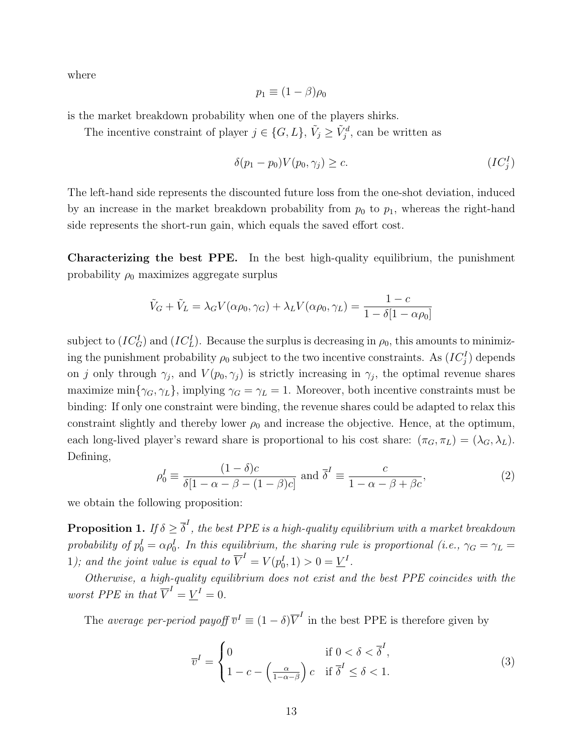where

$$p_1 \equiv (1 - \beta)\rho_0$$

is the market breakdown probability when one of the players shirks.

The incentive constraint of player $j \in \{G, L\}$, $\tilde{V}_j \geq \tilde{V}_j^d$, can be written as

$$\delta(p_1 - p_0)V(p_0, \gamma_j) \geq c. \tag{$IC_j^I$}$$

The left-hand side represents the discounted future loss from the one-shot deviation, induced by an increase in the market breakdown probability from $p_0$ to $p_1$, whereas the right-hand side represents the short-run gain, which equals the saved effort cost.

**Characterizing the best PPE.** In the best high-quality equilibrium, the punishment probability $\rho_0$ maximizes aggregate surplus

$$\tilde{V}_G + \tilde{V}_L = \lambda_G V(\alpha\rho_0, \gamma_G) + \lambda_L V(\alpha\rho_0, \gamma_L) = \frac{1 - c}{1 - \delta[1 - \alpha\rho_0]}$$

subject to $(IC_G^I)$ and $(IC_L^I)$. Because the surplus is decreasing in $\rho_0$, this amounts to minimizing the punishment probability $\rho_0$ subject to the two incentive constraints. As $(IC_j^I)$ depends on $j$ only through $\gamma_j$, and $V(p_0, \gamma_j)$ is strictly increasing in $\gamma_j$, the optimal revenue shares maximize $\min\{\gamma_G, \gamma_L\}$, implying $\gamma_G = \gamma_L = 1$. Moreover, both incentive constraints must be binding: If only one constraint were binding, the revenue shares could be adapted to relax this constraint slightly and thereby lower $\rho_0$ and increase the objective. Hence, at the optimum, each long-lived player's reward share is proportional to his cost share: $(\pi_G, \pi_L) = (\lambda_G, \lambda_L)$. Defining,

$$\rho_0^I \equiv \frac{(1 - \delta)c}{\delta[1 - \alpha - \beta - (1 - \beta)c]} \text{ and } \overline{\delta}^I \equiv \frac{c}{1 - \alpha - \beta + \beta c}, \tag{2}$$

we obtain the following proposition:

**Proposition 1.** *If $\delta \geq \overline{\delta}^I$, the best PPE is a high-quality equilibrium with a market breakdown probability of $p_0^I = \alpha\rho_0^I$. In this equilibrium, the sharing rule is proportional (i.e., $\gamma_G = \gamma_L = 1$); and the joint value is equal to $\overline{V}^I = V(p_0^I, 1) > 0 = \underline{V}^I$.*

*Otherwise, a high-quality equilibrium does not exist and the best PPE coincides with the worst PPE in that $\overline{V}^I = \underline{V}^I = 0$.*

The *average per-period payoff* $\overline{v}^I \equiv (1 - \delta)\overline{V}^I$ in the best PPE is therefore given by

$$\overline{v}^I = \begin{cases} 0 & \text{if } 0 < \delta < \overline{\delta}^I, \\ 1 - c - \left(\frac{\alpha}{1 - \alpha - \beta}\right)c & \text{if } \overline{\delta}^I \leq \delta < 1. \end{cases} \tag{3}$$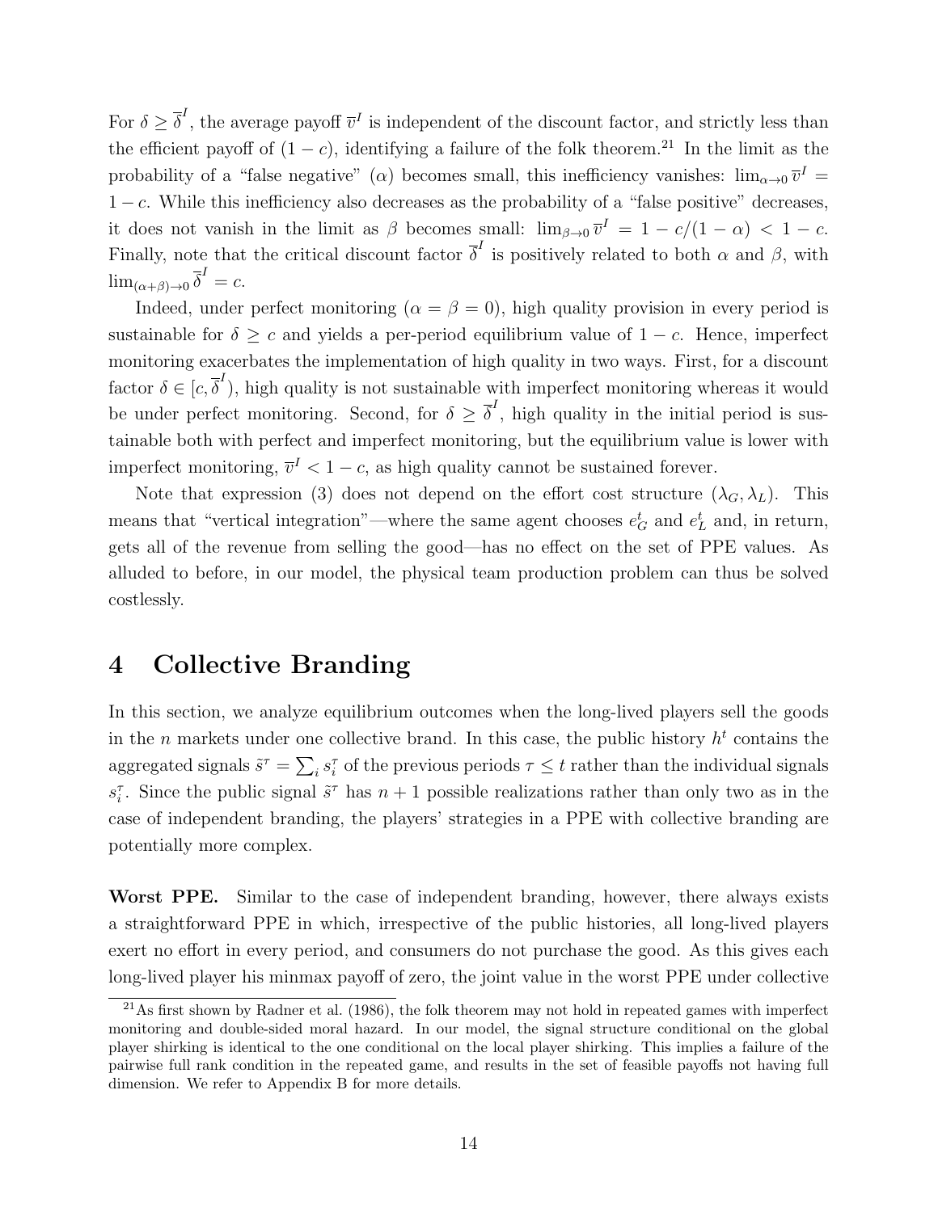For $\delta \geq \overline{\delta}^I$, the average payoff $\overline{v}^I$ is independent of the discount factor, and strictly less than the efficient payoff of $(1-c)$, identifying a failure of the folk theorem.[21] In the limit as the probability of a "false negative" ($\alpha$) becomes small, this inefficiency vanishes: $\lim_{\alpha \to 0} \overline{v}^I = 1 - c$. While this inefficiency also decreases as the probability of a "false positive" decreases, it does not vanish in the limit as $\beta$ becomes small: $\lim_{\beta \to 0} \overline{v}^I = 1 - c/(1-\alpha) < 1 - c$. Finally, note that the critical discount factor $\overline{\delta}^I$ is positively related to both $\alpha$ and $\beta$, with $\lim_{(\alpha+\beta)\to 0} \overline{\delta}^I = c$.

Indeed, under perfect monitoring ($\alpha = \beta = 0$), high quality provision in every period is sustainable for $\delta \geq c$ and yields a per-period equilibrium value of $1-c$. Hence, imperfect monitoring exacerbates the implementation of high quality in two ways. First, for a discount factor $\delta \in [c, \overline{\delta}^I)$, high quality is not sustainable with imperfect monitoring whereas it would be under perfect monitoring. Second, for $\delta \geq \overline{\delta}^I$, high quality in the initial period is sustainable both with perfect and imperfect monitoring, but the equilibrium value is lower with imperfect monitoring, $\overline{v}^I < 1 - c$, as high quality cannot be sustained forever.

Note that expression (3) does not depend on the effort cost structure $(\lambda_G, \lambda_L)$. This means that "vertical integration"—where the same agent chooses $e_G^t$ and $e_L^t$ and, in return, gets all of the revenue from selling the good—has no effect on the set of PPE values. As alluded to before, in our model, the physical team production problem can thus be solved costlessly.

## 4 Collective Branding

In this section, we analyze equilibrium outcomes when the long-lived players sell the goods in the $n$ markets under one collective brand. In this case, the public history $h^t$ contains the aggregated signals $\tilde{s}^\tau = \sum_i s_i^\tau$ of the previous periods $\tau \leq t$ rather than the individual signals $s_i^\tau$. Since the public signal $\tilde{s}^\tau$ has $n+1$ possible realizations rather than only two as in the case of independent branding, the players' strategies in a PPE with collective branding are potentially more complex.

**Worst PPE.** Similar to the case of independent branding, however, there always exists a straightforward PPE in which, irrespective of the public histories, all long-lived players exert no effort in every period, and consumers do not purchase the good. As this gives each long-lived player his minmax payoff of zero, the joint value in the worst PPE under collective

[21] As first shown by Radner et al. (1986), the folk theorem may not hold in repeated games with imperfect monitoring and double-sided moral hazard. In our model, the signal structure conditional on the global player shirking is identical to the one conditional on the local player shirking. This implies a failure of the pairwise full rank condition in the repeated game, and results in the set of feasible payoffs not having full dimension. We refer to Appendix B for more details.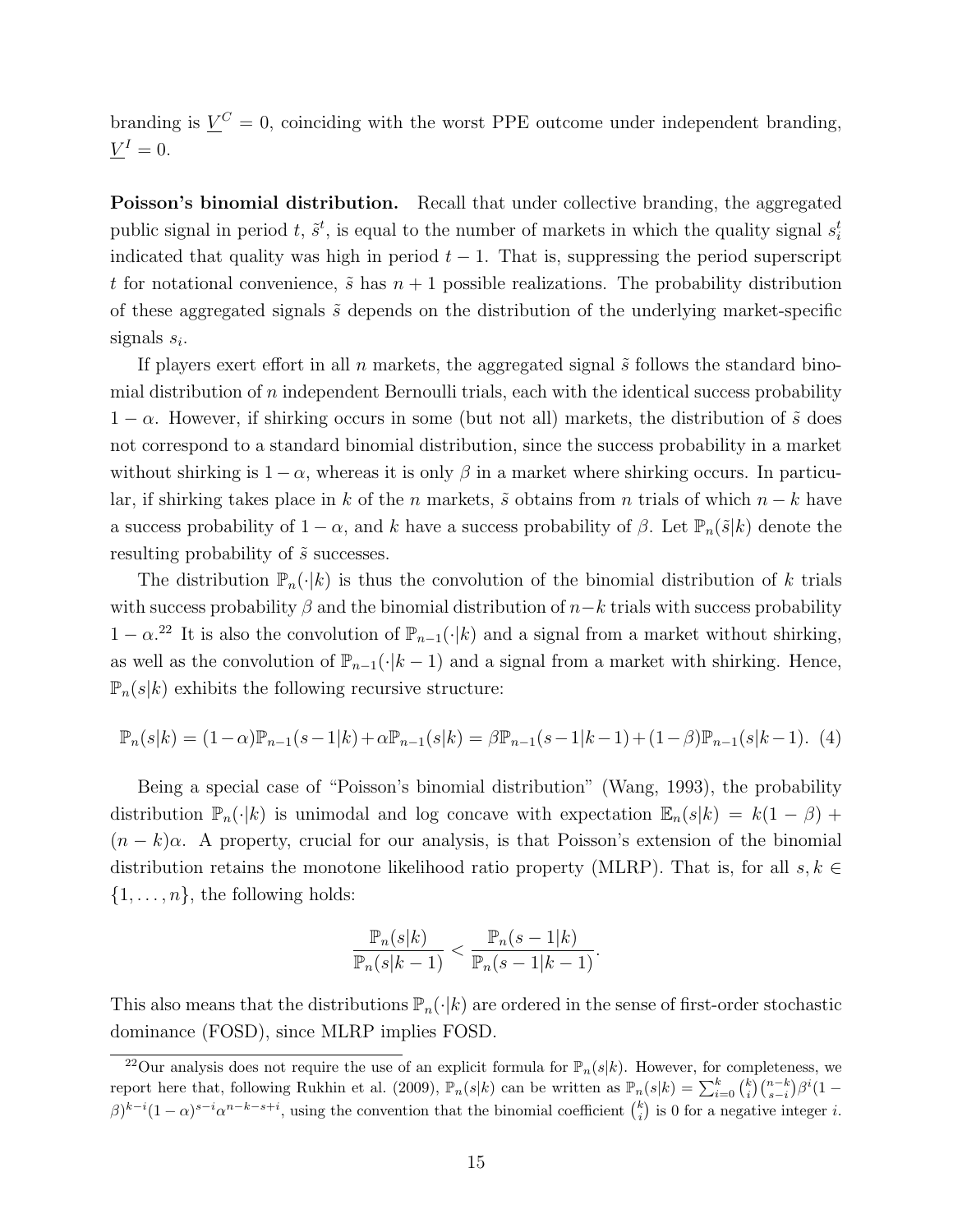branding is $\underline{V}^C = 0$, coinciding with the worst PPE outcome under independent branding, $\underline{V}^I = 0$.

**Poisson's binomial distribution.** Recall that under collective branding, the aggregated public signal in period $t$, $\tilde{s}^t$, is equal to the number of markets in which the quality signal $s_i^t$ indicated that quality was high in period $t-1$. That is, suppressing the period superscript $t$ for notational convenience, $\tilde{s}$ has $n+1$ possible realizations. The probability distribution of these aggregated signals $\tilde{s}$ depends on the distribution of the underlying market-specific signals $s_i$.

If players exert effort in all $n$ markets, the aggregated signal $\tilde{s}$ follows the standard binomial distribution of $n$ independent Bernoulli trials, each with the identical success probability $1-\alpha$. However, if shirking occurs in some (but not all) markets, the distribution of $\tilde{s}$ does not correspond to a standard binomial distribution, since the success probability in a market without shirking is $1-\alpha$, whereas it is only $\beta$ in a market where shirking occurs. In particular, if shirking takes place in $k$ of the $n$ markets, $\tilde{s}$ obtains from $n$ trials of which $n-k$ have a success probability of $1-\alpha$, and $k$ have a success probability of $\beta$. Let $\mathbb{P}_n(\tilde{s}|k)$ denote the resulting probability of $\tilde{s}$ successes.

The distribution $\mathbb{P}_n(\cdot|k)$ is thus the convolution of the binomial distribution of $k$ trials with success probability $\beta$ and the binomial distribution of $n-k$ trials with success probability $1-\alpha$.[22] It is also the convolution of $\mathbb{P}_{n-1}(\cdot|k)$ and a signal from a market without shirking, as well as the convolution of $\mathbb{P}_{n-1}(\cdot|k-1)$ and a signal from a market with shirking. Hence, $\mathbb{P}_n(s|k)$ exhibits the following recursive structure:

$$\mathbb{P}_n(s|k) = (1-\alpha)\mathbb{P}_{n-1}(s-1|k) + \alpha\mathbb{P}_{n-1}(s|k) = \beta\mathbb{P}_{n-1}(s-1|k-1) + (1-\beta)\mathbb{P}_{n-1}(s|k-1). \quad (4)$$

Being a special case of "Poisson's binomial distribution" (Wang, 1993), the probability distribution $\mathbb{P}_n(\cdot|k)$ is unimodal and log concave with expectation $\mathbb{E}_n(s|k) = k(1-\beta) + (n-k)\alpha$. A property, crucial for our analysis, is that Poisson's extension of the binomial distribution retains the monotone likelihood ratio property (MLRP). That is, for all $s, k \in \{1, \ldots, n\}$, the following holds:

$$\frac{\mathbb{P}_n(s|k)}{\mathbb{P}_n(s|k-1)} < \frac{\mathbb{P}_n(s-1|k)}{\mathbb{P}_n(s-1|k-1)}.$$

This also means that the distributions $\mathbb{P}_n(\cdot|k)$ are ordered in the sense of first-order stochastic dominance (FOSD), since MLRP implies FOSD.

[22] Our analysis does not require the use of an explicit formula for $\mathbb{P}_n(s|k)$. However, for completeness, we report here that, following Rukhin et al. (2009), $\mathbb{P}_n(s|k)$ can be written as $\mathbb{P}_n(s|k) = \sum_{i=0}^{k} \binom{k}{i}\binom{n-k}{s-i}\beta^i(1-\beta)^{k-i}(1-\alpha)^{s-i}\alpha^{n-k-s+i}$, using the convention that the binomial coefficient $\binom{k}{i}$ is 0 for a negative integer $i$.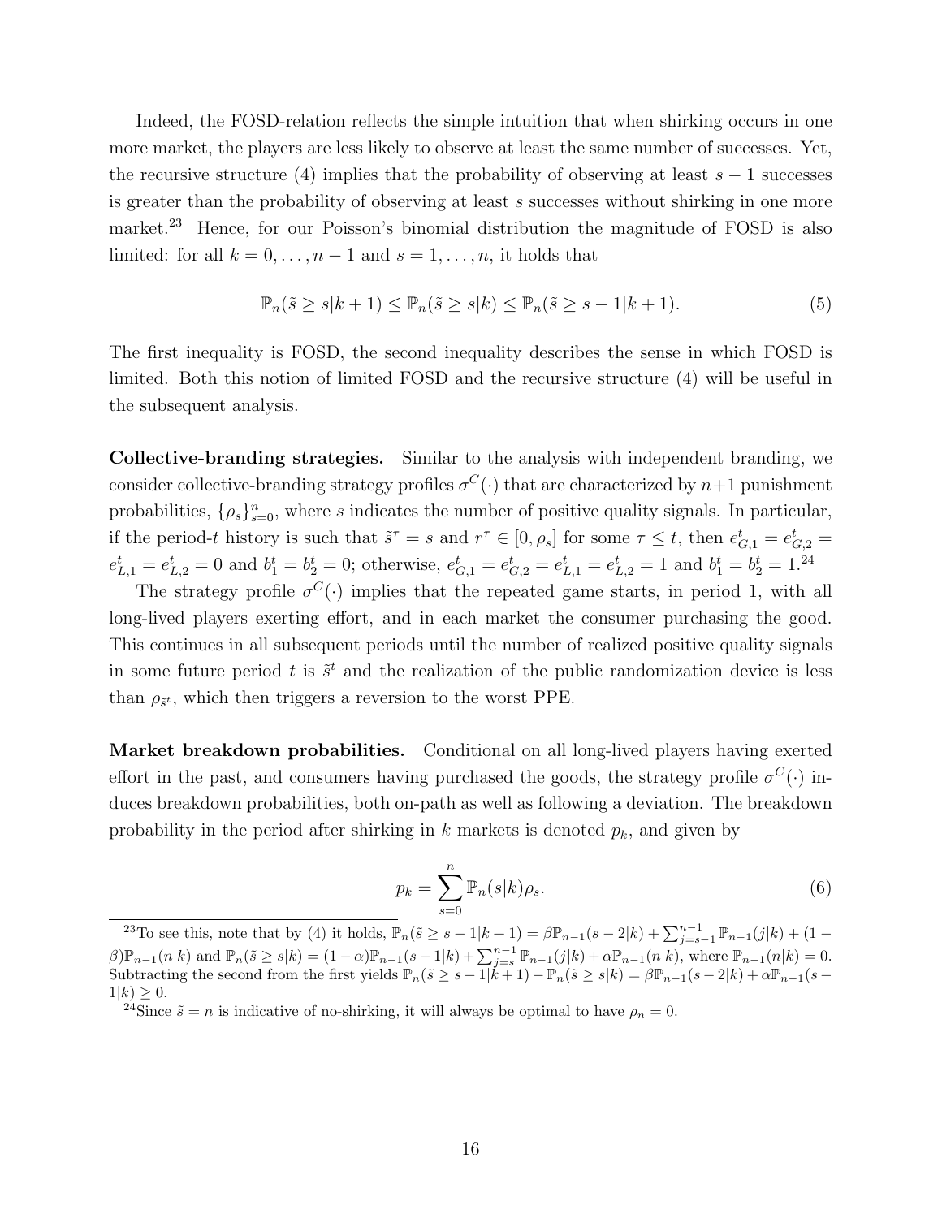Indeed, the FOSD-relation reflects the simple intuition that when shirking occurs in one more market, the players are less likely to observe at least the same number of successes. Yet, the recursive structure (4) implies that the probability of observing at least $s-1$ successes is greater than the probability of observing at least $s$ successes without shirking in one more market.[23] Hence, for our Poisson's binomial distribution the magnitude of FOSD is also limited: for all $k = 0, \ldots, n-1$ and $s = 1, \ldots, n$, it holds that

$$\mathbb{P}_n(\tilde{s} \geq s | k+1) \leq \mathbb{P}_n(\tilde{s} \geq s | k) \leq \mathbb{P}_n(\tilde{s} \geq s-1 | k+1). \tag{5}$$

The first inequality is FOSD, the second inequality describes the sense in which FOSD is limited. Both this notion of limited FOSD and the recursive structure (4) will be useful in the subsequent analysis.

**Collective-branding strategies.** Similar to the analysis with independent branding, we consider collective-branding strategy profiles $\sigma^C(\cdot)$ that are characterized by $n+1$ punishment probabilities, $\{\rho_s\}_{s=0}^n$, where $s$ indicates the number of positive quality signals. In particular, if the period-$t$ history is such that $\tilde{s}^\tau = s$ and $r^\tau \in [0, \rho_s]$ for some $\tau \leq t$, then $e_{G,1}^t = e_{G,2}^t = e_{L,1}^t = e_{L,2}^t = 0$ and $b_1^t = b_2^t = 0$; otherwise, $e_{G,1}^t = e_{G,2}^t = e_{L,1}^t = e_{L,2}^t = 1$ and $b_1^t = b_2^t = 1$.[24]

The strategy profile $\sigma^C(\cdot)$ implies that the repeated game starts, in period 1, with all long-lived players exerting effort, and in each market the consumer purchasing the good. This continues in all subsequent periods until the number of realized positive quality signals in some future period $t$ is $\tilde{s}^t$ and the realization of the public randomization device is less than $\rho_{\tilde{s}^t}$, which then triggers a reversion to the worst PPE.

**Market breakdown probabilities.** Conditional on all long-lived players having exerted effort in the past, and consumers having purchased the goods, the strategy profile $\sigma^C(\cdot)$ induces breakdown probabilities, both on-path as well as following a deviation. The breakdown probability in the period after shirking in $k$ markets is denoted $p_k$, and given by

$$p_k = \sum_{s=0}^{n} \mathbb{P}_n(s|k)\rho_s. \tag{6}$$

[23]To see this, note that by (4) it holds, $\mathbb{P}_n(\tilde{s} \geq s-1|k+1) = \beta\mathbb{P}_{n-1}(s-2|k) + \sum_{j=s-1}^{n-1} \mathbb{P}_{n-1}(j|k) + (1-\beta)\mathbb{P}_{n-1}(n|k)$ and $\mathbb{P}_n(\tilde{s} \geq s|k) = (1-\alpha)\mathbb{P}_{n-1}(s-1|k) + \sum_{j=s}^{n-1} \mathbb{P}_{n-1}(j|k) + \alpha\mathbb{P}_{n-1}(n|k)$, where $\mathbb{P}_{n-1}(n|k) = 0$. Subtracting the second from the first yields $\mathbb{P}_n(\tilde{s} \geq s-1|k+1) - \mathbb{P}_n(\tilde{s} \geq s|k) = \beta\mathbb{P}_{n-1}(s-2|k) + \alpha\mathbb{P}_{n-1}(s-1|k) \geq 0$.

[24]Since $\tilde{s} = n$ is indicative of no-shirking, it will always be optimal to have $\rho_n = 0$.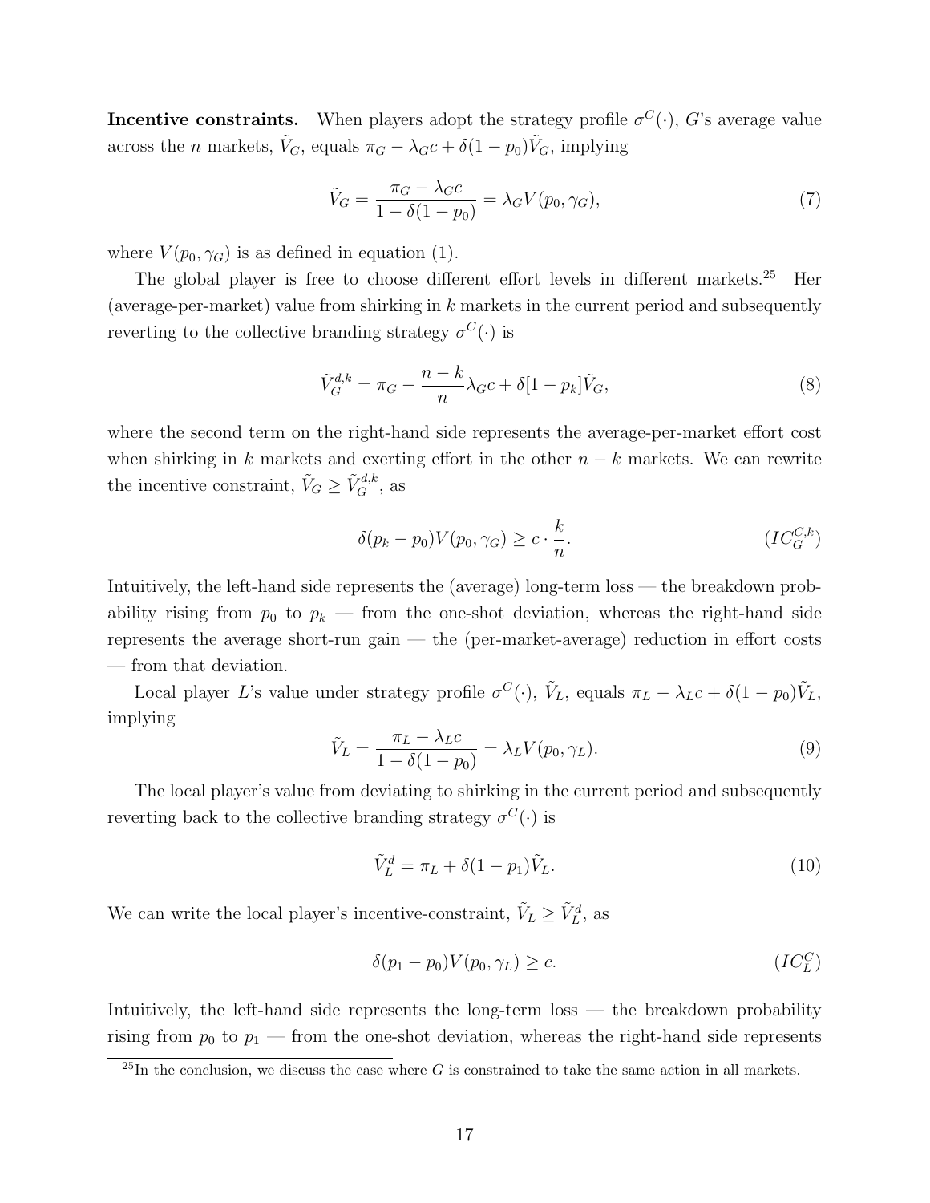**Incentive constraints.** When players adopt the strategy profile $\sigma^C(\cdot)$, $G$'s average value across the $n$ markets, $\tilde{V}_G$, equals $\pi_G - \lambda_G c + \delta(1-p_0)\tilde{V}_G$, implying

$$\tilde{V}_G = \frac{\pi_G - \lambda_G c}{1 - \delta(1-p_0)} = \lambda_G V(p_0, \gamma_G), \tag{7}$$

where $V(p_0, \gamma_G)$ is as defined in equation (1).

The global player is free to choose different effort levels in different markets.[25] Her (average-per-market) value from shirking in $k$ markets in the current period and subsequently reverting to the collective branding strategy $\sigma^C(\cdot)$ is

$$\tilde{V}_G^{d,k} = \pi_G - \frac{n-k}{n}\lambda_G c + \delta[1-p_k]\tilde{V}_G, \tag{8}$$

where the second term on the right-hand side represents the average-per-market effort cost when shirking in $k$ markets and exerting effort in the other $n-k$ markets. We can rewrite the incentive constraint, $\tilde{V}_G \geq \tilde{V}_G^{d,k}$, as

$$\delta(p_k - p_0)V(p_0, \gamma_G) \geq c \cdot \frac{k}{n}. \tag{$IC_G^{C,k}$}$$

Intuitively, the left-hand side represents the (average) long-term loss — the breakdown probability rising from $p_0$ to $p_k$ — from the one-shot deviation, whereas the right-hand side represents the average short-run gain — the (per-market-average) reduction in effort costs — from that deviation.

Local player $L$'s value under strategy profile $\sigma^C(\cdot)$, $\tilde{V}_L$, equals $\pi_L - \lambda_L c + \delta(1-p_0)\tilde{V}_L$, implying

$$\tilde{V}_L = \frac{\pi_L - \lambda_L c}{1 - \delta(1-p_0)} = \lambda_L V(p_0, \gamma_L). \tag{9}$$

The local player's value from deviating to shirking in the current period and subsequently reverting back to the collective branding strategy $\sigma^C(\cdot)$ is

$$\tilde{V}_L^d = \pi_L + \delta(1-p_1)\tilde{V}_L. \tag{10}$$

We can write the local player's incentive-constraint, $\tilde{V}_L \geq \tilde{V}_L^d$, as

$$\delta(p_1 - p_0)V(p_0, \gamma_L) \geq c. \tag{$IC_L^C$}$$

Intuitively, the left-hand side represents the long-term loss — the breakdown probability rising from $p_0$ to $p_1$ — from the one-shot deviation, whereas the right-hand side represents

[25] In the conclusion, we discuss the case where $G$ is constrained to take the same action in all markets.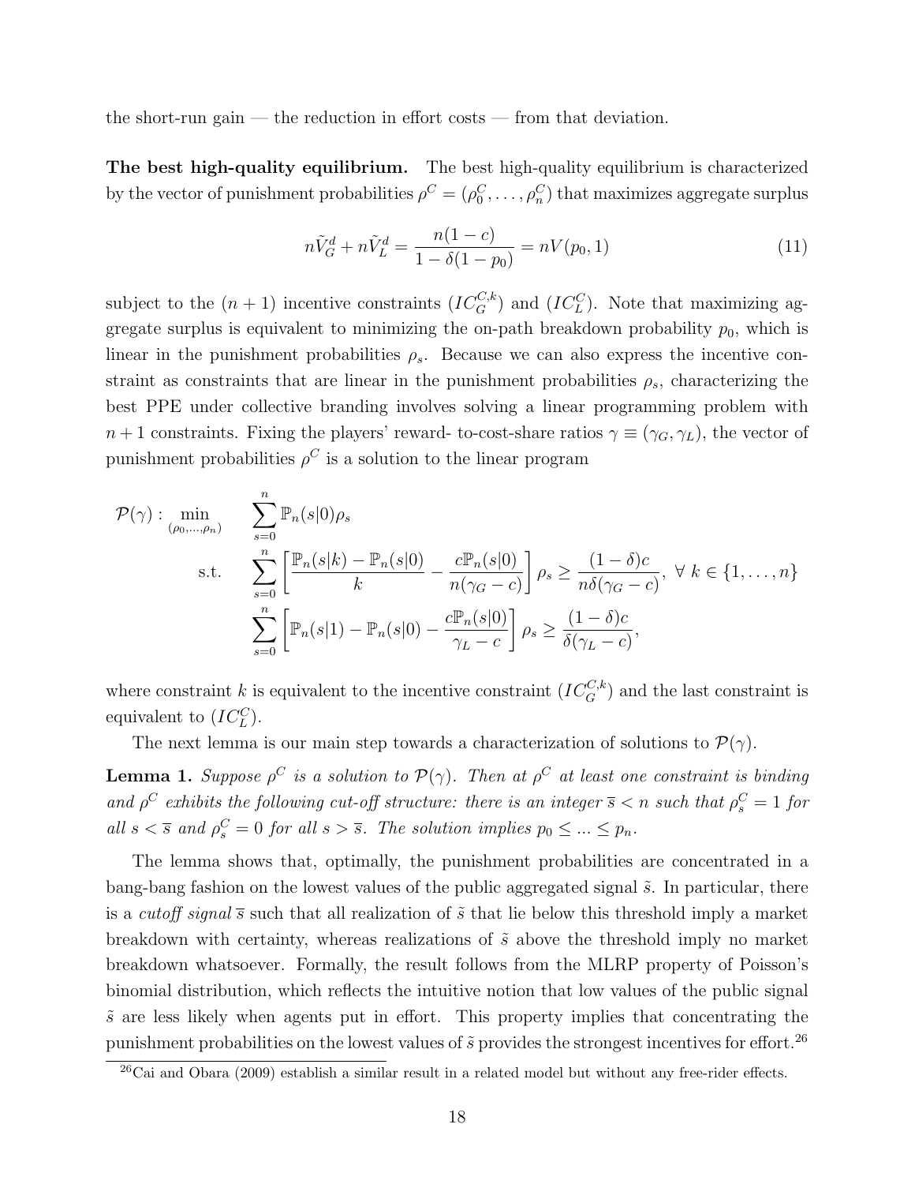the short-run gain — the reduction in effort costs — from that deviation.

**The best high-quality equilibrium.** The best high-quality equilibrium is characterized by the vector of punishment probabilities $\rho^C = (\rho_0^C, \dots, \rho_n^C)$ that maximizes aggregate surplus

$$n\tilde{V}_G^d + n\tilde{V}_L^d = \frac{n(1-c)}{1-\delta(1-p_0)} = nV(p_0, 1) \tag{11}$$

subject to the $(n+1)$ incentive constraints $(IC_G^{C,k})$ and $(IC_L^C)$. Note that maximizing aggregate surplus is equivalent to minimizing the on-path breakdown probability $p_0$, which is linear in the punishment probabilities $\rho_s$. Because we can also express the incentive constraint as constraints that are linear in the punishment probabilities $\rho_s$, characterizing the best PPE under collective branding involves solving a linear programming problem with $n+1$ constraints. Fixing the players' reward- to-cost-share ratios $\gamma \equiv (\gamma_G, \gamma_L)$, the vector of punishment probabilities $\rho^C$ is a solution to the linear program

$$\begin{aligned}
\mathcal{P}(\gamma): \min_{(\rho_0,\dots,\rho_n)} \quad & \sum_{s=0}^{n} \mathbb{P}_n(s|0)\rho_s \\
\text{s.t.} \quad & \sum_{s=0}^{n} \left[ \frac{\mathbb{P}_n(s|k) - \mathbb{P}_n(s|0)}{k} - \frac{c\mathbb{P}_n(s|0)}{n(\gamma_G - c)} \right] \rho_s \geq \frac{(1-\delta)c}{n\delta(\gamma_G - c)}, \ \forall\, k \in \{1, \dots, n\} \\
& \sum_{s=0}^{n} \left[ \mathbb{P}_n(s|1) - \mathbb{P}_n(s|0) - \frac{c\mathbb{P}_n(s|0)}{\gamma_L - c} \right] \rho_s \geq \frac{(1-\delta)c}{\delta(\gamma_L - c)},
\end{aligned}$$

where constraint $k$ is equivalent to the incentive constraint $(IC_G^{C,k})$ and the last constraint is equivalent to $(IC_L^C)$.

The next lemma is our main step towards a characterization of solutions to $\mathcal{P}(\gamma)$.

**Lemma 1.** *Suppose $\rho^C$ is a solution to $\mathcal{P}(\gamma)$. Then at $\rho^C$ at least one constraint is binding and $\rho^C$ exhibits the following cut-off structure: there is an integer $\overline{s} < n$ such that $\rho_s^C = 1$ for all $s < \overline{s}$ and $\rho_s^C = 0$ for all $s > \overline{s}$. The solution implies $p_0 \leq \dots \leq p_n$.*

The lemma shows that, optimally, the punishment probabilities are concentrated in a bang-bang fashion on the lowest values of the public aggregated signal $\tilde{s}$. In particular, there is a *cutoff signal* $\overline{s}$ such that all realization of $\tilde{s}$ that lie below this threshold imply a market breakdown with certainty, whereas realizations of $\tilde{s}$ above the threshold imply no market breakdown whatsoever. Formally, the result follows from the MLRP property of Poisson's binomial distribution, which reflects the intuitive notion that low values of the public signal $\tilde{s}$ are less likely when agents put in effort. This property implies that concentrating the punishment probabilities on the lowest values of $\tilde{s}$ provides the strongest incentives for effort.[26]

[26] Cai and Obara (2009) establish a similar result in a related model but without any free-rider effects.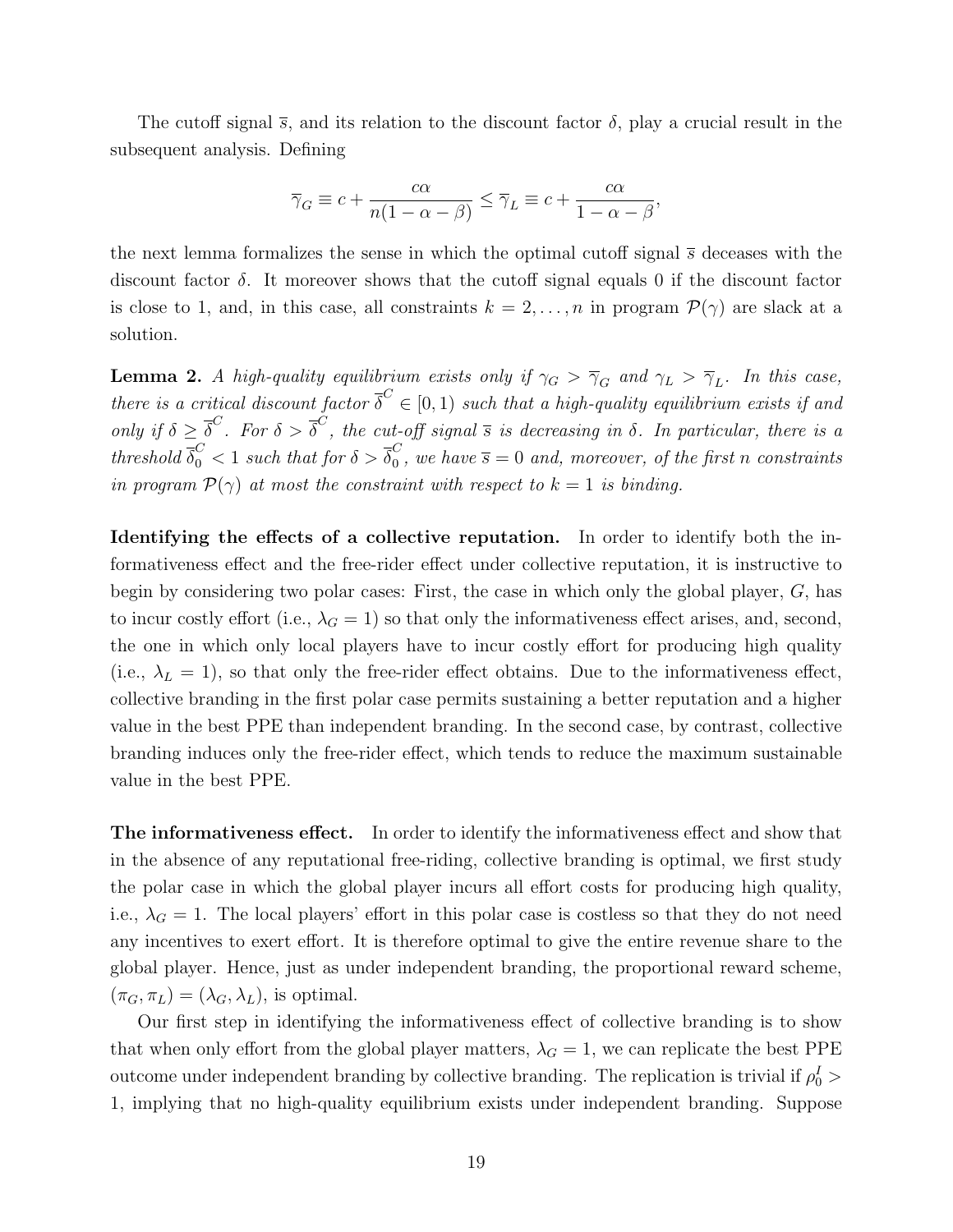The cutoff signal $\overline{s}$, and its relation to the discount factor $\delta$, play a crucial result in the subsequent analysis. Defining

$$\overline{\gamma}_G \equiv c + \frac{c\alpha}{n(1-\alpha-\beta)} \leq \overline{\gamma}_L \equiv c + \frac{c\alpha}{1-\alpha-\beta},$$

the next lemma formalizes the sense in which the optimal cutoff signal $\overline{s}$ deceases with the discount factor $\delta$. It moreover shows that the cutoff signal equals 0 if the discount factor is close to 1, and, in this case, all constraints $k = 2, \ldots, n$ in program $\mathcal{P}(\gamma)$ are slack at a solution.

**Lemma 2.** *A high-quality equilibrium exists only if $\gamma_G > \overline{\gamma}_G$ and $\gamma_L > \overline{\gamma}_L$. In this case, there is a critical discount factor $\overline{\delta}^C \in [0, 1)$ such that a high-quality equilibrium exists if and only if $\delta \geq \overline{\delta}^C$. For $\delta > \overline{\delta}^C$, the cut-off signal $\overline{s}$ is decreasing in $\delta$. In particular, there is a threshold $\overline{\delta}_0^C < 1$ such that for $\delta > \overline{\delta}_0^C$, we have $\overline{s} = 0$ and, moreover, of the first $n$ constraints in program $\mathcal{P}(\gamma)$ at most the constraint with respect to $k = 1$ is binding.*

**Identifying the effects of a collective reputation.** In order to identify both the informativeness effect and the free-rider effect under collective reputation, it is instructive to begin by considering two polar cases: First, the case in which only the global player, $G$, has to incur costly effort (i.e., $\lambda_G = 1$) so that only the informativeness effect arises, and, second, the one in which only local players have to incur costly effort for producing high quality (i.e., $\lambda_L = 1$), so that only the free-rider effect obtains. Due to the informativeness effect, collective branding in the first polar case permits sustaining a better reputation and a higher value in the best PPE than independent branding. In the second case, by contrast, collective branding induces only the free-rider effect, which tends to reduce the maximum sustainable value in the best PPE.

**The informativeness effect.** In order to identify the informativeness effect and show that in the absence of any reputational free-riding, collective branding is optimal, we first study the polar case in which the global player incurs all effort costs for producing high quality, i.e., $\lambda_G = 1$. The local players' effort in this polar case is costless so that they do not need any incentives to exert effort. It is therefore optimal to give the entire revenue share to the global player. Hence, just as under independent branding, the proportional reward scheme, $(\pi_G, \pi_L) = (\lambda_G, \lambda_L)$, is optimal.

Our first step in identifying the informativeness effect of collective branding is to show that when only effort from the global player matters, $\lambda_G = 1$, we can replicate the best PPE outcome under independent branding by collective branding. The replication is trivial if $\rho_0^I > 1$, implying that no high-quality equilibrium exists under independent branding. Suppose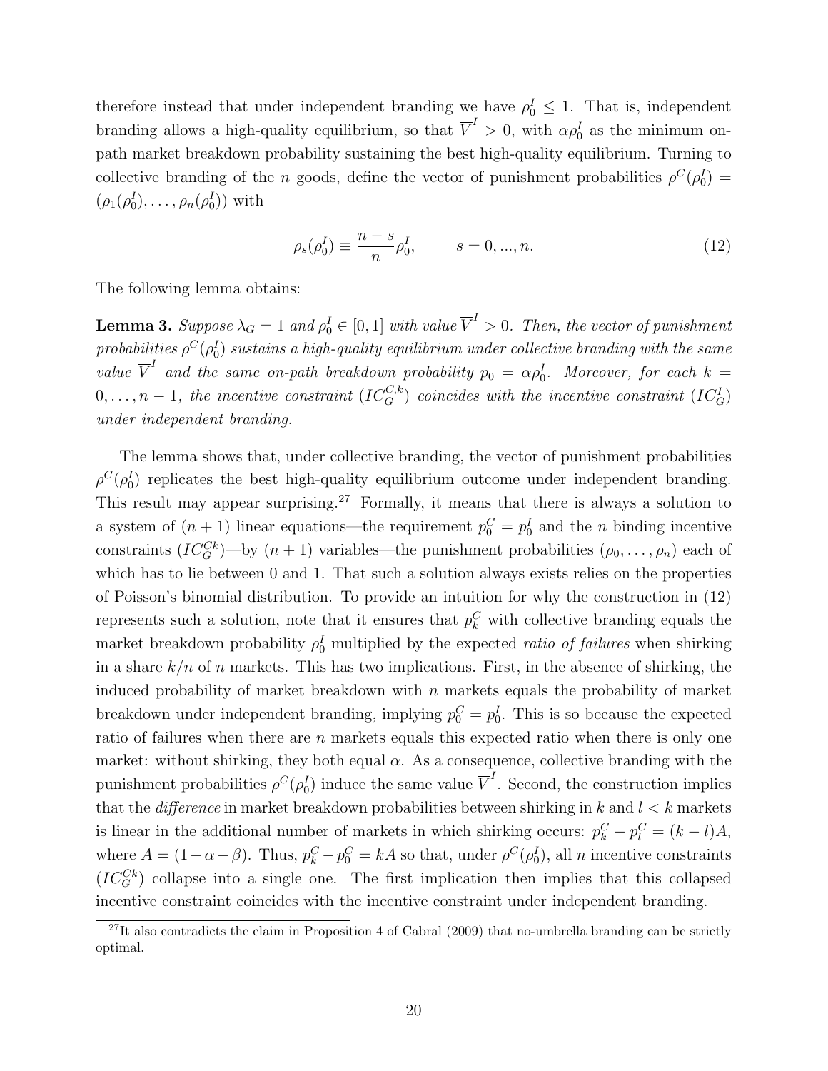therefore instead that under independent branding we have $\rho_0^I \leq 1$. That is, independent branding allows a high-quality equilibrium, so that $\overline{V}^I > 0$, with $\alpha\rho_0^I$ as the minimum on-path market breakdown probability sustaining the best high-quality equilibrium. Turning to collective branding of the $n$ goods, define the vector of punishment probabilities $\rho^C(\rho_0^I) = (\rho_1(\rho_0^I), \ldots, \rho_n(\rho_0^I))$ with

$$\rho_s(\rho_0^I) \equiv \frac{n-s}{n}\rho_0^I, \qquad s = 0, ..., n. \tag{12}$$

The following lemma obtains:

**Lemma 3.** *Suppose $\lambda_G = 1$ and $\rho_0^I \in [0,1]$ with value $\overline{V}^I > 0$. Then, the vector of punishment probabilities $\rho^C(\rho_0^I)$ sustains a high-quality equilibrium under collective branding with the same value $\overline{V}^I$ and the same on-path breakdown probability $p_0 = \alpha\rho_0^I$. Moreover, for each $k = 0, \ldots, n-1$, the incentive constraint $(IC_G^{C,k})$ coincides with the incentive constraint $(IC_G^I)$ under independent branding.*

The lemma shows that, under collective branding, the vector of punishment probabilities $\rho^C(\rho_0^I)$ replicates the best high-quality equilibrium outcome under independent branding. This result may appear surprising.[27] Formally, it means that there is always a solution to a system of $(n+1)$ linear equations—the requirement $p_0^C = p_0^I$ and the $n$ binding incentive constraints $(IC_G^{Ck})$—by $(n+1)$ variables—the punishment probabilities $(\rho_0, \ldots, \rho_n)$ each of which has to lie between 0 and 1. That such a solution always exists relies on the properties of Poisson's binomial distribution. To provide an intuition for why the construction in (12) represents such a solution, note that it ensures that $p_k^C$ with collective branding equals the market breakdown probability $\rho_0^I$ multiplied by the expected *ratio of failures* when shirking in a share $k/n$ of $n$ markets. This has two implications. First, in the absence of shirking, the induced probability of market breakdown with $n$ markets equals the probability of market breakdown under independent branding, implying $p_0^C = p_0^I$. This is so because the expected ratio of failures when there are $n$ markets equals this expected ratio when there is only one market: without shirking, they both equal $\alpha$. As a consequence, collective branding with the punishment probabilities $\rho^C(\rho_0^I)$ induce the same value $\overline{V}^I$. Second, the construction implies that the *difference* in market breakdown probabilities between shirking in $k$ and $l < k$ markets is linear in the additional number of markets in which shirking occurs: $p_k^C - p_l^C = (k-l)A$, where $A = (1-\alpha-\beta)$. Thus, $p_k^C - p_0^C = kA$ so that, under $\rho^C(\rho_0^I)$, all $n$ incentive constraints $(IC_G^{Ck})$ collapse into a single one. The first implication then implies that this collapsed incentive constraint coincides with the incentive constraint under independent branding.

[27] It also contradicts the claim in Proposition 4 of Cabral (2009) that no-umbrella branding can be strictly optimal.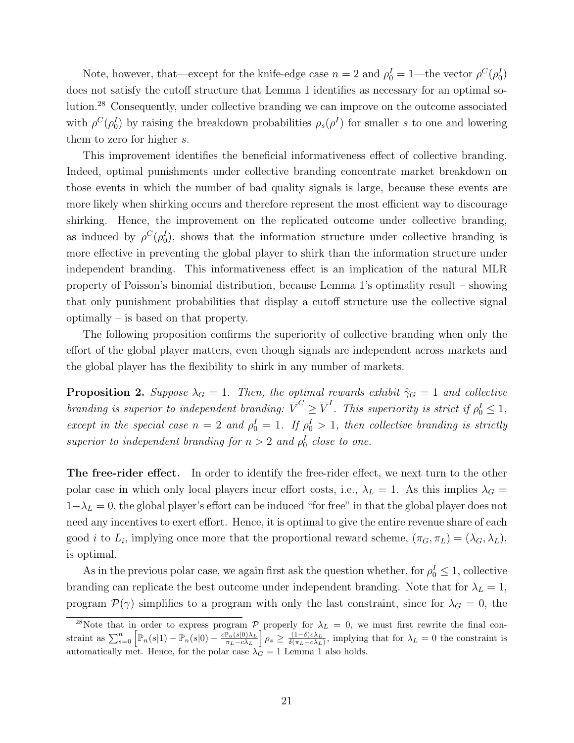Note, however, that—except for the knife-edge case $n = 2$ and $\rho_0^I = 1$—the vector $\rho^C(\rho_0^I)$ does not satisfy the cutoff structure that Lemma 1 identifies as necessary for an optimal solution.[28] Consequently, under collective branding we can improve on the outcome associated with $\rho^C(\rho_0^I)$ by raising the breakdown probabilities $\rho_s(\rho^I)$ for smaller $s$ to one and lowering them to zero for higher $s$.

This improvement identifies the beneficial informativeness effect of collective branding. Indeed, optimal punishments under collective branding concentrate market breakdown on those events in which the number of bad quality signals is large, because these events are more likely when shirking occurs and therefore represent the most efficient way to discourage shirking. Hence, the improvement on the replicated outcome under collective branding, as induced by $\rho^C(\rho_0^I)$, shows that the information structure under collective branding is more effective in preventing the global player to shirk than the information structure under independent branding. This informativeness effect is an implication of the natural MLR property of Poisson's binomial distribution, because Lemma 1's optimality result – showing that only punishment probabilities that display a cutoff structure use the collective signal optimally – is based on that property.

The following proposition confirms the superiority of collective branding when only the effort of the global player matters, even though signals are independent across markets and the global player has the flexibility to shirk in any number of markets.

**Proposition 2.** *Suppose $\lambda_G = 1$. Then, the optimal rewards exhibit $\hat{\gamma}_G = 1$ and collective branding is superior to independent branding: $\overline{V}^C \geq \overline{V}^I$. This superiority is strict if $\rho_0^I \leq 1$, except in the special case $n = 2$ and $\rho_0^I = 1$. If $\rho_0^I > 1$, then collective branding is strictly superior to independent branding for $n > 2$ and $\rho_0^I$ close to one.*

**The free-rider effect.** In order to identify the free-rider effect, we next turn to the other polar case in which only local players incur effort costs, i.e., $\lambda_L = 1$. As this implies $\lambda_G = 1 - \lambda_L = 0$, the global player's effort can be induced "for free" in that the global player does not need any incentives to exert effort. Hence, it is optimal to give the entire revenue share of each good $i$ to $L_i$, implying once more that the proportional reward scheme, $(\pi_G, \pi_L) = (\lambda_G, \lambda_L)$, is optimal.

As in the previous polar case, we again first ask the question whether, for $\rho_0^I \leq 1$, collective branding can replicate the best outcome under independent branding. Note that for $\lambda_L = 1$, program $\mathcal{P}(\gamma)$ simplifies to a program with only the last constraint, since for $\lambda_G = 0$, the

[28] Note that in order to express program $\mathcal{P}$ properly for $\lambda_L = 0$, we must first rewrite the final constraint as $\sum_{s=0}^{n} \left[ \mathbb{P}_n(s|1) - \mathbb{P}_n(s|0) - \frac{c\mathbb{P}_n(s|0)\lambda_L}{\pi_L - c\lambda_L} \right] \rho_s \geq \frac{(1-\delta)c\lambda_L}{\delta(\pi_L - c\lambda_L)}$, implying that for $\lambda_L = 0$ the constraint is automatically met. Hence, for the polar case $\lambda_G = 1$ Lemma 1 also holds.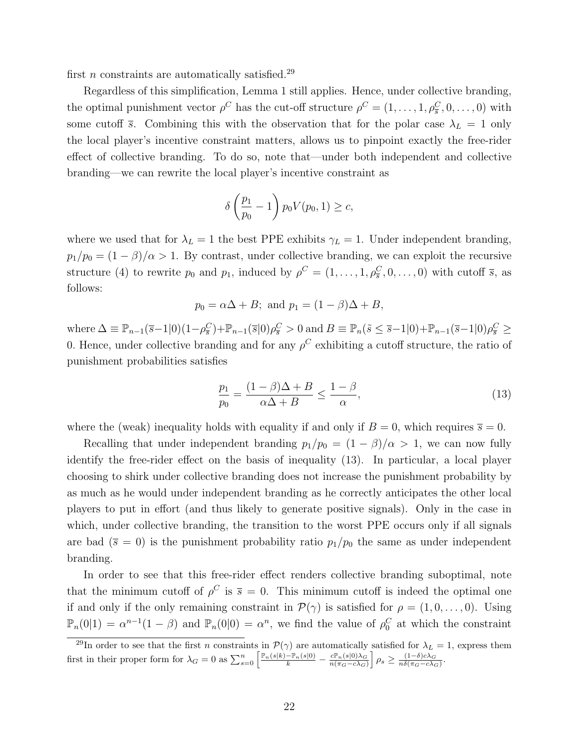first $n$ constraints are automatically satisfied.[29]

Regardless of this simplification, Lemma 1 still applies. Hence, under collective branding, the optimal punishment vector $\rho^C$ has the cut-off structure $\rho^C = (1, \ldots, 1, \rho^C_{\overline{s}}, 0, \ldots, 0)$ with some cutoff $\overline{s}$. Combining this with the observation that for the polar case $\lambda_L = 1$ only the local player's incentive constraint matters, allows us to pinpoint exactly the free-rider effect of collective branding. To do so, note that—under both independent and collective branding—we can rewrite the local player's incentive constraint as

$$\delta\left(\frac{p_1}{p_0} - 1\right) p_0 V(p_0, 1) \geq c,$$

where we used that for $\lambda_L = 1$ the best PPE exhibits $\gamma_L = 1$. Under independent branding, $p_1/p_0 = (1-\beta)/\alpha > 1$. By contrast, under collective branding, we can exploit the recursive structure (4) to rewrite $p_0$ and $p_1$, induced by $\rho^C = (1, \ldots, 1, \rho^C_{\overline{s}}, 0, \ldots, 0)$ with cutoff $\overline{s}$, as follows:

$$p_0 = \alpha\Delta + B; \text{ and } p_1 = (1-\beta)\Delta + B,$$

where $\Delta \equiv \mathbb{P}_{n-1}(\overline{s}-1|0)(1-\rho^C_{\overline{s}}) + \mathbb{P}_{n-1}(\overline{s}|0)\rho^C_{\overline{s}} > 0$ and $B \equiv \mathbb{P}_n(\tilde{s} \leq \overline{s}-1|0) + \mathbb{P}_{n-1}(\overline{s}-1|0)\rho^C_{\overline{s}} \geq 0$. Hence, under collective branding and for any $\rho^C$ exhibiting a cutoff structure, the ratio of punishment probabilities satisfies

$$\frac{p_1}{p_0} = \frac{(1-\beta)\Delta + B}{\alpha\Delta + B} \leq \frac{1-\beta}{\alpha}, \tag{13}$$

where the (weak) inequality holds with equality if and only if $B = 0$, which requires $\overline{s} = 0$.

Recalling that under independent branding $p_1/p_0 = (1-\beta)/\alpha > 1$, we can now fully identify the free-rider effect on the basis of inequality (13). In particular, a local player choosing to shirk under collective branding does not increase the punishment probability by as much as he would under independent branding as he correctly anticipates the other local players to put in effort (and thus likely to generate positive signals). Only in the case in which, under collective branding, the transition to the worst PPE occurs only if all signals are bad ($\overline{s} = 0$) is the punishment probability ratio $p_1/p_0$ the same as under independent branding.

In order to see that this free-rider effect renders collective branding suboptimal, note that the minimum cutoff of $\rho^C$ is $\overline{s} = 0$. This minimum cutoff is indeed the optimal one if and only if the only remaining constraint in $\mathcal{P}(\gamma)$ is satisfied for $\rho = (1, 0, \ldots, 0)$. Using $\mathbb{P}_n(0|1) = \alpha^{n-1}(1-\beta)$ and $\mathbb{P}_n(0|0) = \alpha^n$, we find the value of $\rho^C_0$ at which the constraint

[29] In order to see that the first $n$ constraints in $\mathcal{P}(\gamma)$ are automatically satisfied for $\lambda_L = 1$, express them first in their proper form for $\lambda_G = 0$ as $\sum_{s=0}^{n}\left[\frac{\mathbb{P}_n(s|k) - \mathbb{P}_n(s|0)}{k} - \frac{c\mathbb{P}_n(s|0)\lambda_G}{n(\pi_G - c\lambda_G)}\right]\rho_s \geq \frac{(1-\delta)c\lambda_G}{n\delta(\pi_G - c\lambda_G)}$.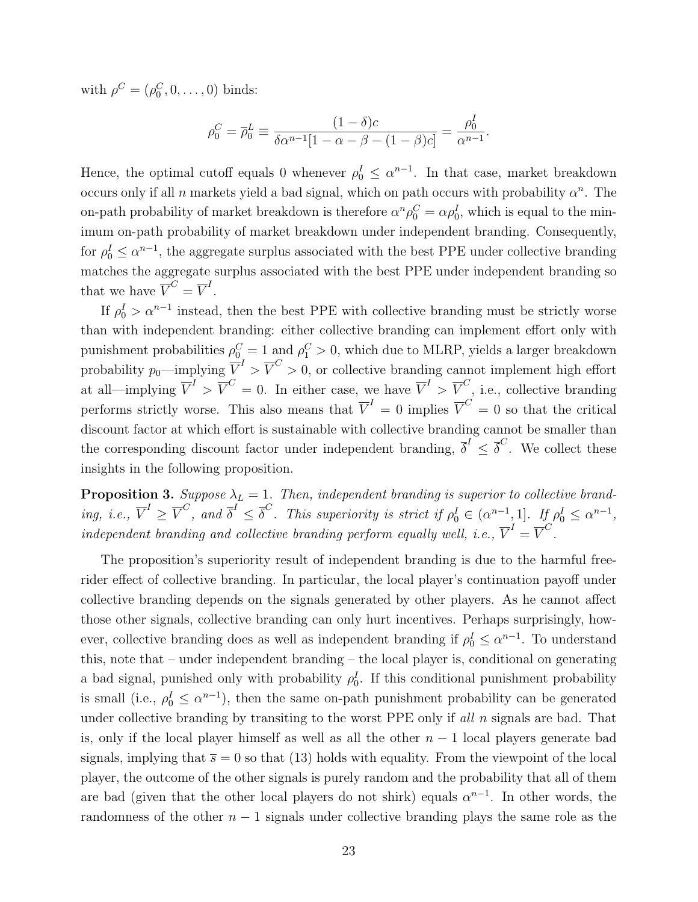with $\rho^C = (\rho_0^C, 0, \ldots, 0)$ binds:

$$\rho_0^C = \overline{\rho}_0^L \equiv \frac{(1-\delta)c}{\delta\alpha^{n-1}[1-\alpha-\beta-(1-\beta)c]} = \frac{\rho_0^I}{\alpha^{n-1}}.$$

Hence, the optimal cutoff equals 0 whenever $\rho_0^I \leq \alpha^{n-1}$. In that case, market breakdown occurs only if all $n$ markets yield a bad signal, which on path occurs with probability $\alpha^n$. The on-path probability of market breakdown is therefore $\alpha^n \rho_0^C = \alpha\rho_0^I$, which is equal to the minimum on-path probability of market breakdown under independent branding. Consequently, for $\rho_0^I \leq \alpha^{n-1}$, the aggregate surplus associated with the best PPE under collective branding matches the aggregate surplus associated with the best PPE under independent branding so that we have $\overline{V}^C = \overline{V}^I$.

If $\rho_0^I > \alpha^{n-1}$ instead, then the best PPE with collective branding must be strictly worse than with independent branding: either collective branding can implement effort only with punishment probabilities $\rho_0^C = 1$ and $\rho_1^C > 0$, which due to MLRP, yields a larger breakdown probability $p_0$—implying $\overline{V}^I > \overline{V}^C > 0$, or collective branding cannot implement high effort at all—implying $\overline{V}^I > \overline{V}^C = 0$. In either case, we have $\overline{V}^I > \overline{V}^C$, i.e., collective branding performs strictly worse. This also means that $\overline{V}^I = 0$ implies $\overline{V}^C = 0$ so that the critical discount factor at which effort is sustainable with collective branding cannot be smaller than the corresponding discount factor under independent branding, $\overline{\delta}^I \leq \overline{\delta}^C$. We collect these insights in the following proposition.

**Proposition 3.** *Suppose $\lambda_L = 1$. Then, independent branding is superior to collective branding, i.e., $\overline{V}^I \geq \overline{V}^C$, and $\overline{\delta}^I \leq \overline{\delta}^C$. This superiority is strict if $\rho_0^I \in (\alpha^{n-1}, 1]$. If $\rho_0^I \leq \alpha^{n-1}$, independent branding and collective branding perform equally well, i.e., $\overline{V}^I = \overline{V}^C$.*

The proposition's superiority result of independent branding is due to the harmful free-rider effect of collective branding. In particular, the local player's continuation payoff under collective branding depends on the signals generated by other players. As he cannot affect those other signals, collective branding can only hurt incentives. Perhaps surprisingly, however, collective branding does as well as independent branding if $\rho_0^I \leq \alpha^{n-1}$. To understand this, note that – under independent branding – the local player is, conditional on generating a bad signal, punished only with probability $\rho_0^I$. If this conditional punishment probability is small (i.e., $\rho_0^I \leq \alpha^{n-1}$), then the same on-path punishment probability can be generated under collective branding by transiting to the worst PPE only if *all* $n$ signals are bad. That is, only if the local player himself as well as all the other $n-1$ local players generate bad signals, implying that $\overline{s} = 0$ so that (13) holds with equality. From the viewpoint of the local player, the outcome of the other signals is purely random and the probability that all of them are bad (given that the other local players do not shirk) equals $\alpha^{n-1}$. In other words, the randomness of the other $n-1$ signals under collective branding plays the same role as the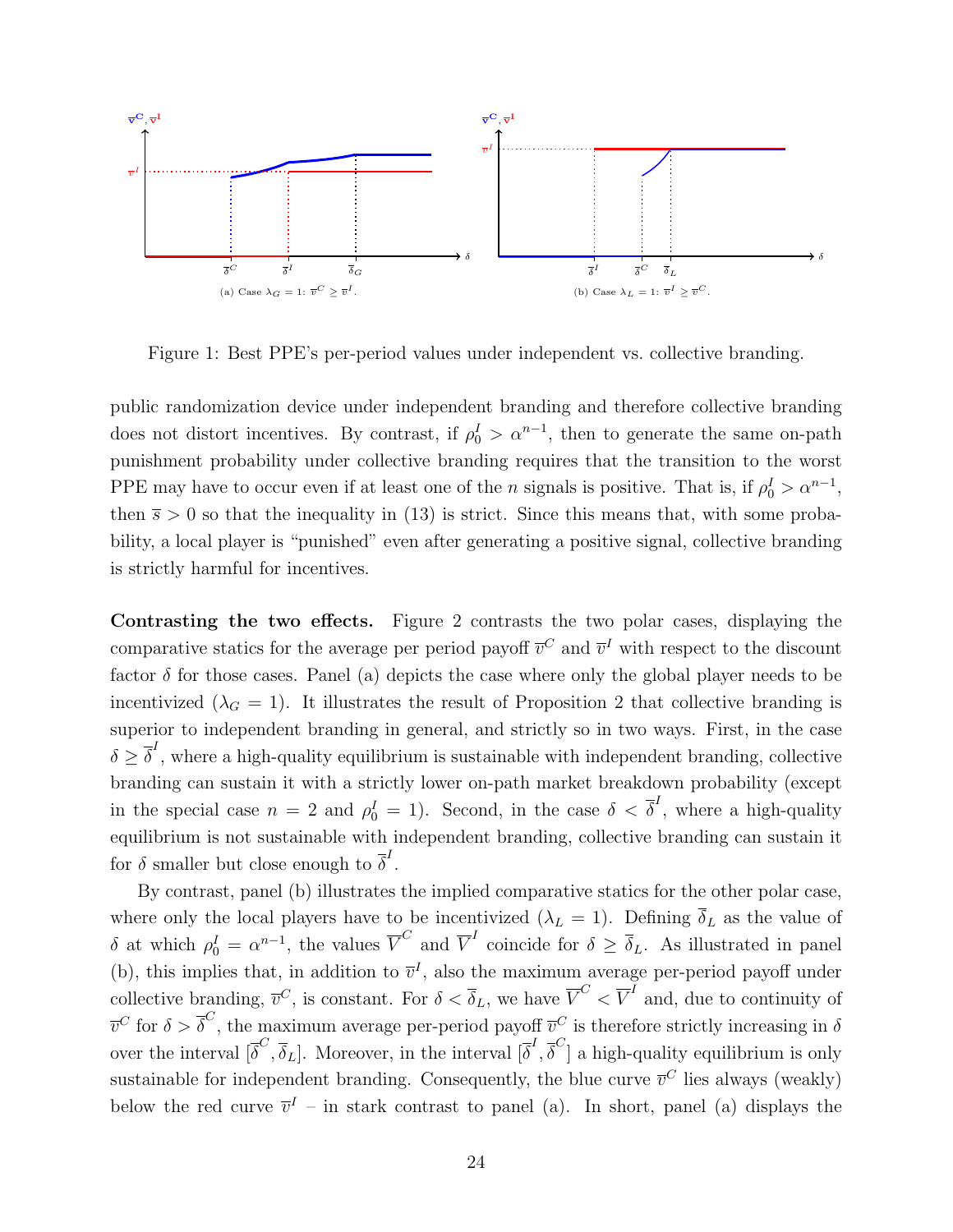(a) Case $\lambda_G = 1$: $\overline{v}^C \geq \overline{v}^I$.

(b) Case $\lambda_L = 1$: $\overline{v}^I \geq \overline{v}^C$.

Figure 1: Best PPE's per-period values under independent vs. collective branding.

public randomization device under independent branding and therefore collective branding does not distort incentives. By contrast, if $\rho_0^I > \alpha^{n-1}$, then to generate the same on-path punishment probability under collective branding requires that the transition to the worst PPE may have to occur even if at least one of the $n$ signals is positive. That is, if $\rho_0^I > \alpha^{n-1}$, then $\overline{s} > 0$ so that the inequality in (13) is strict. Since this means that, with some probability, a local player is "punished" even after generating a positive signal, collective branding is strictly harmful for incentives.

**Contrasting the two effects.** Figure 2 contrasts the two polar cases, displaying the comparative statics for the average per period payoff $\overline{v}^C$ and $\overline{v}^I$ with respect to the discount factor $\delta$ for those cases. Panel (a) depicts the case where only the global player needs to be incentivized ($\lambda_G = 1$). It illustrates the result of Proposition 2 that collective branding is superior to independent branding in general, and strictly so in two ways. First, in the case $\delta \geq \overline{\delta}^I$, where a high-quality equilibrium is sustainable with independent branding, collective branding can sustain it with a strictly lower on-path market breakdown probability (except in the special case $n = 2$ and $\rho_0^I = 1$). Second, in the case $\delta < \overline{\delta}^I$, where a high-quality equilibrium is not sustainable with independent branding, collective branding can sustain it for $\delta$ smaller but close enough to $\overline{\delta}^I$.

By contrast, panel (b) illustrates the implied comparative statics for the other polar case, where only the local players have to be incentivized ($\lambda_L = 1$). Defining $\overline{\delta}_L$ as the value of $\delta$ at which $\rho_0^I = \alpha^{n-1}$, the values $\overline{V}^C$ and $\overline{V}^I$ coincide for $\delta \geq \overline{\delta}_L$. As illustrated in panel (b), this implies that, in addition to $\overline{v}^I$, also the maximum average per-period payoff under collective branding, $\overline{v}^C$, is constant. For $\delta < \overline{\delta}_L$, we have $\overline{V}^C < \overline{V}^I$ and, due to continuity of $\overline{v}^C$ for $\delta > \overline{\delta}^C$, the maximum average per-period payoff $\overline{v}^C$ is therefore strictly increasing in $\delta$ over the interval $[\overline{\delta}^C, \overline{\delta}_L]$. Moreover, in the interval $[\overline{\delta}^I, \overline{\delta}^C]$ a high-quality equilibrium is only sustainable for independent branding. Consequently, the blue curve $\overline{v}^C$ lies always (weakly) below the red curve $\overline{v}^I$ – in stark contrast to panel (a). In short, panel (a) displays the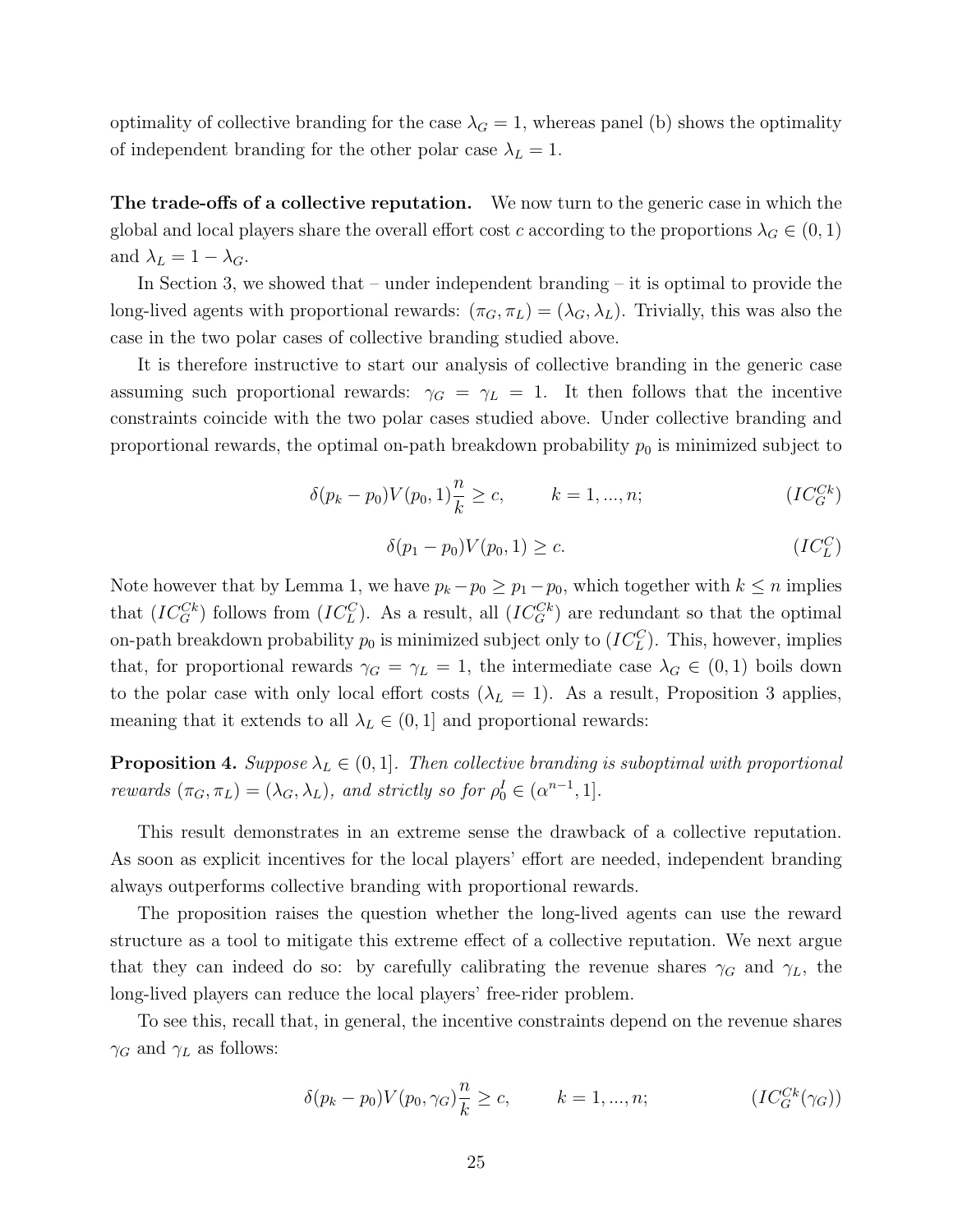optimality of collective branding for the case $\lambda_G = 1$, whereas panel (b) shows the optimality of independent branding for the other polar case $\lambda_L = 1$.

**The trade-offs of a collective reputation.** We now turn to the generic case in which the global and local players share the overall effort cost $c$ according to the proportions $\lambda_G \in (0, 1)$ and $\lambda_L = 1 - \lambda_G$.

In Section 3, we showed that – under independent branding – it is optimal to provide the long-lived agents with proportional rewards: $(\pi_G, \pi_L) = (\lambda_G, \lambda_L)$. Trivially, this was also the case in the two polar cases of collective branding studied above.

It is therefore instructive to start our analysis of collective branding in the generic case assuming such proportional rewards: $\gamma_G = \gamma_L = 1$. It then follows that the incentive constraints coincide with the two polar cases studied above. Under collective branding and proportional rewards, the optimal on-path breakdown probability $p_0$ is minimized subject to

$$\delta(p_k - p_0)V(p_0, 1)\frac{n}{k} \geq c, \qquad k = 1, ..., n; \qquad (IC_G^{Ck})$$

$$\delta(p_1 - p_0)V(p_0, 1) \geq c. \qquad (IC_L^C)$$

Note however that by Lemma 1, we have $p_k - p_0 \geq p_1 - p_0$, which together with $k \leq n$ implies that $(IC_G^{Ck})$ follows from $(IC_L^C)$. As a result, all $(IC_G^{Ck})$ are redundant so that the optimal on-path breakdown probability $p_0$ is minimized subject only to $(IC_L^C)$. This, however, implies that, for proportional rewards $\gamma_G = \gamma_L = 1$, the intermediate case $\lambda_G \in (0, 1)$ boils down to the polar case with only local effort costs ($\lambda_L = 1$). As a result, Proposition 3 applies, meaning that it extends to all $\lambda_L \in (0, 1]$ and proportional rewards:

**Proposition 4.** *Suppose $\lambda_L \in (0, 1]$. Then collective branding is suboptimal with proportional rewards $(\pi_G, \pi_L) = (\lambda_G, \lambda_L)$, and strictly so for $\rho_0^I \in (\alpha^{n-1}, 1]$.*

This result demonstrates in an extreme sense the drawback of a collective reputation. As soon as explicit incentives for the local players' effort are needed, independent branding always outperforms collective branding with proportional rewards.

The proposition raises the question whether the long-lived agents can use the reward structure as a tool to mitigate this extreme effect of a collective reputation. We next argue that they can indeed do so: by carefully calibrating the revenue shares $\gamma_G$ and $\gamma_L$, the long-lived players can reduce the local players' free-rider problem.

To see this, recall that, in general, the incentive constraints depend on the revenue shares $\gamma_G$ and $\gamma_L$ as follows:

$$\delta(p_k - p_0)V(p_0, \gamma_G)\frac{n}{k} \geq c, \qquad k = 1, ..., n; \qquad (IC_G^{Ck}(\gamma_G))$$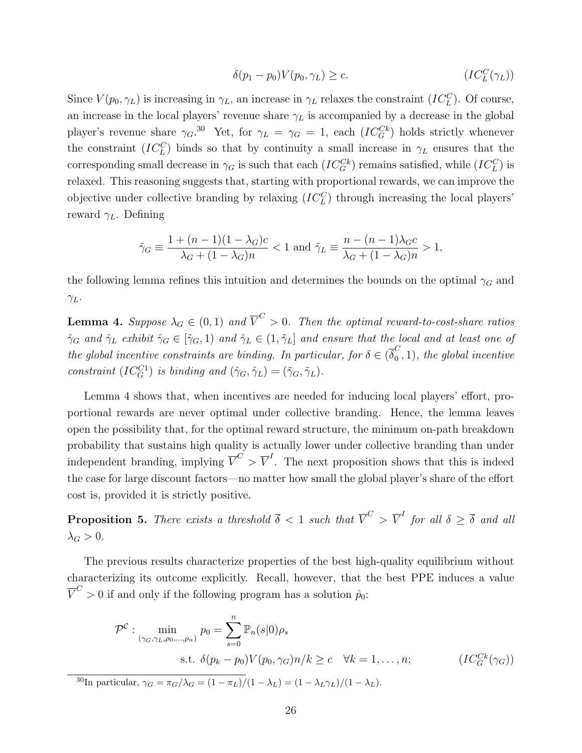$$\delta(p_1 - p_0)V(p_0, \gamma_L) \geq c. \qquad (IC_L^C(\gamma_L))$$

Since $V(p_0, \gamma_L)$ is increasing in $\gamma_L$, an increase in $\gamma_L$ relaxes the constraint $(IC_L^C)$. Of course, an increase in the local players' revenue share $\gamma_L$ is accompanied by a decrease in the global player's revenue share $\gamma_G$.[30] Yet, for $\gamma_L = \gamma_G = 1$, each $(IC_G^{Ck})$ holds strictly whenever the constraint $(IC_L^C)$ binds so that by continuity a small increase in $\gamma_L$ ensures that the corresponding small decrease in $\gamma_G$ is such that each $(IC_G^{Ck})$ remains satisfied, while $(IC_L^C)$ is relaxed. This reasoning suggests that, starting with proportional rewards, we can improve the objective under collective branding by relaxing $(IC_L^C)$ through increasing the local players' reward $\gamma_L$. Defining

$$\tilde{\gamma}_G \equiv \frac{1 + (n-1)(1-\lambda_G)c}{\lambda_G + (1-\lambda_G)n} < 1 \text{ and } \tilde{\gamma}_L \equiv \frac{n - (n-1)\lambda_G c}{\lambda_G + (1-\lambda_G)n} > 1,$$

the following lemma refines this intuition and determines the bounds on the optimal $\gamma_G$ and $\gamma_L$.

**Lemma 4.** *Suppose $\lambda_G \in (0,1)$ and $\overline{V}^C > 0$. Then the optimal reward-to-cost-share ratios $\hat{\gamma}_G$ and $\hat{\gamma}_L$ exhibit $\hat{\gamma}_G \in [\tilde{\gamma}_G, 1)$ and $\hat{\gamma}_L \in (1, \tilde{\gamma}_L]$ and ensure that the local and at least one of the global incentive constraints are binding. In particular, for $\delta \in (\overline{\delta}_0^C, 1)$, the global incentive constraint $(IC_G^{C1})$ is binding and $(\hat{\gamma}_G, \hat{\gamma}_L) = (\tilde{\gamma}_G, \tilde{\gamma}_L)$.*

Lemma 4 shows that, when incentives are needed for inducing local players' effort, proportional rewards are never optimal under collective branding. Hence, the lemma leaves open the possibility that, for the optimal reward structure, the minimum on-path breakdown probability that sustains high quality is actually lower under collective branding than under independent branding, implying $\overline{V}^C > \overline{V}^I$. The next proposition shows that this is indeed the case for large discount factors—no matter how small the global player's share of the effort cost is, provided it is strictly positive.

**Proposition 5.** *There exists a threshold $\overline{\delta} < 1$ such that $\overline{V}^C > \overline{V}^I$ for all $\delta \geq \overline{\delta}$ and all $\lambda_G > 0$.*

The previous results characterize properties of the best high-quality equilibrium without characterizing its outcome explicitly. Recall, however, that the best PPE induces a value $\overline{V}^C > 0$ if and only if the following program has a solution $\hat{p}_0$:

$$\mathcal{P}^{\mathcal{C}}: \min_{(\gamma_G, \gamma_L, \rho_0, \ldots, \rho_n)} p_0 = \sum_{s=0}^{n} \mathbb{P}_n(s|0)\rho_s$$

$$\text{s.t. } \delta(p_k - p_0)V(p_0, \gamma_G)n/k \geq c \quad \forall k = 1, \ldots, n; \qquad (IC_G^{Ck}(\gamma_G))$$

[30] In particular, $\gamma_G = \pi_G/\lambda_G = (1-\pi_L)/(1-\lambda_L) = (1-\lambda_L\gamma_L)/(1-\lambda_L)$.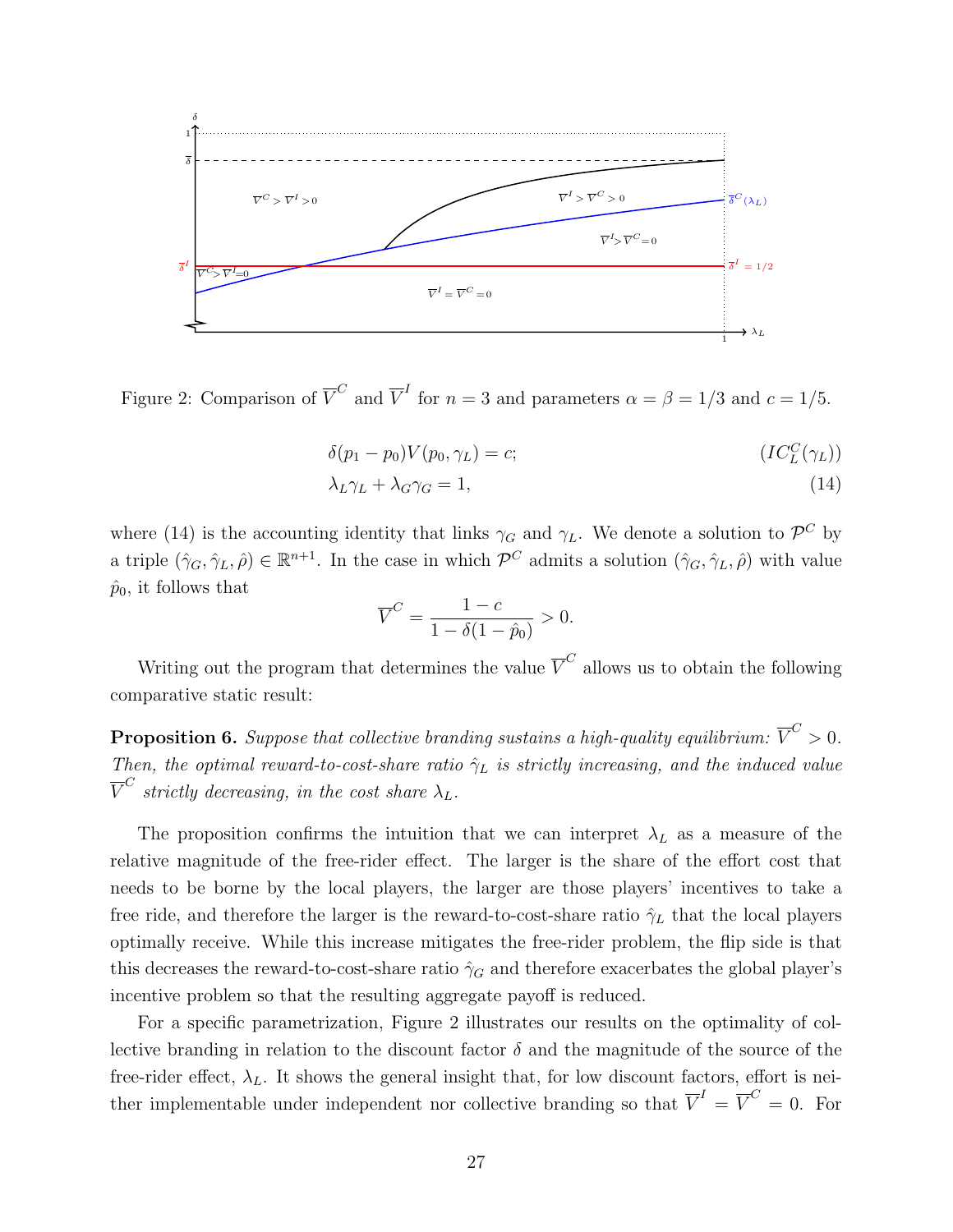Figure 2: Comparison of $\overline{V}^C$ and $\overline{V}^I$ for $n = 3$ and parameters $\alpha = \beta = 1/3$ and $c = 1/5$.

$$\delta(p_1 - p_0)V(p_0, \gamma_L) = c; \qquad (IC_L^C(\gamma_L))$$

$$\lambda_L\gamma_L + \lambda_G\gamma_G = 1, \qquad (14)$$

where (14) is the accounting identity that links $\gamma_G$ and $\gamma_L$. We denote a solution to $\mathcal{P}^C$ by a triple $(\hat{\gamma}_G, \hat{\gamma}_L, \hat{\rho}) \in \mathbb{R}^{n+1}$. In the case in which $\mathcal{P}^C$ admits a solution $(\hat{\gamma}_G, \hat{\gamma}_L, \hat{\rho})$ with value $\hat{p}_0$, it follows that

$$\overline{V}^C = \frac{1-c}{1-\delta(1-\hat{p}_0)} > 0.$$

Writing out the program that determines the value $\overline{V}^C$ allows us to obtain the following comparative static result:

**Proposition 6.** *Suppose that collective branding sustains a high-quality equilibrium: $\overline{V}^C > 0$. Then, the optimal reward-to-cost-share ratio $\hat{\gamma}_L$ is strictly increasing, and the induced value $\overline{V}^C$ strictly decreasing, in the cost share $\lambda_L$.*

The proposition confirms the intuition that we can interpret $\lambda_L$ as a measure of the relative magnitude of the free-rider effect. The larger is the share of the effort cost that needs to be borne by the local players, the larger are those players' incentives to take a free ride, and therefore the larger is the reward-to-cost-share ratio $\hat{\gamma}_L$ that the local players optimally receive. While this increase mitigates the free-rider problem, the flip side is that this decreases the reward-to-cost-share ratio $\hat{\gamma}_G$ and therefore exacerbates the global player's incentive problem so that the resulting aggregate payoff is reduced.

For a specific parametrization, Figure 2 illustrates our results on the optimality of collective branding in relation to the discount factor $\delta$ and the magnitude of the source of the free-rider effect, $\lambda_L$. It shows the general insight that, for low discount factors, effort is neither implementable under independent nor collective branding so that $\overline{V}^I = \overline{V}^C = 0$. For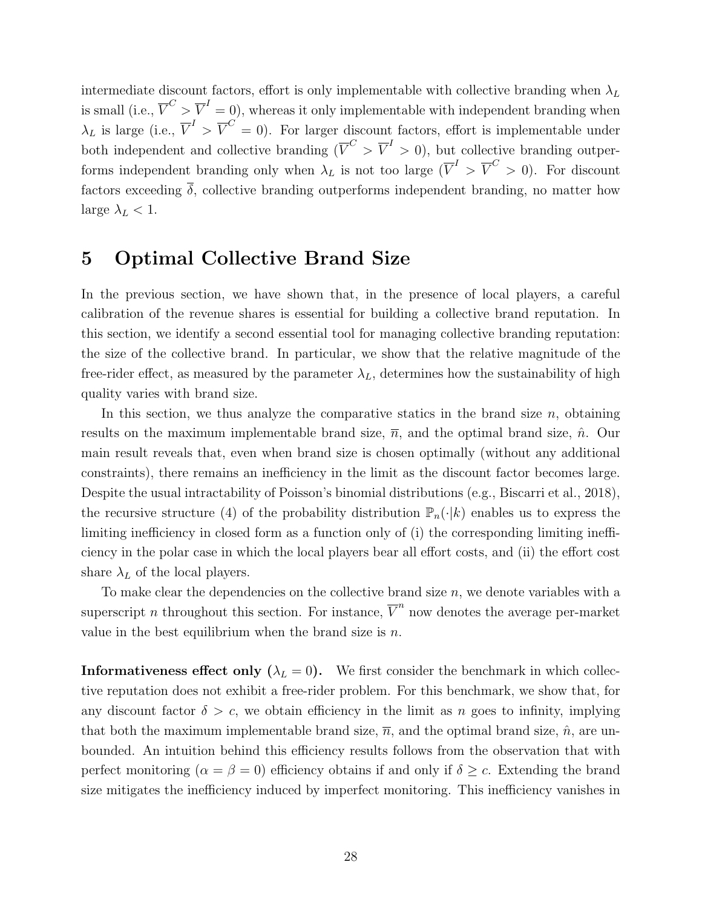intermediate discount factors, effort is only implementable with collective branding when $\lambda_L$ is small (i.e., $\overline{V}^C > \overline{V}^I = 0$), whereas it only implementable with independent branding when $\lambda_L$ is large (i.e., $\overline{V}^I > \overline{V}^C = 0$). For larger discount factors, effort is implementable under both independent and collective branding ($\overline{V}^C > \overline{V}^I > 0$), but collective branding outperforms independent branding only when $\lambda_L$ is not too large ($\overline{V}^I > \overline{V}^C > 0$). For discount factors exceeding $\overline{\delta}$, collective branding outperforms independent branding, no matter how large $\lambda_L < 1$.

# 5 Optimal Collective Brand Size

In the previous section, we have shown that, in the presence of local players, a careful calibration of the revenue shares is essential for building a collective brand reputation. In this section, we identify a second essential tool for managing collective branding reputation: the size of the collective brand. In particular, we show that the relative magnitude of the free-rider effect, as measured by the parameter $\lambda_L$, determines how the sustainability of high quality varies with brand size.

In this section, we thus analyze the comparative statics in the brand size $n$, obtaining results on the maximum implementable brand size, $\overline{n}$, and the optimal brand size, $\hat{n}$. Our main result reveals that, even when brand size is chosen optimally (without any additional constraints), there remains an inefficiency in the limit as the discount factor becomes large. Despite the usual intractability of Poisson's binomial distributions (e.g., Biscarri et al., 2018), the recursive structure (4) of the probability distribution $\mathbb{P}_n(\cdot|k)$ enables us to express the limiting inefficiency in closed form as a function only of (i) the corresponding limiting inefficiency in the polar case in which the local players bear all effort costs, and (ii) the effort cost share $\lambda_L$ of the local players.

To make clear the dependencies on the collective brand size $n$, we denote variables with a superscript $n$ throughout this section. For instance, $\overline{V}^n$ now denotes the average per-market value in the best equilibrium when the brand size is $n$.

**Informativeness effect only ($\lambda_L = 0$).** We first consider the benchmark in which collective reputation does not exhibit a free-rider problem. For this benchmark, we show that, for any discount factor $\delta > c$, we obtain efficiency in the limit as $n$ goes to infinity, implying that both the maximum implementable brand size, $\overline{n}$, and the optimal brand size, $\hat{n}$, are unbounded. An intuition behind this efficiency results follows from the observation that with perfect monitoring ($\alpha = \beta = 0$) efficiency obtains if and only if $\delta \geq c$. Extending the brand size mitigates the inefficiency induced by imperfect monitoring. This inefficiency vanishes in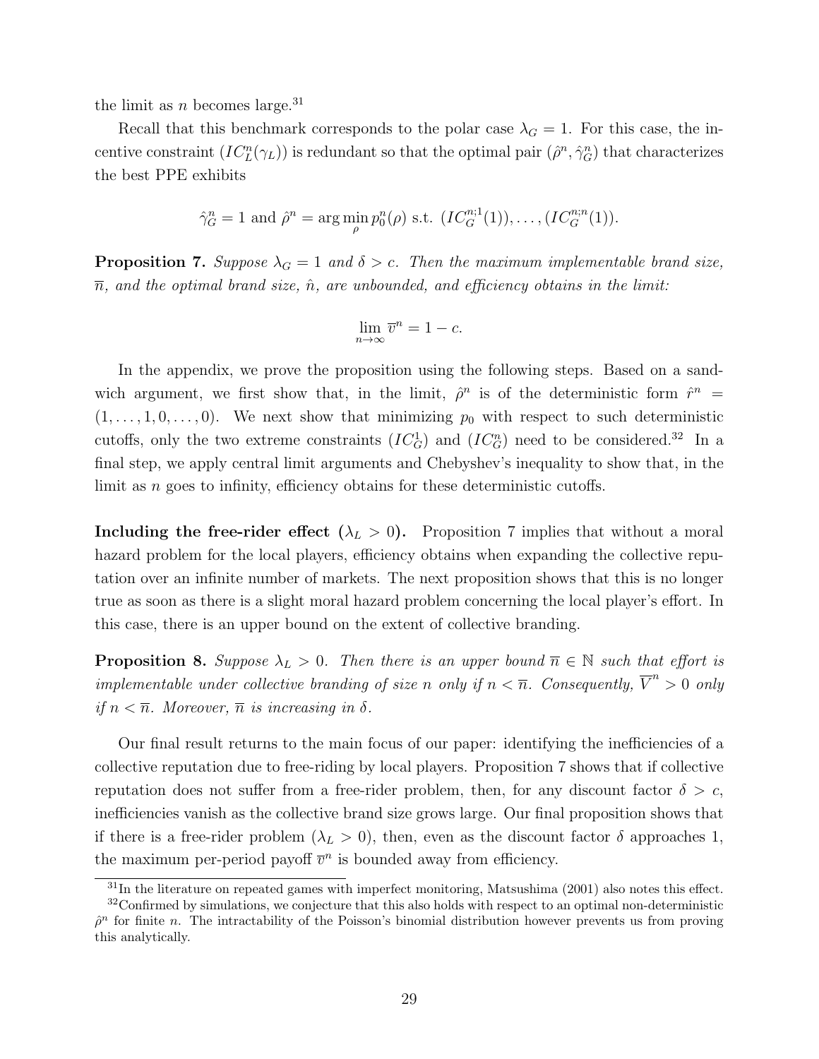the limit as $n$ becomes large.[31]

Recall that this benchmark corresponds to the polar case $\lambda_G = 1$. For this case, the incentive constraint $(IC_L^n(\gamma_L))$ is redundant so that the optimal pair $(\hat{\rho}^n, \hat{\gamma}_G^n)$ that characterizes the best PPE exhibits

$$\hat{\gamma}_G^n = 1 \text{ and } \hat{\rho}^n = \arg\min_{\rho} p_0^n(\rho) \text{ s.t. } (IC_G^{n;1}(1)), \ldots, (IC_G^{n;n}(1)).$$

**Proposition 7.** *Suppose $\lambda_G = 1$ and $\delta > c$. Then the maximum implementable brand size, $\overline{n}$, and the optimal brand size, $\hat{n}$, are unbounded, and efficiency obtains in the limit:*

$$\lim_{n \to \infty} \overline{v}^n = 1 - c.$$

In the appendix, we prove the proposition using the following steps. Based on a sandwich argument, we first show that, in the limit, $\hat{\rho}^n$ is of the deterministic form $\hat{r}^n = (1, \ldots, 1, 0, \ldots, 0)$. We next show that minimizing $p_0$ with respect to such deterministic cutoffs, only the two extreme constraints $(IC_G^1)$ and $(IC_G^n)$ need to be considered.[32] In a final step, we apply central limit arguments and Chebyshev's inequality to show that, in the limit as $n$ goes to infinity, efficiency obtains for these deterministic cutoffs.

**Including the free-rider effect ($\lambda_L > 0$).** Proposition 7 implies that without a moral hazard problem for the local players, efficiency obtains when expanding the collective reputation over an infinite number of markets. The next proposition shows that this is no longer true as soon as there is a slight moral hazard problem concerning the local player's effort. In this case, there is an upper bound on the extent of collective branding.

**Proposition 8.** *Suppose $\lambda_L > 0$. Then there is an upper bound $\overline{n} \in \mathbb{N}$ such that effort is implementable under collective branding of size $n$ only if $n < \overline{n}$. Consequently, $\overline{V}^n > 0$ only if $n < \overline{n}$. Moreover, $\overline{n}$ is increasing in $\delta$.*

Our final result returns to the main focus of our paper: identifying the inefficiencies of a collective reputation due to free-riding by local players. Proposition 7 shows that if collective reputation does not suffer from a free-rider problem, then, for any discount factor $\delta > c$, inefficiencies vanish as the collective brand size grows large. Our final proposition shows that if there is a free-rider problem ($\lambda_L > 0$), then, even as the discount factor $\delta$ approaches 1, the maximum per-period payoff $\overline{v}^n$ is bounded away from efficiency.

[31] In the literature on repeated games with imperfect monitoring, Matsushima (2001) also notes this effect.

[32] Confirmed by simulations, we conjecture that this also holds with respect to an optimal non-deterministic $\hat{\rho}^n$ for finite $n$. The intractability of the Poisson's binomial distribution however prevents us from proving this analytically.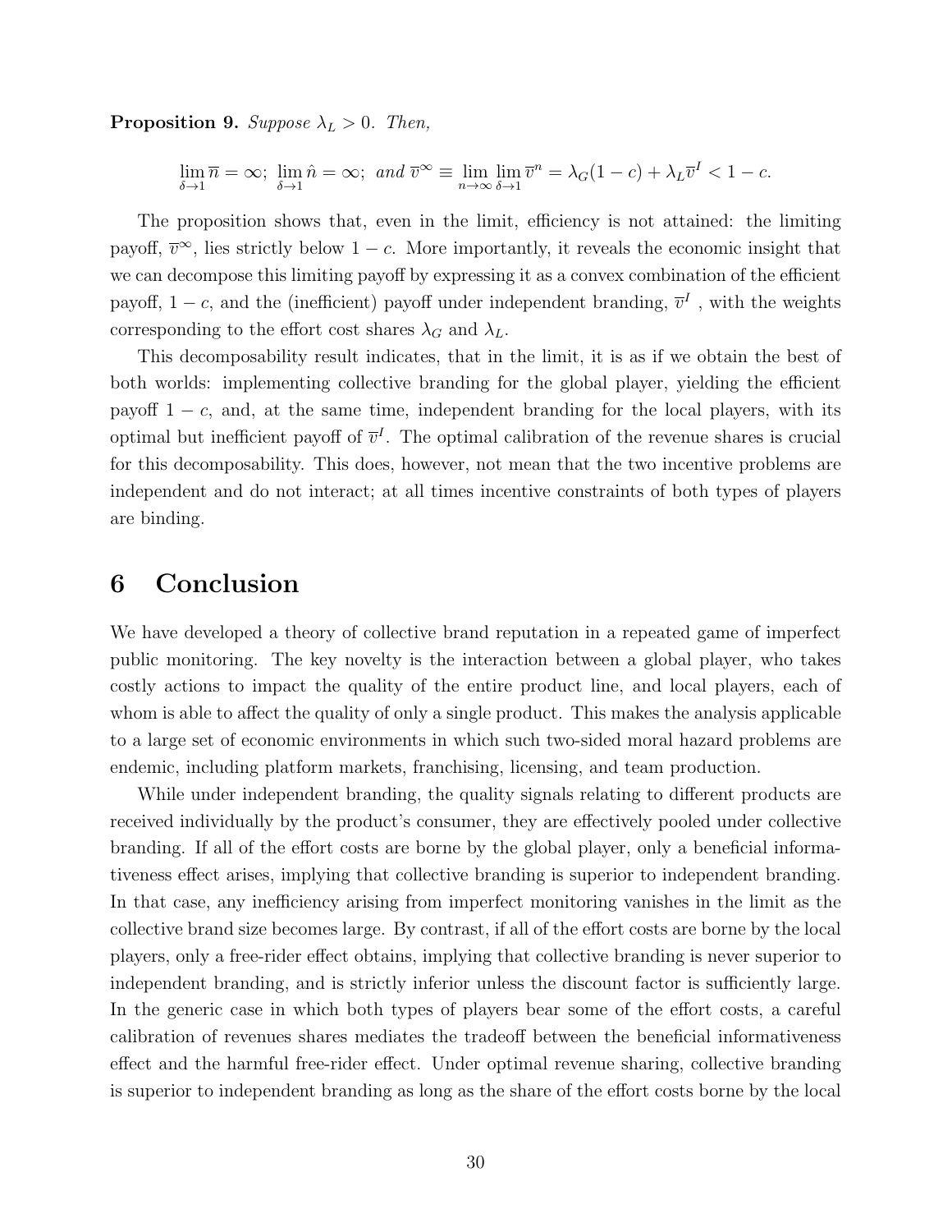**Proposition 9.** *Suppose $\lambda_L > 0$. Then,*

$$\lim_{\delta \to 1} \overline{n} = \infty; \ \lim_{\delta \to 1} \hat{n} = \infty; \ \textit{and } \overline{v}^{\infty} \equiv \lim_{n \to \infty} \lim_{\delta \to 1} \overline{v}^{n} = \lambda_G (1-c) + \lambda_L \overline{v}^{I} < 1 - c.$$

The proposition shows that, even in the limit, efficiency is not attained: the limiting payoff, $\overline{v}^{\infty}$, lies strictly below $1-c$. More importantly, it reveals the economic insight that we can decompose this limiting payoff by expressing it as a convex combination of the efficient payoff, $1-c$, and the (inefficient) payoff under independent branding, $\overline{v}^{I}$ , with the weights corresponding to the effort cost shares $\lambda_G$ and $\lambda_L$.

This decomposability result indicates, that in the limit, it is as if we obtain the best of both worlds: implementing collective branding for the global player, yielding the efficient payoff $1-c$, and, at the same time, independent branding for the local players, with its optimal but inefficient payoff of $\overline{v}^{I}$. The optimal calibration of the revenue shares is crucial for this decomposability. This does, however, not mean that the two incentive problems are independent and do not interact; at all times incentive constraints of both types of players are binding.

# 6 Conclusion

We have developed a theory of collective brand reputation in a repeated game of imperfect public monitoring. The key novelty is the interaction between a global player, who takes costly actions to impact the quality of the entire product line, and local players, each of whom is able to affect the quality of only a single product. This makes the analysis applicable to a large set of economic environments in which such two-sided moral hazard problems are endemic, including platform markets, franchising, licensing, and team production.

While under independent branding, the quality signals relating to different products are received individually by the product's consumer, they are effectively pooled under collective branding. If all of the effort costs are borne by the global player, only a beneficial informativeness effect arises, implying that collective branding is superior to independent branding. In that case, any inefficiency arising from imperfect monitoring vanishes in the limit as the collective brand size becomes large. By contrast, if all of the effort costs are borne by the local players, only a free-rider effect obtains, implying that collective branding is never superior to independent branding, and is strictly inferior unless the discount factor is sufficiently large. In the generic case in which both types of players bear some of the effort costs, a careful calibration of revenues shares mediates the tradeoff between the beneficial informativeness effect and the harmful free-rider effect. Under optimal revenue sharing, collective branding is superior to independent branding as long as the share of the effort costs borne by the local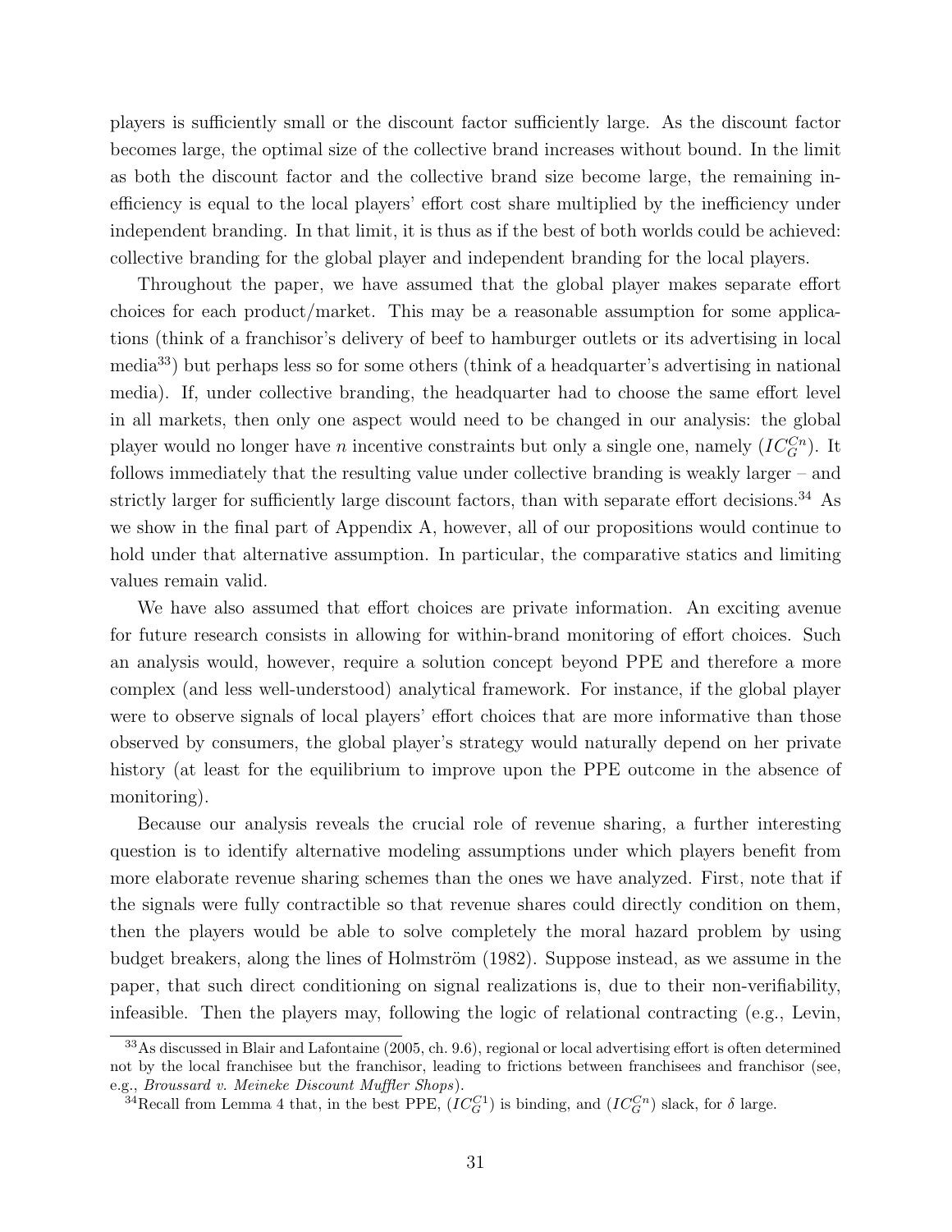players is sufficiently small or the discount factor sufficiently large. As the discount factor becomes large, the optimal size of the collective brand increases without bound. In the limit as both the discount factor and the collective brand size become large, the remaining inefficiency is equal to the local players' effort cost share multiplied by the inefficiency under independent branding. In that limit, it is thus as if the best of both worlds could be achieved: collective branding for the global player and independent branding for the local players.

Throughout the paper, we have assumed that the global player makes separate effort choices for each product/market. This may be a reasonable assumption for some applications (think of a franchisor's delivery of beef to hamburger outlets or its advertising in local media[33]) but perhaps less so for some others (think of a headquarter's advertising in national media). If, under collective branding, the headquarter had to choose the same effort level in all markets, then only one aspect would need to be changed in our analysis: the global player would no longer have $n$ incentive constraints but only a single one, namely $(IC_G^{Cn})$. It follows immediately that the resulting value under collective branding is weakly larger – and strictly larger for sufficiently large discount factors, than with separate effort decisions.[34] As we show in the final part of Appendix A, however, all of our propositions would continue to hold under that alternative assumption. In particular, the comparative statics and limiting values remain valid.

We have also assumed that effort choices are private information. An exciting avenue for future research consists in allowing for within-brand monitoring of effort choices. Such an analysis would, however, require a solution concept beyond PPE and therefore a more complex (and less well-understood) analytical framework. For instance, if the global player were to observe signals of local players' effort choices that are more informative than those observed by consumers, the global player's strategy would naturally depend on her private history (at least for the equilibrium to improve upon the PPE outcome in the absence of monitoring).

Because our analysis reveals the crucial role of revenue sharing, a further interesting question is to identify alternative modeling assumptions under which players benefit from more elaborate revenue sharing schemes than the ones we have analyzed. First, note that if the signals were fully contractible so that revenue shares could directly condition on them, then the players would be able to solve completely the moral hazard problem by using budget breakers, along the lines of Holmström (1982). Suppose instead, as we assume in the paper, that such direct conditioning on signal realizations is, due to their non-verifiability, infeasible. Then the players may, following the logic of relational contracting (e.g., Levin,

[33] As discussed in Blair and Lafontaine (2005, ch. 9.6), regional or local advertising effort is often determined not by the local franchisee but the franchisor, leading to frictions between franchisees and franchisor (see, e.g., *Broussard v. Meineke Discount Muffler Shops*).

[34] Recall from Lemma 4 that, in the best PPE, $(IC_G^{C1})$ is binding, and $(IC_G^{Cn})$ slack, for $\delta$ large.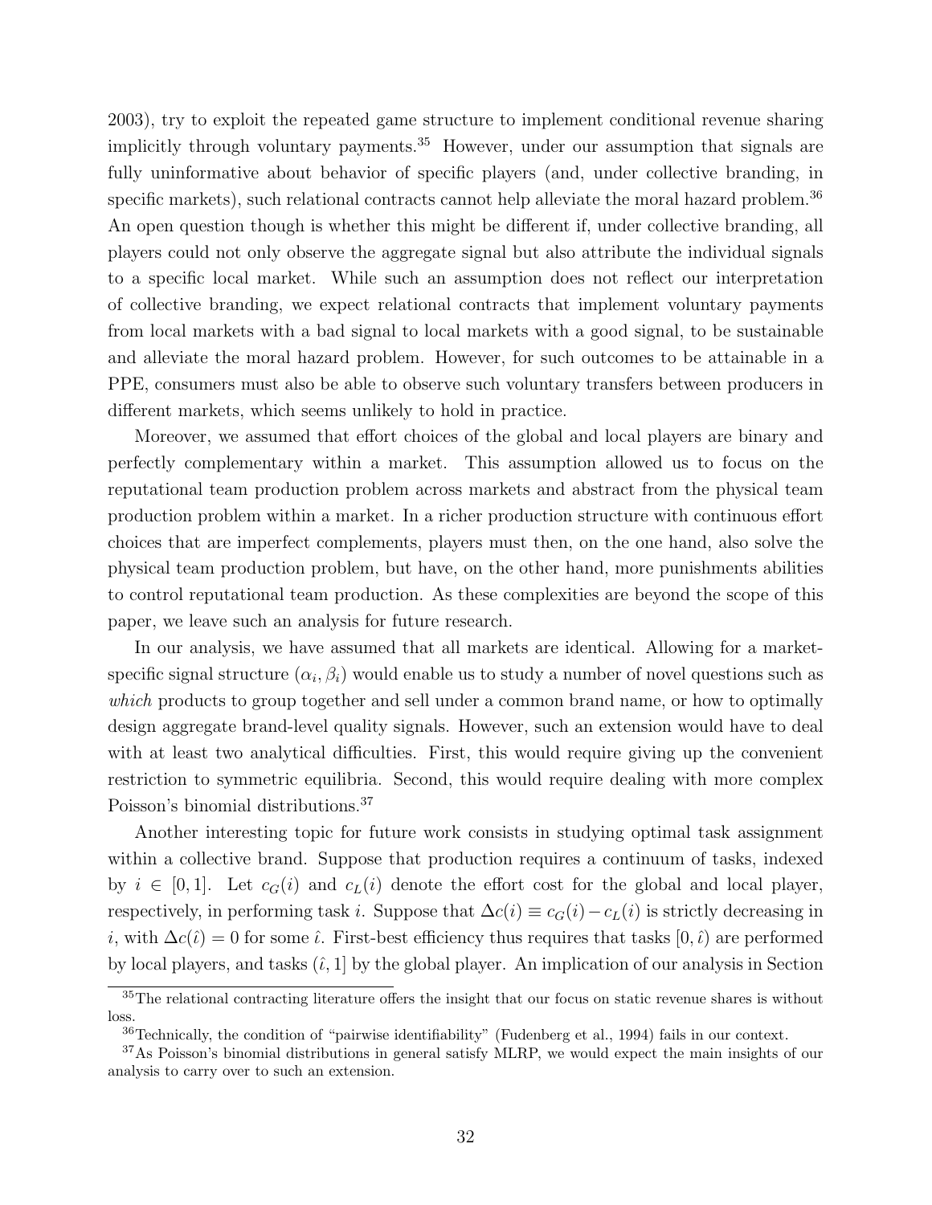2003), try to exploit the repeated game structure to implement conditional revenue sharing implicitly through voluntary payments.[35] However, under our assumption that signals are fully uninformative about behavior of specific players (and, under collective branding, in specific markets), such relational contracts cannot help alleviate the moral hazard problem.[36] An open question though is whether this might be different if, under collective branding, all players could not only observe the aggregate signal but also attribute the individual signals to a specific local market. While such an assumption does not reflect our interpretation of collective branding, we expect relational contracts that implement voluntary payments from local markets with a bad signal to local markets with a good signal, to be sustainable and alleviate the moral hazard problem. However, for such outcomes to be attainable in a PPE, consumers must also be able to observe such voluntary transfers between producers in different markets, which seems unlikely to hold in practice.

Moreover, we assumed that effort choices of the global and local players are binary and perfectly complementary within a market. This assumption allowed us to focus on the reputational team production problem across markets and abstract from the physical team production problem within a market. In a richer production structure with continuous effort choices that are imperfect complements, players must then, on the one hand, also solve the physical team production problem, but have, on the other hand, more punishments abilities to control reputational team production. As these complexities are beyond the scope of this paper, we leave such an analysis for future research.

In our analysis, we have assumed that all markets are identical. Allowing for a market-specific signal structure $(\alpha_i, \beta_i)$ would enable us to study a number of novel questions such as *which* products to group together and sell under a common brand name, or how to optimally design aggregate brand-level quality signals. However, such an extension would have to deal with at least two analytical difficulties. First, this would require giving up the convenient restriction to symmetric equilibria. Second, this would require dealing with more complex Poisson's binomial distributions.[37]

Another interesting topic for future work consists in studying optimal task assignment within a collective brand. Suppose that production requires a continuum of tasks, indexed by $i \in [0, 1]$. Let $c_G(i)$ and $c_L(i)$ denote the effort cost for the global and local player, respectively, in performing task $i$. Suppose that $\Delta c(i) \equiv c_G(i) - c_L(i)$ is strictly decreasing in $i$, with $\Delta c(\hat{\imath}) = 0$ for some $\hat{\imath}$. First-best efficiency thus requires that tasks $[0, \hat{\imath})$ are performed by local players, and tasks $(\hat{\imath}, 1]$ by the global player. An implication of our analysis in Section

[35] The relational contracting literature offers the insight that our focus on static revenue shares is without loss.

[36] Technically, the condition of "pairwise identifiability" (Fudenberg et al., 1994) fails in our context.

[37] As Poisson's binomial distributions in general satisfy MLRP, we would expect the main insights of our analysis to carry over to such an extension.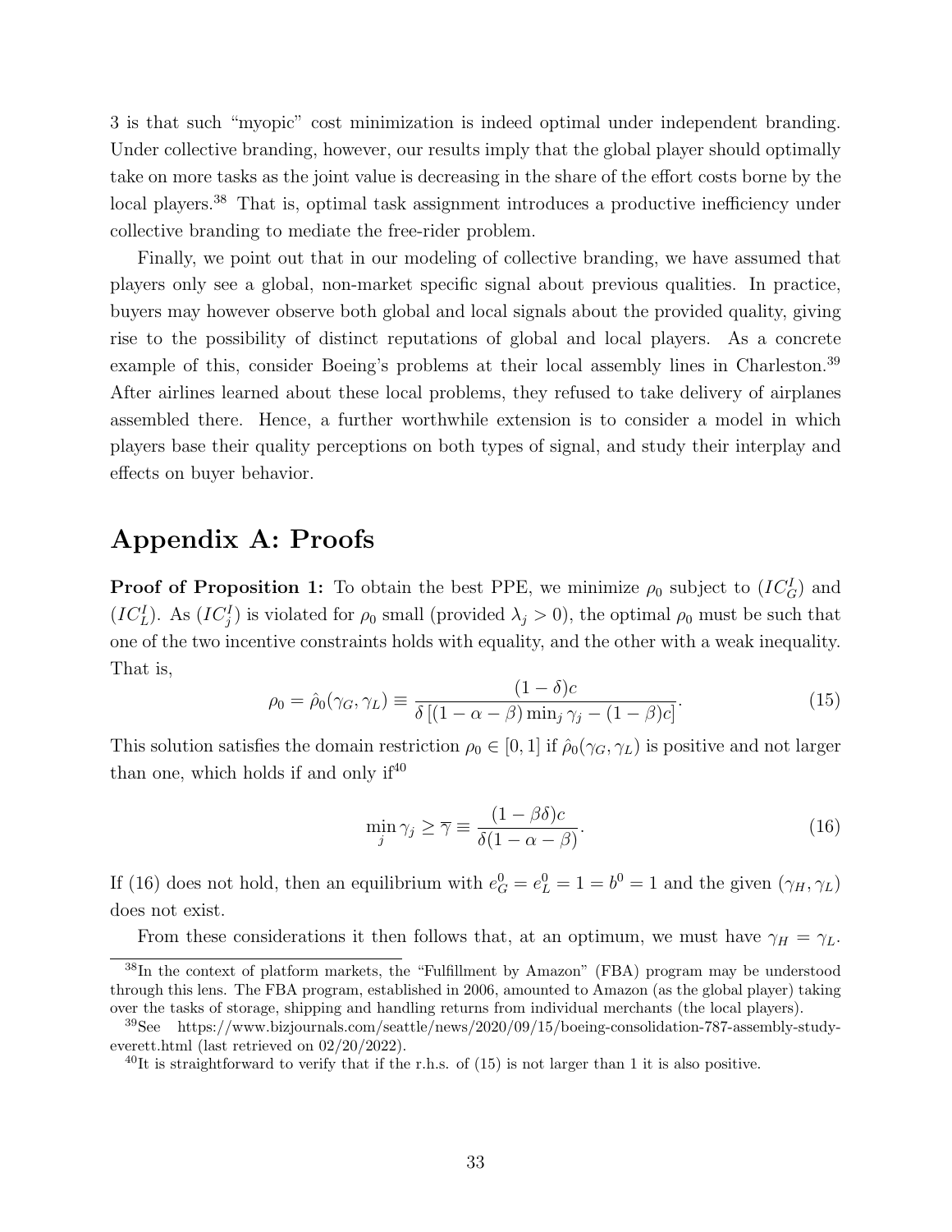3 is that such "myopic" cost minimization is indeed optimal under independent branding. Under collective branding, however, our results imply that the global player should optimally take on more tasks as the joint value is decreasing in the share of the effort costs borne by the local players.[38] That is, optimal task assignment introduces a productive inefficiency under collective branding to mediate the free-rider problem.

Finally, we point out that in our modeling of collective branding, we have assumed that players only see a global, non-market specific signal about previous qualities. In practice, buyers may however observe both global and local signals about the provided quality, giving rise to the possibility of distinct reputations of global and local players. As a concrete example of this, consider Boeing's problems at their local assembly lines in Charleston.[39] After airlines learned about these local problems, they refused to take delivery of airplanes assembled there. Hence, a further worthwhile extension is to consider a model in which players base their quality perceptions on both types of signal, and study their interplay and effects on buyer behavior.

# Appendix A: Proofs

**Proof of Proposition 1:** To obtain the best PPE, we minimize $\rho_0$ subject to $(IC_G^I)$ and $(IC_L^I)$. As $(IC_j^I)$ is violated for $\rho_0$ small (provided $\lambda_j > 0$), the optimal $\rho_0$ must be such that one of the two incentive constraints holds with equality, and the other with a weak inequality. That is,

$$\rho_0 = \hat{\rho}_0(\gamma_G, \gamma_L) \equiv \frac{(1-\delta)c}{\delta\left[(1-\alpha-\beta)\min_j \gamma_j - (1-\beta)c\right]}. \tag{15}$$

This solution satisfies the domain restriction $\rho_0 \in [0,1]$ if $\hat{\rho}_0(\gamma_G, \gamma_L)$ is positive and not larger than one, which holds if and only if[40]

$$\min_j \gamma_j \geq \overline{\gamma} \equiv \frac{(1-\beta\delta)c}{\delta(1-\alpha-\beta)}. \tag{16}$$

If (16) does not hold, then an equilibrium with $e_G^0 = e_L^0 = 1 = b^0 = 1$ and the given $(\gamma_H, \gamma_L)$ does not exist.

From these considerations it then follows that, at an optimum, we must have $\gamma_H = \gamma_L$.

[38] In the context of platform markets, the "Fulfillment by Amazon" (FBA) program may be understood through this lens. The FBA program, established in 2006, amounted to Amazon (as the global player) taking over the tasks of storage, shipping and handling returns from individual merchants (the local players).

[39] See https://www.bizjournals.com/seattle/news/2020/09/15/boeing-consolidation-787-assembly-study-everett.html (last retrieved on 02/20/2022).

[40] It is straightforward to verify that if the r.h.s. of (15) is not larger than 1 it is also positive.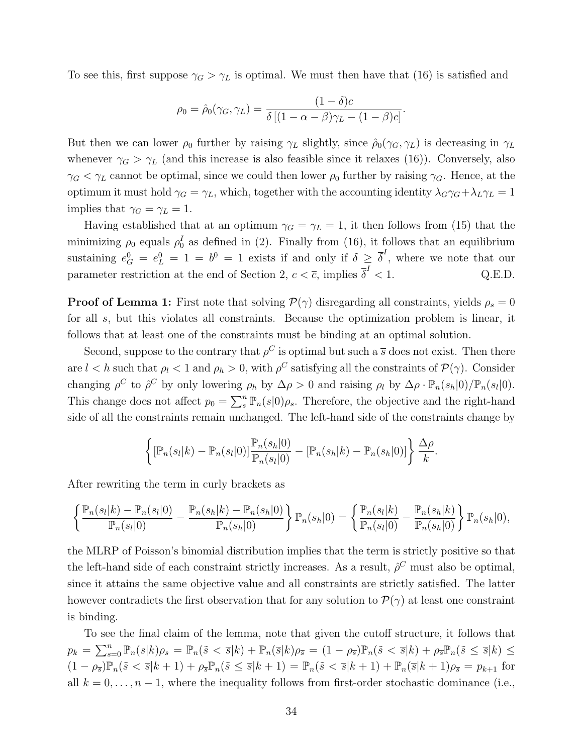To see this, first suppose $\gamma_G > \gamma_L$ is optimal. We must then have that (16) is satisfied and

$$\rho_0 = \hat{\rho}_0(\gamma_G, \gamma_L) = \frac{(1-\delta)c}{\delta\left[(1-\alpha-\beta)\gamma_L - (1-\beta)c\right]}.$$

But then we can lower $\rho_0$ further by raising $\gamma_L$ slightly, since $\hat{\rho}_0(\gamma_G, \gamma_L)$ is decreasing in $\gamma_L$ whenever $\gamma_G > \gamma_L$ (and this increase is also feasible since it relaxes (16)). Conversely, also $\gamma_G < \gamma_L$ cannot be optimal, since we could then lower $\rho_0$ further by raising $\gamma_G$. Hence, at the optimum it must hold $\gamma_G = \gamma_L$, which, together with the accounting identity $\lambda_G\gamma_G + \lambda_L\gamma_L = 1$ implies that $\gamma_G = \gamma_L = 1$.

Having established that at an optimum $\gamma_G = \gamma_L = 1$, it then follows from (15) that the minimizing $\rho_0$ equals $\rho_0^I$ as defined in (2). Finally from (16), it follows that an equilibrium sustaining $e_G^0 = e_L^0 = 1 = b^0 = 1$ exists if and only if $\delta \geq \overline{\delta}^I$, where we note that our parameter restriction at the end of Section 2, $c < \overline{c}$, implies $\overline{\delta}^I < 1$. Q.E.D.

**Proof of Lemma 1:** First note that solving $\mathcal{P}(\gamma)$ disregarding all constraints, yields $\rho_s = 0$ for all $s$, but this violates all constraints. Because the optimization problem is linear, it follows that at least one of the constraints must be binding at an optimal solution.

Second, suppose to the contrary that $\rho^C$ is optimal but such a $\overline{s}$ does not exist. Then there are $l < h$ such that $\rho_l < 1$ and $\rho_h > 0$, with $\rho^C$ satisfying all the constraints of $\mathcal{P}(\gamma)$. Consider changing $\rho^C$ to $\hat{\rho}^C$ by only lowering $\rho_h$ by $\Delta\rho > 0$ and raising $\rho_l$ by $\Delta\rho \cdot \mathbb{P}_n(s_h|0)/\mathbb{P}_n(s_l|0)$. This change does not affect $p_0 = \sum_s^n \mathbb{P}_n(s|0)\rho_s$. Therefore, the objective and the right-hand side of all the constraints remain unchanged. The left-hand side of the constraints change by

$$\left\{\left[\mathbb{P}_n(s_l|k) - \mathbb{P}_n(s_l|0)\right]\frac{\mathbb{P}_n(s_h|0)}{\mathbb{P}_n(s_l|0)} - \left[\mathbb{P}_n(s_h|k) - \mathbb{P}_n(s_h|0)\right]\right\}\frac{\Delta\rho}{k}.$$

After rewriting the term in curly brackets as

$$\left\{\frac{\mathbb{P}_n(s_l|k) - \mathbb{P}_n(s_l|0)}{\mathbb{P}_n(s_l|0)} - \frac{\mathbb{P}_n(s_h|k) - \mathbb{P}_n(s_h|0)}{\mathbb{P}_n(s_h|0)}\right\}\mathbb{P}_n(s_h|0) = \left\{\frac{\mathbb{P}_n(s_l|k)}{\mathbb{P}_n(s_l|0)} - \frac{\mathbb{P}_n(s_h|k)}{\mathbb{P}_n(s_h|0)}\right\}\mathbb{P}_n(s_h|0),$$

the MLRP of Poisson's binomial distribution implies that the term is strictly positive so that the left-hand side of each constraint strictly increases. As a result, $\hat{\rho}^C$ must also be optimal, since it attains the same objective value and all constraints are strictly satisfied. The latter however contradicts the first observation that for any solution to $\mathcal{P}(\gamma)$ at least one constraint is binding.

To see the final claim of the lemma, note that given the cutoff structure, it follows that $p_k = \sum_{s=0}^n \mathbb{P}_n(s|k)\rho_s = \mathbb{P}_n(\tilde{s} < \overline{s}|k) + \mathbb{P}_n(\overline{s}|k)\rho_{\overline{s}} = (1-\rho_{\overline{s}})\mathbb{P}_n(\tilde{s} < \overline{s}|k) + \rho_{\overline{s}}\mathbb{P}_n(\tilde{s} \leq \overline{s}|k) \leq (1-\rho_{\overline{s}})\mathbb{P}_n(\tilde{s} < \overline{s}|k+1) + \rho_{\overline{s}}\mathbb{P}_n(\tilde{s} \leq \overline{s}|k+1) = \mathbb{P}_n(\tilde{s} < \overline{s}|k+1) + \mathbb{P}_n(\overline{s}|k+1)\rho_{\overline{s}} = p_{k+1}$ for all $k = 0, \ldots, n-1$, where the inequality follows from first-order stochastic dominance (i.e.,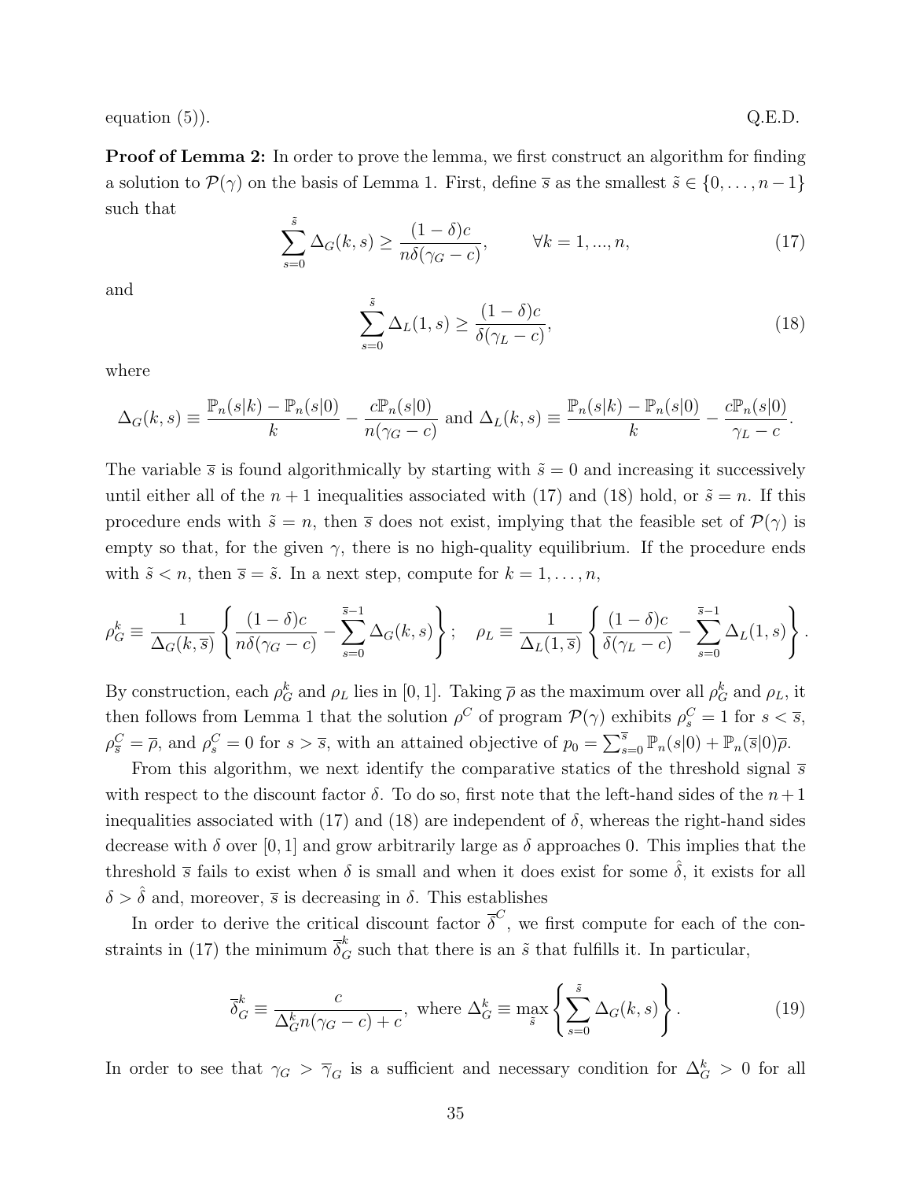equation (5)). Q.E.D.

**Proof of Lemma 2:** In order to prove the lemma, we first construct an algorithm for finding a solution to $\mathcal{P}(\gamma)$ on the basis of Lemma 1. First, define $\overline{s}$ as the smallest $\tilde{s} \in \{0, \ldots, n-1\}$ such that

$$\sum_{s=0}^{\tilde{s}} \Delta_G(k,s) \geq \frac{(1-\delta)c}{n\delta(\gamma_G - c)}, \qquad \forall k = 1, ..., n, \tag{17}$$

and

$$\sum_{s=0}^{\tilde{s}} \Delta_L(1,s) \geq \frac{(1-\delta)c}{\delta(\gamma_L - c)}, \tag{18}$$

where

$$\Delta_G(k,s) \equiv \frac{\mathbb{P}_n(s|k) - \mathbb{P}_n(s|0)}{k} - \frac{c\mathbb{P}_n(s|0)}{n(\gamma_G - c)} \text{ and } \Delta_L(k,s) \equiv \frac{\mathbb{P}_n(s|k) - \mathbb{P}_n(s|0)}{k} - \frac{c\mathbb{P}_n(s|0)}{\gamma_L - c}.$$

The variable $\overline{s}$ is found algorithmically by starting with $\tilde{s} = 0$ and increasing it successively until either all of the $n+1$ inequalities associated with (17) and (18) hold, or $\tilde{s} = n$. If this procedure ends with $\tilde{s} = n$, then $\overline{s}$ does not exist, implying that the feasible set of $\mathcal{P}(\gamma)$ is empty so that, for the given $\gamma$, there is no high-quality equilibrium. If the procedure ends with $\tilde{s} < n$, then $\overline{s} = \tilde{s}$. In a next step, compute for $k = 1, \ldots, n$,

$$\rho_G^k \equiv \frac{1}{\Delta_G(k,\overline{s})} \left\{ \frac{(1-\delta)c}{n\delta(\gamma_G - c)} - \sum_{s=0}^{\overline{s}-1} \Delta_G(k,s) \right\}; \quad \rho_L \equiv \frac{1}{\Delta_L(1,\overline{s})} \left\{ \frac{(1-\delta)c}{\delta(\gamma_L - c)} - \sum_{s=0}^{\overline{s}-1} \Delta_L(1,s) \right\}.$$

By construction, each $\rho_G^k$ and $\rho_L$ lies in $[0,1]$. Taking $\overline{\rho}$ as the maximum over all $\rho_G^k$ and $\rho_L$, it then follows from Lemma 1 that the solution $\rho^C$ of program $\mathcal{P}(\gamma)$ exhibits $\rho_s^C = 1$ for $s < \overline{s}$, $\rho_{\overline{s}}^C = \overline{\rho}$, and $\rho_s^C = 0$ for $s > \overline{s}$, with an attained objective of $p_0 = \sum_{s=0}^{\overline{s}} \mathbb{P}_n(s|0) + \mathbb{P}_n(\overline{s}|0)\overline{\rho}$.

From this algorithm, we next identify the comparative statics of the threshold signal $\overline{s}$ with respect to the discount factor $\delta$. To do so, first note that the left-hand sides of the $n+1$ inequalities associated with (17) and (18) are independent of $\delta$, whereas the right-hand sides decrease with $\delta$ over $[0,1]$ and grow arbitrarily large as $\delta$ approaches 0. This implies that the threshold $\overline{s}$ fails to exist when $\delta$ is small and when it does exist for some $\hat{\delta}$, it exists for all $\delta > \hat{\delta}$ and, moreover, $\overline{s}$ is decreasing in $\delta$. This establishes

In order to derive the critical discount factor $\overline{\delta}^C$, we first compute for each of the constraints in (17) the minimum $\overline{\delta}_G^k$ such that there is an $\tilde{s}$ that fulfills it. In particular,

$$\overline{\delta}_G^k \equiv \frac{c}{\Delta_G^k n(\gamma_G - c) + c}, \text{ where } \Delta_G^k \equiv \max_{\tilde{s}} \left\{ \sum_{s=0}^{\tilde{s}} \Delta_G(k,s) \right\}. \tag{19}$$

In order to see that $\gamma_G > \overline{\gamma}_G$ is a sufficient and necessary condition for $\Delta_G^k > 0$ for all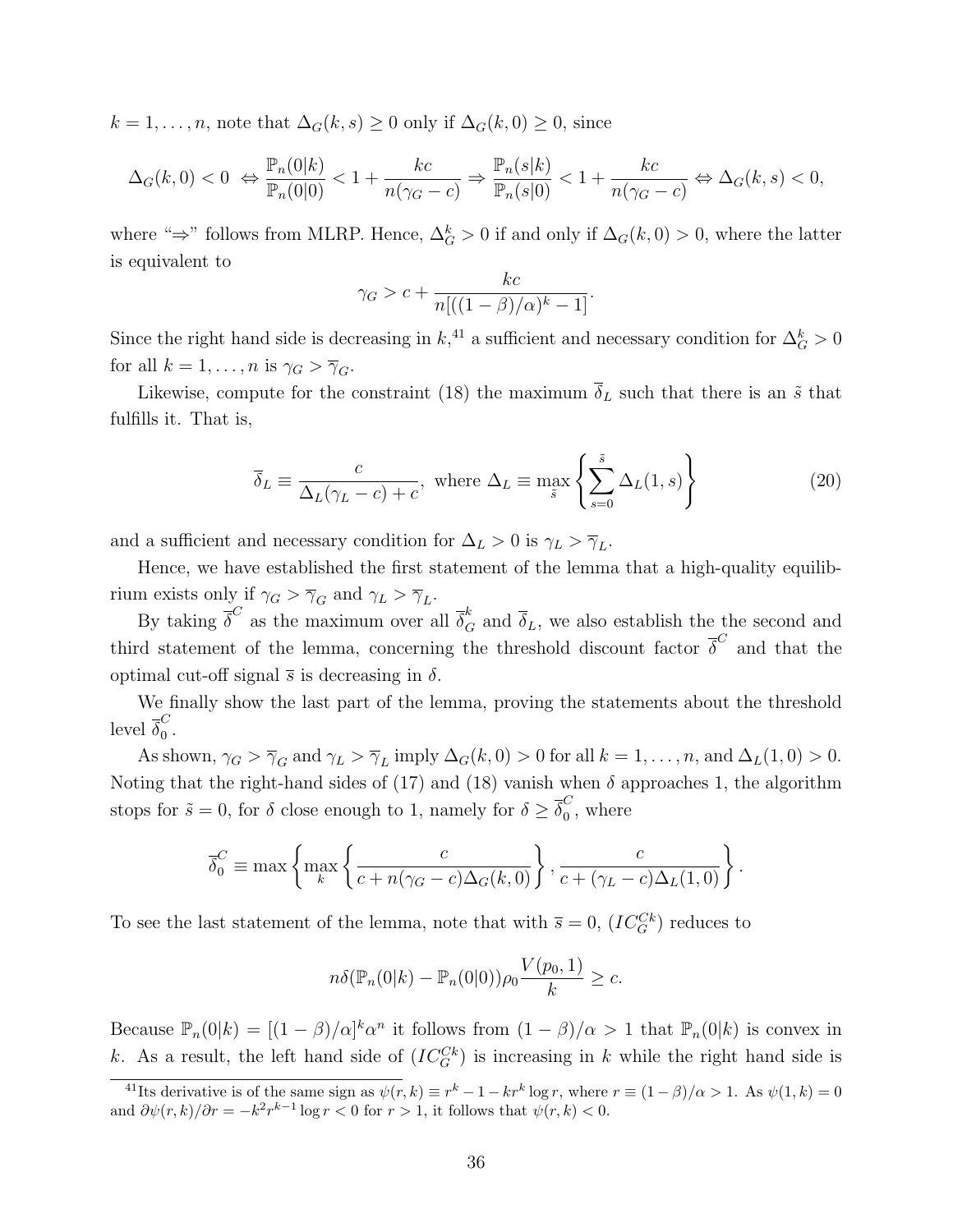$k = 1, \ldots, n$, note that $\Delta_G(k, s) \geq 0$ only if $\Delta_G(k, 0) \geq 0$, since

$$\Delta_G(k,0) < 0 \;\Leftrightarrow \frac{\mathbb{P}_n(0|k)}{\mathbb{P}_n(0|0)} < 1 + \frac{kc}{n(\gamma_G - c)} \Rightarrow \frac{\mathbb{P}_n(s|k)}{\mathbb{P}_n(s|0)} < 1 + \frac{kc}{n(\gamma_G - c)} \Leftrightarrow \Delta_G(k,s) < 0,$$

where "⇒" follows from MLRP. Hence, $\Delta_G^k > 0$ if and only if $\Delta_G(k, 0) > 0$, where the latter is equivalent to

$$\gamma_G > c + \frac{kc}{n[((1-\beta)/\alpha)^k - 1]}.$$

Since the right hand side is decreasing in $k$,[41] a sufficient and necessary condition for $\Delta_G^k > 0$ for all $k = 1, \ldots, n$ is $\gamma_G > \overline{\gamma}_G$.

Likewise, compute for the constraint (18) the maximum $\overline{\delta}_L$ such that there is an $\tilde{s}$ that fulfills it. That is,

$$\overline{\delta}_L \equiv \frac{c}{\Delta_L(\gamma_L - c) + c}, \text{ where } \Delta_L \equiv \max_{\tilde{s}} \left\{ \sum_{s=0}^{\tilde{s}} \Delta_L(1, s) \right\} \tag{20}$$

and a sufficient and necessary condition for $\Delta_L > 0$ is $\gamma_L > \overline{\gamma}_L$.

Hence, we have established the first statement of the lemma that a high-quality equilibrium exists only if $\gamma_G > \overline{\gamma}_G$ and $\gamma_L > \overline{\gamma}_L$.

By taking $\overline{\delta}^C$ as the maximum over all $\overline{\delta}_G^k$ and $\overline{\delta}_L$, we also establish the the second and third statement of the lemma, concerning the threshold discount factor $\overline{\delta}^C$ and that the optimal cut-off signal $\overline{s}$ is decreasing in $\delta$.

We finally show the last part of the lemma, proving the statements about the threshold level $\overline{\delta}_0^C$.

As shown, $\gamma_G > \overline{\gamma}_G$ and $\gamma_L > \overline{\gamma}_L$ imply $\Delta_G(k, 0) > 0$ for all $k = 1, \ldots, n$, and $\Delta_L(1, 0) > 0$. Noting that the right-hand sides of (17) and (18) vanish when $\delta$ approaches 1, the algorithm stops for $\tilde{s} = 0$, for $\delta$ close enough to 1, namely for $\delta \geq \overline{\delta}_0^C$, where

$$\overline{\delta}_0^C \equiv \max \left\{ \max_k \left\{ \frac{c}{c + n(\gamma_G - c)\Delta_G(k, 0)} \right\}, \frac{c}{c + (\gamma_L - c)\Delta_L(1, 0)} \right\}.$$

To see the last statement of the lemma, note that with $\overline{s} = 0$, $(IC_G^{Ck})$ reduces to

$$n\delta(\mathbb{P}_n(0|k) - \mathbb{P}_n(0|0))\rho_0 \frac{V(p_0, 1)}{k} \geq c.$$

Because $\mathbb{P}_n(0|k) = [(1-\beta)/\alpha]^k \alpha^n$ it follows from $(1-\beta)/\alpha > 1$ that $\mathbb{P}_n(0|k)$ is convex in $k$. As a result, the left hand side of $(IC_G^{Ck})$ is increasing in $k$ while the right hand side is

[41] Its derivative is of the same sign as $\psi(r, k) \equiv r^k - 1 - kr^k \log r$, where $r \equiv (1-\beta)/\alpha > 1$. As $\psi(1, k) = 0$ and $\partial\psi(r, k)/\partial r = -k^2 r^{k-1} \log r < 0$ for $r > 1$, it follows that $\psi(r, k) < 0$.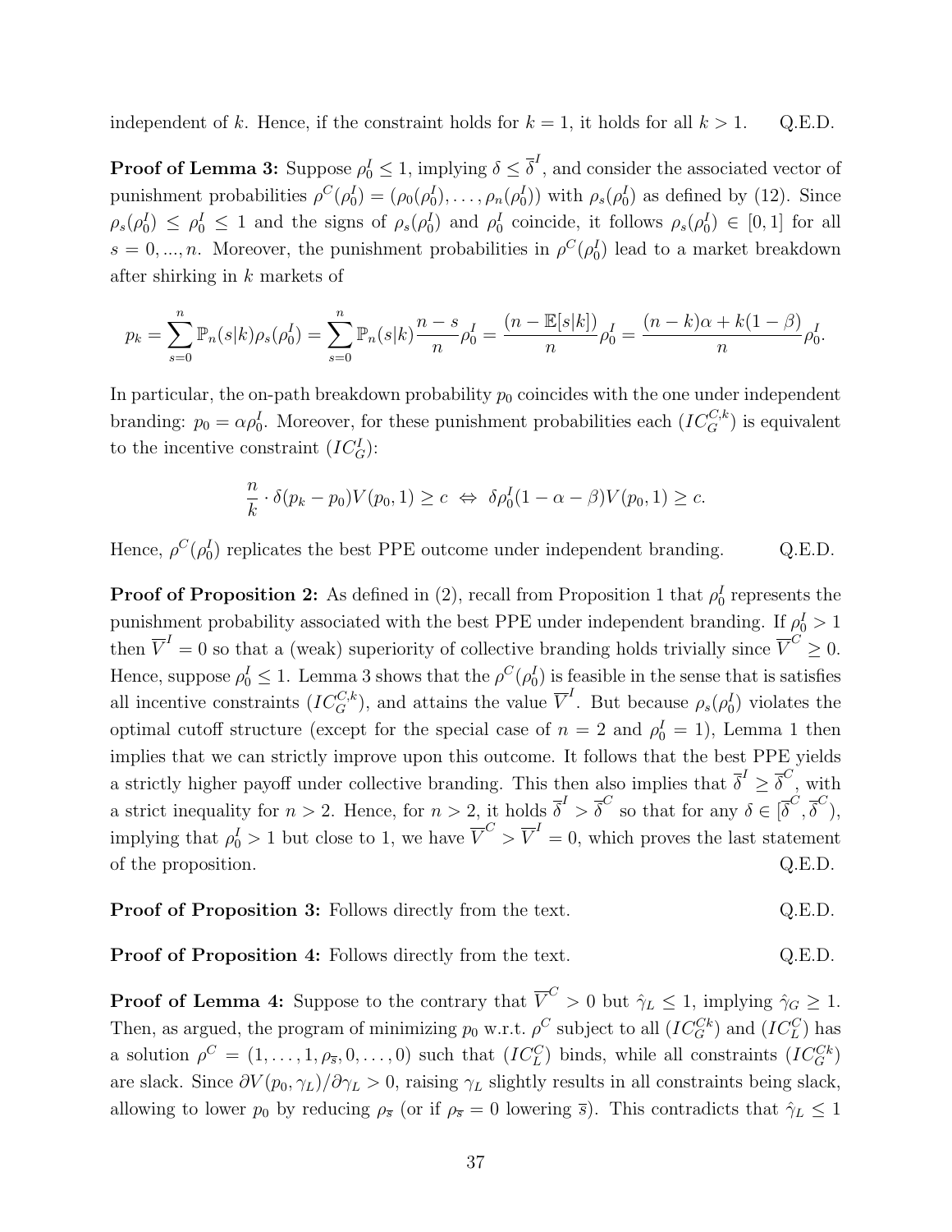independent of $k$. Hence, if the constraint holds for $k = 1$, it holds for all $k > 1$. Q.E.D.

**Proof of Lemma 3:** Suppose $\rho_0^I \leq 1$, implying $\delta \leq \overline{\delta}^I$, and consider the associated vector of punishment probabilities $\rho^C(\rho_0^I) = (\rho_0(\rho_0^I), \ldots, \rho_n(\rho_0^I))$ with $\rho_s(\rho_0^I)$ as defined by (12). Since $\rho_s(\rho_0^I) \leq \rho_0^I \leq 1$ and the signs of $\rho_s(\rho_0^I)$ and $\rho_0^I$ coincide, it follows $\rho_s(\rho_0^I) \in [0,1]$ for all $s = 0, ..., n$. Moreover, the punishment probabilities in $\rho^C(\rho_0^I)$ lead to a market breakdown after shirking in $k$ markets of

$$p_k = \sum_{s=0}^{n} \mathbb{P}_n(s|k)\rho_s(\rho_0^I) = \sum_{s=0}^{n} \mathbb{P}_n(s|k)\frac{n-s}{n}\rho_0^I = \frac{(n - \mathbb{E}[s|k])}{n}\rho_0^I = \frac{(n-k)\alpha + k(1-\beta)}{n}\rho_0^I.$$

In particular, the on-path breakdown probability $p_0$ coincides with the one under independent branding: $p_0 = \alpha\rho_0^I$. Moreover, for these punishment probabilities each $(IC_G^{C,k})$ is equivalent to the incentive constraint $(IC_G^I)$:

$$\frac{n}{k} \cdot \delta(p_k - p_0)V(p_0, 1) \geq c \;\Leftrightarrow\; \delta\rho_0^I(1 - \alpha - \beta)V(p_0, 1) \geq c.$$

Hence, $\rho^C(\rho_0^I)$ replicates the best PPE outcome under independent branding. Q.E.D.

**Proof of Proposition 2:** As defined in (2), recall from Proposition 1 that $\rho_0^I$ represents the punishment probability associated with the best PPE under independent branding. If $\rho_0^I > 1$ then $\overline{V}^I = 0$ so that a (weak) superiority of collective branding holds trivially since $\overline{V}^C \geq 0$. Hence, suppose $\rho_0^I \leq 1$. Lemma 3 shows that the $\rho^C(\rho_0^I)$ is feasible in the sense that is satisfies all incentive constraints $(IC_G^{C,k})$, and attains the value $\overline{V}^I$. But because $\rho_s(\rho_0^I)$ violates the optimal cutoff structure (except for the special case of $n = 2$ and $\rho_0^I = 1$), Lemma 1 then implies that we can strictly improve upon this outcome. It follows that the best PPE yields a strictly higher payoff under collective branding. This then also implies that $\overline{\delta}^I \geq \overline{\delta}^C$, with a strict inequality for $n > 2$. Hence, for $n > 2$, it holds $\overline{\delta}^I > \overline{\delta}^C$ so that for any $\delta \in [\overline{\delta}^C, \overline{\delta}^C)$, implying that $\rho_0^I > 1$ but close to 1, we have $\overline{V}^C > \overline{V}^I = 0$, which proves the last statement of the proposition. Q.E.D.

**Proof of Proposition 3:** Follows directly from the text. Q.E.D.

**Proof of Proposition 4:** Follows directly from the text. Q.E.D.

**Proof of Lemma 4:** Suppose to the contrary that $\overline{V}^C > 0$ but $\hat{\gamma}_L \leq 1$, implying $\hat{\gamma}_G \geq 1$. Then, as argued, the program of minimizing $p_0$ w.r.t. $\rho^C$ subject to all $(IC_G^{Ck})$ and $(IC_L^C)$ has a solution $\rho^C = (1, \ldots, 1, \rho_{\overline{s}}, 0, \ldots, 0)$ such that $(IC_L^C)$ binds, while all constraints $(IC_G^{Ck})$ are slack. Since $\partial V(p_0, \gamma_L)/\partial\gamma_L > 0$, raising $\gamma_L$ slightly results in all constraints being slack, allowing to lower $p_0$ by reducing $\rho_{\overline{s}}$ (or if $\rho_{\overline{s}} = 0$ lowering $\overline{s}$). This contradicts that $\hat{\gamma}_L \leq 1$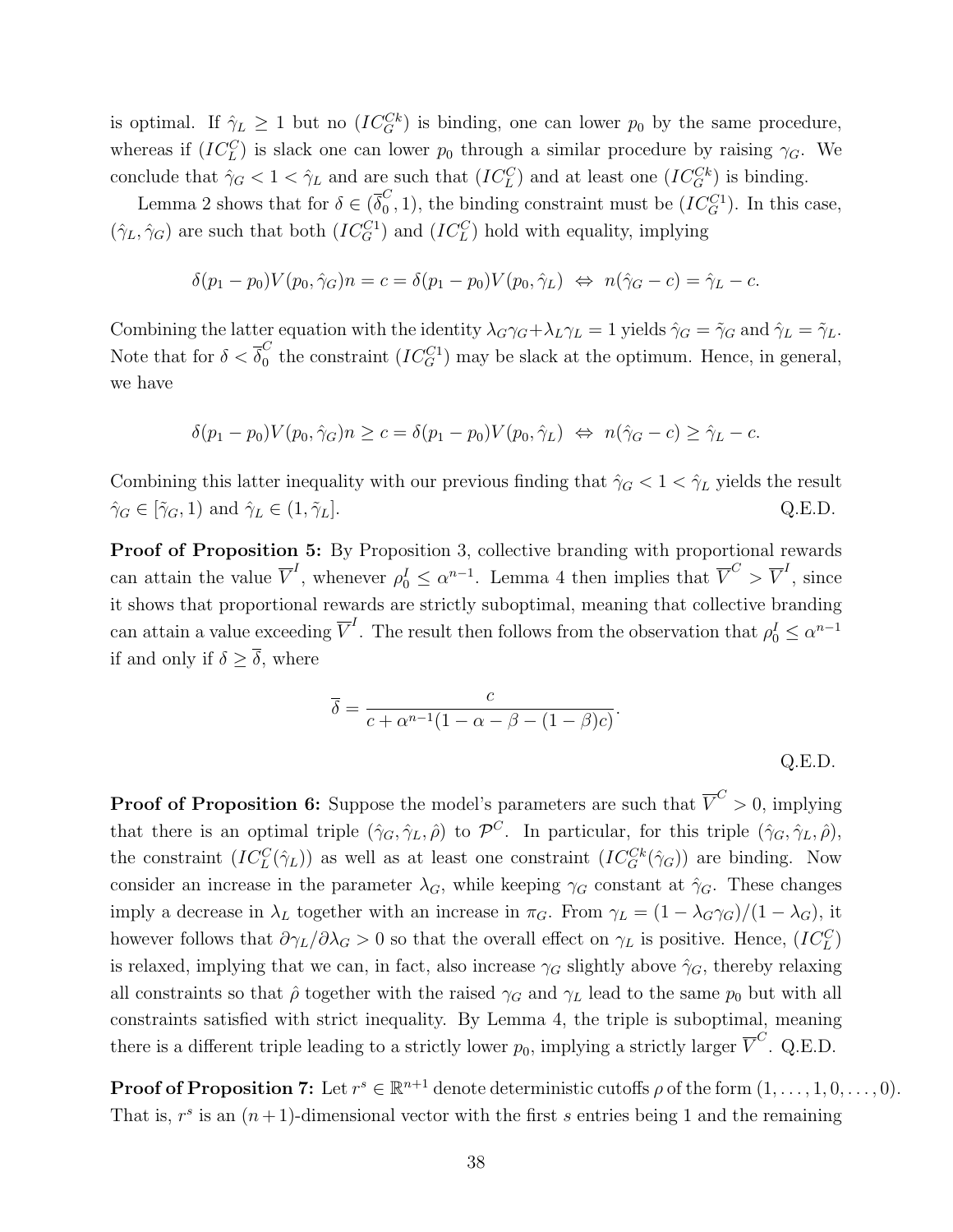is optimal. If $\hat{\gamma}_L \geq 1$ but no $(IC_G^{Ck})$ is binding, one can lower $p_0$ by the same procedure, whereas if $(IC_L^C)$ is slack one can lower $p_0$ through a similar procedure by raising $\gamma_G$. We conclude that $\hat{\gamma}_G < 1 < \hat{\gamma}_L$ and are such that $(IC_L^C)$ and at least one $(IC_G^{Ck})$ is binding.

Lemma 2 shows that for $\delta \in (\overline{\delta}_0^C, 1)$, the binding constraint must be $(IC_G^{C1})$. In this case, $(\hat{\gamma}_L, \hat{\gamma}_G)$ are such that both $(IC_G^{C1})$ and $(IC_L^C)$ hold with equality, implying

$$\delta(p_1 - p_0)V(p_0, \hat{\gamma}_G)n = c = \delta(p_1 - p_0)V(p_0, \hat{\gamma}_L) \;\Leftrightarrow\; n(\hat{\gamma}_G - c) = \hat{\gamma}_L - c.$$

Combining the latter equation with the identity $\lambda_G\gamma_G + \lambda_L\gamma_L = 1$ yields $\hat{\gamma}_G = \tilde{\gamma}_G$ and $\hat{\gamma}_L = \tilde{\gamma}_L$. Note that for $\delta < \overline{\delta}_0^C$ the constraint $(IC_G^{C1})$ may be slack at the optimum. Hence, in general, we have

$$\delta(p_1 - p_0)V(p_0, \hat{\gamma}_G)n \geq c = \delta(p_1 - p_0)V(p_0, \hat{\gamma}_L) \;\Leftrightarrow\; n(\hat{\gamma}_G - c) \geq \hat{\gamma}_L - c.$$

Combining this latter inequality with our previous finding that $\hat{\gamma}_G < 1 < \hat{\gamma}_L$ yields the result $\hat{\gamma}_G \in [\tilde{\gamma}_G, 1)$ and $\hat{\gamma}_L \in (1, \tilde{\gamma}_L]$. Q.E.D.

**Proof of Proposition 5:** By Proposition 3, collective branding with proportional rewards can attain the value $\overline{V}^I$, whenever $\rho_0^I \leq \alpha^{n-1}$. Lemma 4 then implies that $\overline{V}^C > \overline{V}^I$, since it shows that proportional rewards are strictly suboptimal, meaning that collective branding can attain a value exceeding $\overline{V}^I$. The result then follows from the observation that $\rho_0^I \leq \alpha^{n-1}$ if and only if $\delta \geq \overline{\delta}$, where

$$\overline{\delta} = \frac{c}{c + \alpha^{n-1}(1 - \alpha - \beta - (1-\beta)c)}.$$

Q.E.D.

**Proof of Proposition 6:** Suppose the model's parameters are such that $\overline{V}^C > 0$, implying that there is an optimal triple $(\hat{\gamma}_G, \hat{\gamma}_L, \hat{\rho})$ to $\mathcal{P}^C$. In particular, for this triple $(\hat{\gamma}_G, \hat{\gamma}_L, \hat{\rho})$, the constraint $(IC_L^C(\hat{\gamma}_L))$ as well as at least one constraint $(IC_G^{Ck}(\hat{\gamma}_G))$ are binding. Now consider an increase in the parameter $\lambda_G$, while keeping $\gamma_G$ constant at $\hat{\gamma}_G$. These changes imply a decrease in $\lambda_L$ together with an increase in $\pi_G$. From $\gamma_L = (1 - \lambda_G\gamma_G)/(1 - \lambda_G)$, it however follows that $\partial\gamma_L/\partial\lambda_G > 0$ so that the overall effect on $\gamma_L$ is positive. Hence, $(IC_L^C)$ is relaxed, implying that we can, in fact, also increase $\gamma_G$ slightly above $\hat{\gamma}_G$, thereby relaxing all constraints so that $\hat{\rho}$ together with the raised $\gamma_G$ and $\gamma_L$ lead to the same $p_0$ but with all constraints satisfied with strict inequality. By Lemma 4, the triple is suboptimal, meaning there is a different triple leading to a strictly lower $p_0$, implying a strictly larger $\overline{V}^C$. Q.E.D.

**Proof of Proposition 7:** Let $r^s \in \mathbb{R}^{n+1}$ denote deterministic cutoffs $\rho$ of the form $(1, \ldots, 1, 0, \ldots, 0)$. That is, $r^s$ is an $(n+1)$-dimensional vector with the first $s$ entries being 1 and the remaining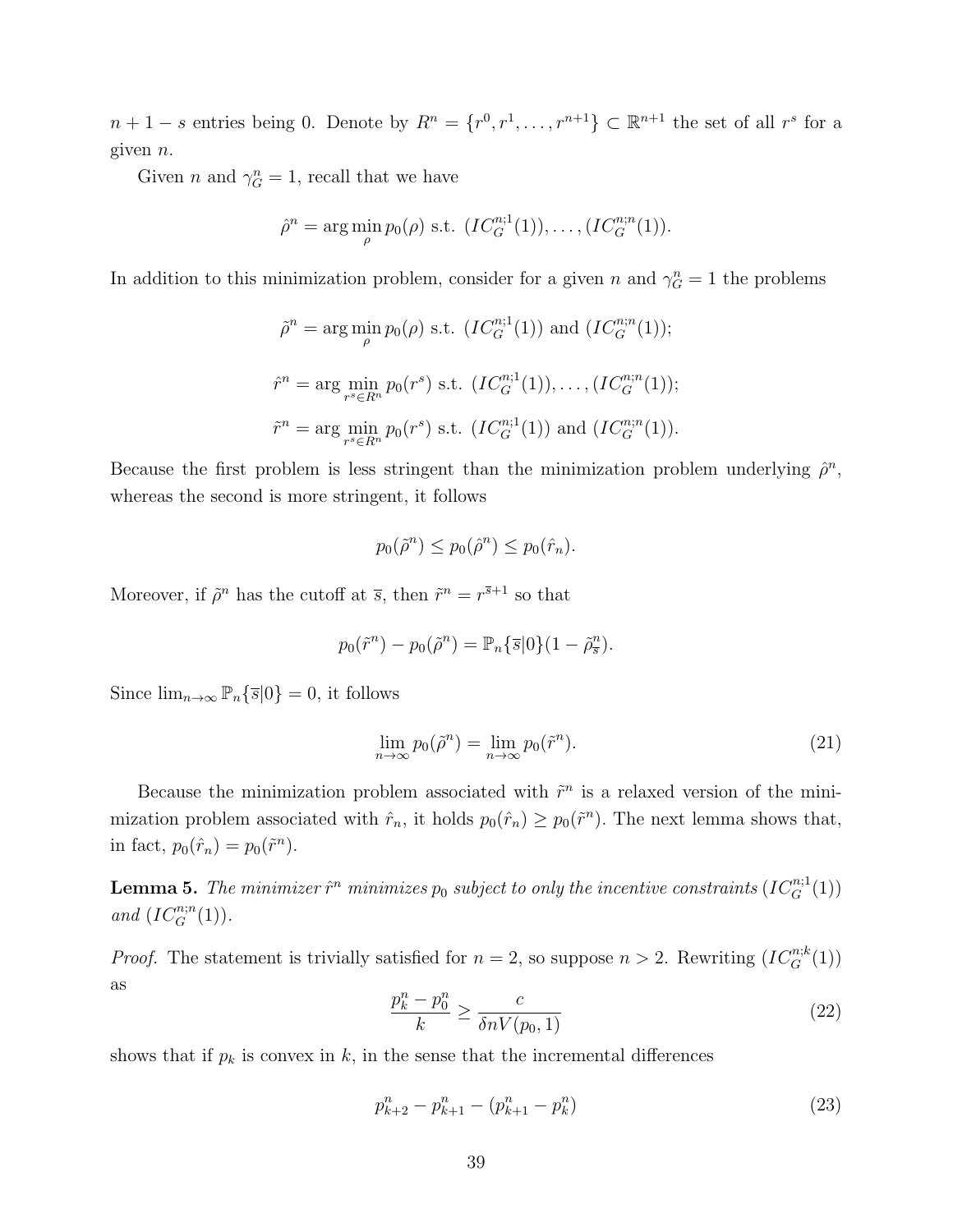$n + 1 - s$ entries being 0. Denote by $R^n = \{r^0, r^1, \ldots, r^{n+1}\} \subset \mathbb{R}^{n+1}$ the set of all $r^s$ for a given $n$.

Given $n$ and $\gamma_G^n = 1$, recall that we have

$$\hat{\rho}^n = \arg\min_{\rho} p_0(\rho) \text{ s.t. } (IC_G^{n;1}(1)), \ldots, (IC_G^{n;n}(1)).$$

In addition to this minimization problem, consider for a given $n$ and $\gamma_G^n = 1$ the problems

$$\tilde{\rho}^n = \arg\min_{\rho} p_0(\rho) \text{ s.t. } (IC_G^{n;1}(1)) \text{ and } (IC_G^{n;n}(1));$$

$$\hat{r}^n = \arg\min_{r^s \in R^n} p_0(r^s) \text{ s.t. } (IC_G^{n;1}(1)), \ldots, (IC_G^{n;n}(1));$$

$$\tilde{r}^n = \arg\min_{r^s \in R^n} p_0(r^s) \text{ s.t. } (IC_G^{n;1}(1)) \text{ and } (IC_G^{n;n}(1)).$$

Because the first problem is less stringent than the minimization problem underlying $\hat{\rho}^n$, whereas the second is more stringent, it follows

$$p_0(\tilde{\rho}^n) \leq p_0(\hat{\rho}^n) \leq p_0(\hat{r}_n).$$

Moreover, if $\tilde{\rho}^n$ has the cutoff at $\overline{s}$, then $\tilde{r}^n = r^{\overline{s}+1}$ so that

$$p_0(\tilde{r}^n) - p_0(\tilde{\rho}^n) = \mathbb{P}_n\{\overline{s}|0\}(1 - \tilde{\rho}^n_{\overline{s}}).$$

Since $\lim_{n\to\infty} \mathbb{P}_n\{\overline{s}|0\} = 0$, it follows

$$\lim_{n\to\infty} p_0(\tilde{\rho}^n) = \lim_{n\to\infty} p_0(\tilde{r}^n). \tag{21}$$

Because the minimization problem associated with $\tilde{r}^n$ is a relaxed version of the minimization problem associated with $\hat{r}_n$, it holds $p_0(\hat{r}_n) \geq p_0(\tilde{r}^n)$. The next lemma shows that, in fact, $p_0(\hat{r}_n) = p_0(\tilde{r}^n)$.

**Lemma 5.** *The minimizer $\hat{r}^n$ minimizes $p_0$ subject to only the incentive constraints $(IC_G^{n;1}(1))$ and $(IC_G^{n;n}(1))$.*

*Proof.* The statement is trivially satisfied for $n = 2$, so suppose $n > 2$. Rewriting $(IC_G^{n;k}(1))$ as

$$\frac{p_k^n - p_0^n}{k} \geq \frac{c}{\delta n V(p_0, 1)} \tag{22}$$

shows that if $p_k$ is convex in $k$, in the sense that the incremental differences

$$p_{k+2}^n - p_{k+1}^n - (p_{k+1}^n - p_k^n) \tag{23}$$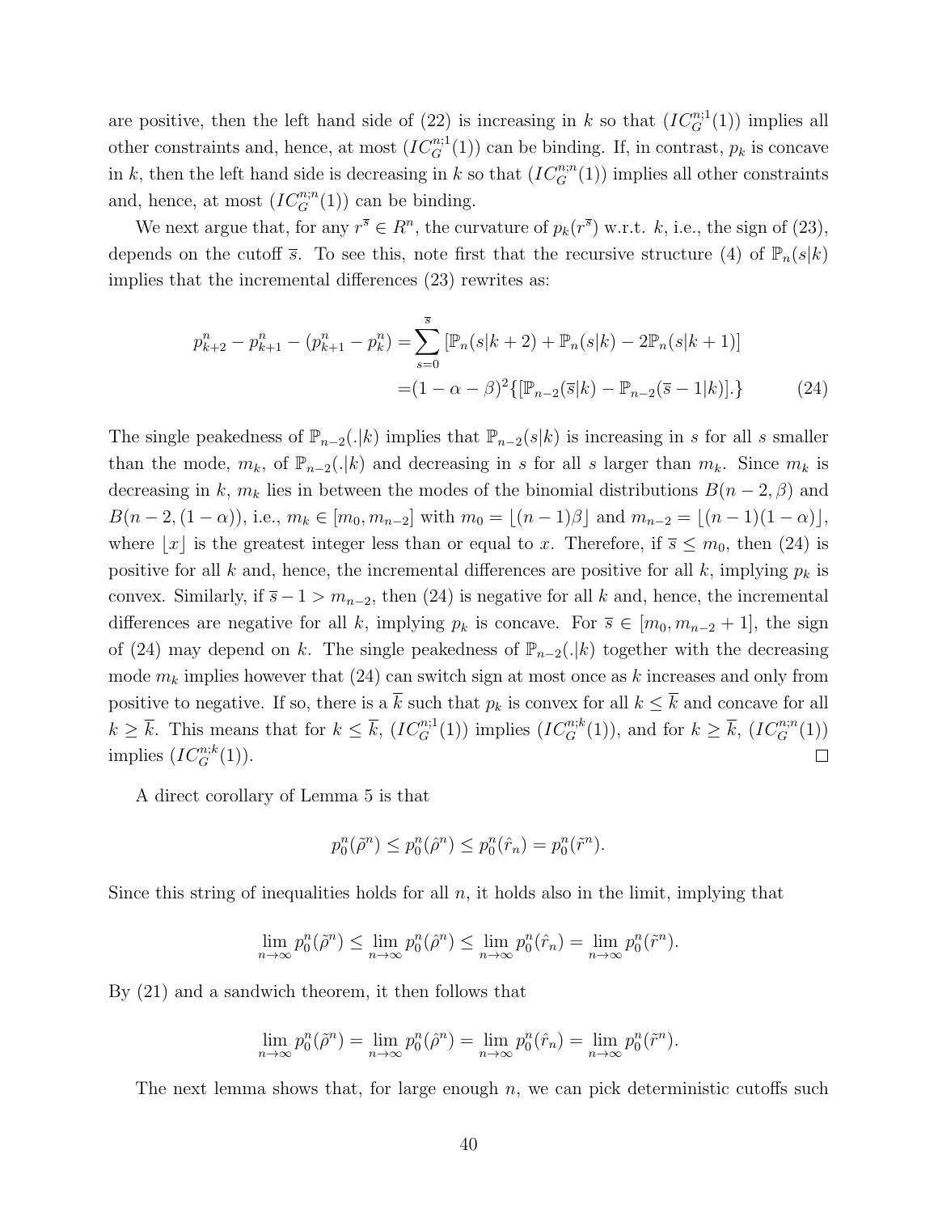are positive, then the left hand side of (22) is increasing in $k$ so that $(IC_G^{n;1}(1))$ implies all other constraints and, hence, at most $(IC_G^{n;1}(1))$ can be binding. If, in contrast, $p_k$ is concave in $k$, then the left hand side is decreasing in $k$ so that $(IC_G^{n;n}(1))$ implies all other constraints and, hence, at most $(IC_G^{n;n}(1))$ can be binding.

We next argue that, for any $r^{\overline{s}} \in R^n$, the curvature of $p_k(r^{\overline{s}})$ w.r.t. $k$, i.e., the sign of (23), depends on the cutoff $\overline{s}$. To see this, note first that the recursive structure (4) of $\mathbb{P}_n(s|k)$ implies that the incremental differences (23) rewrites as:

$$
\begin{aligned}
p_{k+2}^n - p_{k+1}^n - (p_{k+1}^n - p_k^n) = & \sum_{s=0}^{\overline{s}} \left[\mathbb{P}_n(s|k+2) + \mathbb{P}_n(s|k) - 2\mathbb{P}_n(s|k+1)\right] \\
= & (1-\alpha-\beta)^2 \{[\mathbb{P}_{n-2}(\overline{s}|k) - \mathbb{P}_{n-2}(\overline{s}-1|k)].\}
\end{aligned} \tag{24}
$$

The single peakedness of $\mathbb{P}_{n-2}(.|k)$ implies that $\mathbb{P}_{n-2}(s|k)$ is increasing in $s$ for all $s$ smaller than the mode, $m_k$, of $\mathbb{P}_{n-2}(.|k)$ and decreasing in $s$ for all $s$ larger than $m_k$. Since $m_k$ is decreasing in $k$, $m_k$ lies in between the modes of the binomial distributions $B(n-2, \beta)$ and $B(n-2, (1-\alpha))$, i.e., $m_k \in [m_0, m_{n-2}]$ with $m_0 = \lfloor (n-1)\beta \rfloor$ and $m_{n-2} = \lfloor (n-1)(1-\alpha) \rfloor$, where $\lfloor x \rfloor$ is the greatest integer less than or equal to $x$. Therefore, if $\overline{s} \leq m_0$, then (24) is positive for all $k$ and, hence, the incremental differences are positive for all $k$, implying $p_k$ is convex. Similarly, if $\overline{s} - 1 > m_{n-2}$, then (24) is negative for all $k$ and, hence, the incremental differences are negative for all $k$, implying $p_k$ is concave. For $\overline{s} \in [m_0, m_{n-2}+1]$, the sign of (24) may depend on $k$. The single peakedness of $\mathbb{P}_{n-2}(.|k)$ together with the decreasing mode $m_k$ implies however that (24) can switch sign at most once as $k$ increases and only from positive to negative. If so, there is a $\overline{k}$ such that $p_k$ is convex for all $k \leq \overline{k}$ and concave for all $k \geq \overline{k}$. This means that for $k \leq \overline{k}$, $(IC_G^{n;1}(1))$ implies $(IC_G^{n;k}(1))$, and for $k \geq \overline{k}$, $(IC_G^{n;n}(1))$ implies $(IC_G^{n;k}(1))$. $\square$

A direct corollary of Lemma 5 is that

$$
p_0^n(\tilde{\rho}^n) \leq p_0^n(\hat{\rho}^n) \leq p_0^n(\hat{r}_n) = p_0^n(\tilde{r}^n).
$$

Since this string of inequalities holds for all $n$, it holds also in the limit, implying that

$$
\lim_{n\to\infty} p_0^n(\tilde{\rho}^n) \leq \lim_{n\to\infty} p_0^n(\hat{\rho}^n) \leq \lim_{n\to\infty} p_0^n(\hat{r}_n) = \lim_{n\to\infty} p_0^n(\tilde{r}^n).
$$

By (21) and a sandwich theorem, it then follows that

$$
\lim_{n\to\infty} p_0^n(\tilde{\rho}^n) = \lim_{n\to\infty} p_0^n(\hat{\rho}^n) = \lim_{n\to\infty} p_0^n(\hat{r}_n) = \lim_{n\to\infty} p_0^n(\tilde{r}^n).
$$

The next lemma shows that, for large enough $n$, we can pick deterministic cutoffs such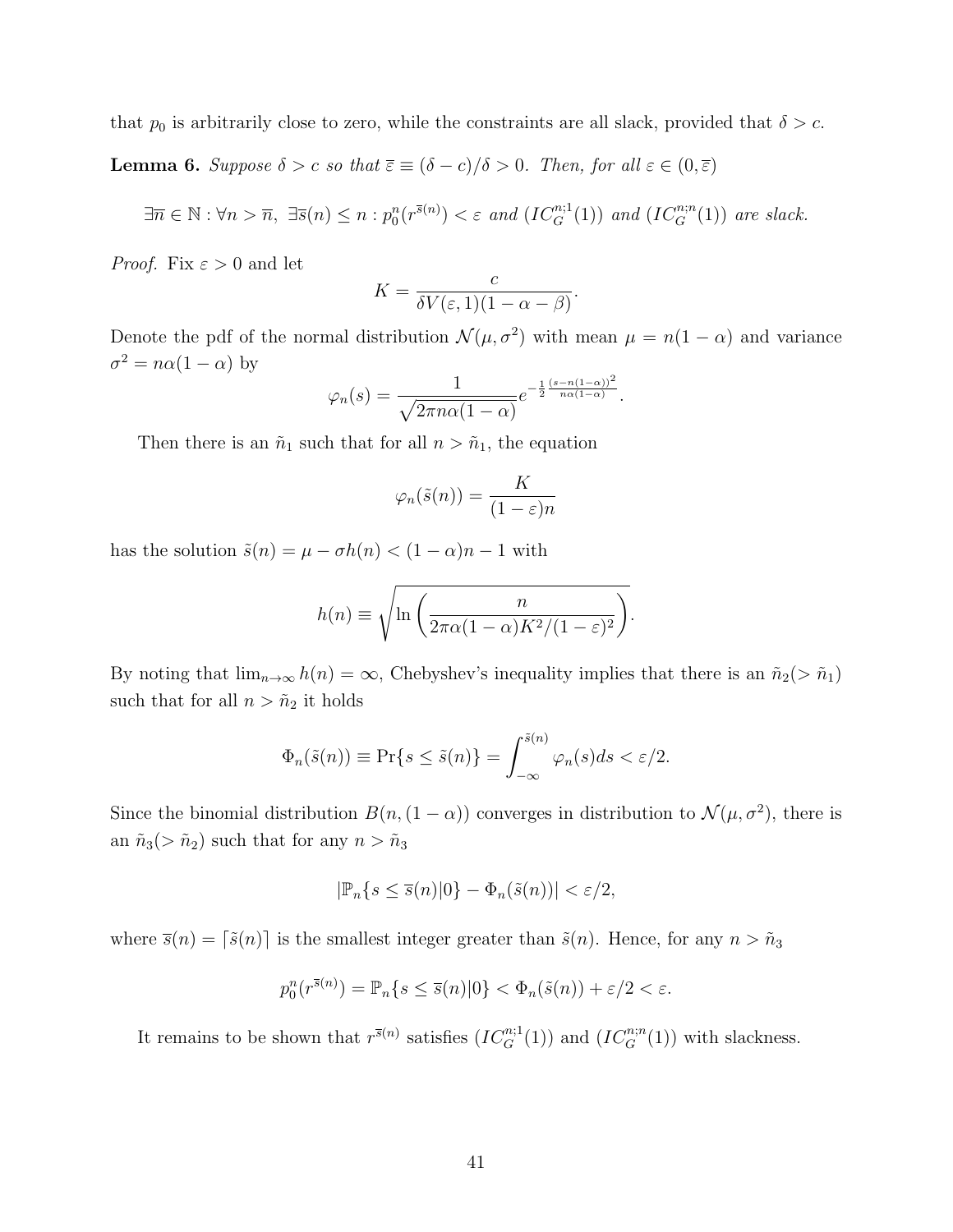that $p_0$ is arbitrarily close to zero, while the constraints are all slack, provided that $\delta > c$.

**Lemma 6.** *Suppose $\delta > c$ so that $\bar{\varepsilon} \equiv (\delta - c)/\delta > 0$. Then, for all $\varepsilon \in (0, \bar{\varepsilon})$*

$$\exists \overline{n} \in \mathbb{N} : \forall n > \overline{n},\ \exists \overline{s}(n) \le n : p_0^n(r^{\overline{s}(n)}) < \varepsilon \text{ and } (IC_G^{n;1}(1)) \text{ and } (IC_G^{n;n}(1)) \text{ are slack.}$$

*Proof.* Fix $\varepsilon > 0$ and let

$$K = \frac{c}{\delta V(\varepsilon, 1)(1 - \alpha - \beta)}.$$

Denote the pdf of the normal distribution $\mathcal{N}(\mu, \sigma^2)$ with mean $\mu = n(1-\alpha)$ and variance $\sigma^2 = n\alpha(1-\alpha)$ by

$$\varphi_n(s) = \frac{1}{\sqrt{2\pi n\alpha(1-\alpha)}} e^{-\frac{1}{2}\frac{(s-n(1-\alpha))^2}{n\alpha(1-\alpha)}}.$$

Then there is an $\tilde{n}_1$ such that for all $n > \tilde{n}_1$, the equation

$$\varphi_n(\tilde{s}(n)) = \frac{K}{(1-\varepsilon)n}$$

has the solution $\tilde{s}(n) = \mu - \sigma h(n) < (1-\alpha)n - 1$ with

$$h(n) \equiv \sqrt{\ln\left(\frac{n}{2\pi\alpha(1-\alpha)K^2/(1-\varepsilon)^2}\right)}.$$

By noting that $\lim_{n\to\infty} h(n) = \infty$, Chebyshev's inequality implies that there is an $\tilde{n}_2 (> \tilde{n}_1)$ such that for all $n > \tilde{n}_2$ it holds

$$\Phi_n(\tilde{s}(n)) \equiv \Pr\{s \le \tilde{s}(n)\} = \int_{-\infty}^{\tilde{s}(n)} \varphi_n(s) ds < \varepsilon/2.$$

Since the binomial distribution $B(n, (1-\alpha))$ converges in distribution to $\mathcal{N}(\mu, \sigma^2)$, there is an $\tilde{n}_3 (> \tilde{n}_2)$ such that for any $n > \tilde{n}_3$

$$|\mathbb{P}_n\{s \le \overline{s}(n)|0\} - \Phi_n(\tilde{s}(n))| < \varepsilon/2,$$

where $\overline{s}(n) = \lceil \tilde{s}(n) \rceil$ is the smallest integer greater than $\tilde{s}(n)$. Hence, for any $n > \tilde{n}_3$

$$p_0^n(r^{\overline{s}(n)}) = \mathbb{P}_n\{s \le \overline{s}(n)|0\} < \Phi_n(\tilde{s}(n)) + \varepsilon/2 < \varepsilon.$$

It remains to be shown that $r^{\overline{s}(n)}$ satisfies $(IC_G^{n;1}(1))$ and $(IC_G^{n;n}(1))$ with slackness.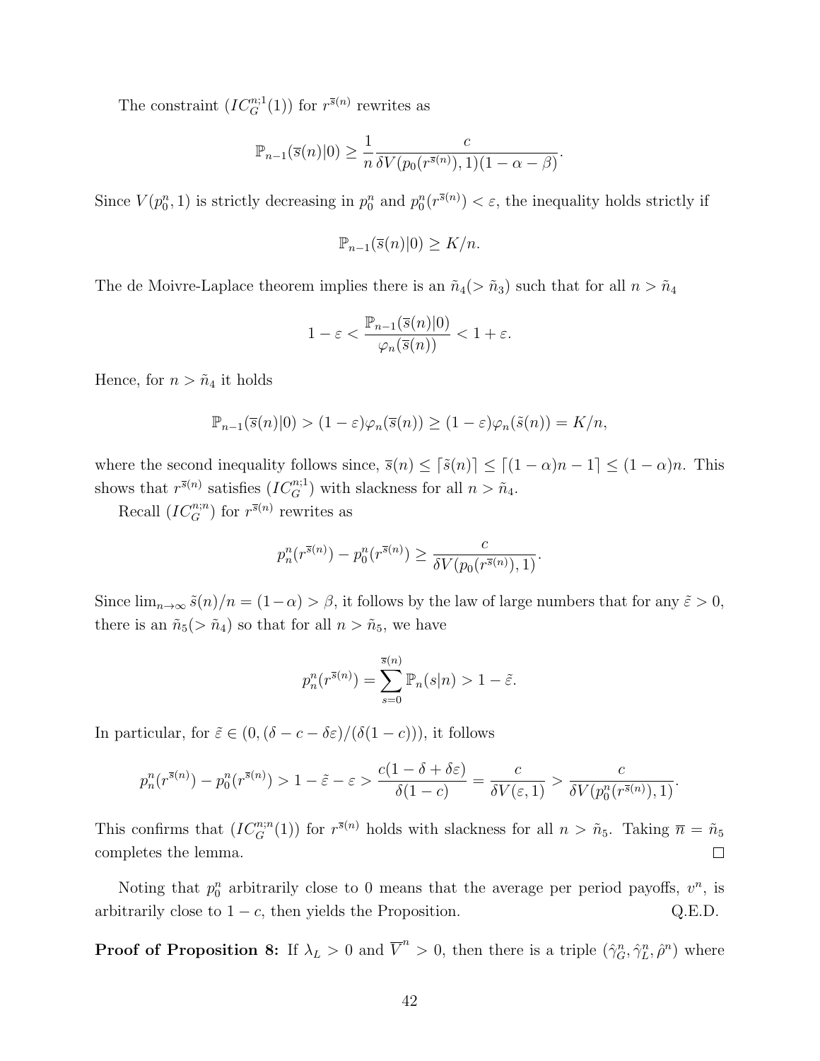The constraint $(IC_G^{n;1}(1))$ for $r^{\overline{s}(n)}$ rewrites as

$$\mathbb{P}_{n-1}(\overline{s}(n)|0) \geq \frac{1}{n} \frac{c}{\delta V(p_0(r^{\overline{s}(n)}), 1)(1-\alpha-\beta)}.$$

Since $V(p_0^n, 1)$ is strictly decreasing in $p_0^n$ and $p_0^n(r^{\overline{s}(n)}) < \varepsilon$, the inequality holds strictly if

$$\mathbb{P}_{n-1}(\overline{s}(n)|0) \geq K/n.$$

The de Moivre-Laplace theorem implies there is an $\tilde{n}_4(> \tilde{n}_3)$ such that for all $n > \tilde{n}_4$

$$1 - \varepsilon < \frac{\mathbb{P}_{n-1}(\overline{s}(n)|0)}{\varphi_n(\overline{s}(n))} < 1 + \varepsilon.$$

Hence, for $n > \tilde{n}_4$ it holds

$$\mathbb{P}_{n-1}(\overline{s}(n)|0) > (1-\varepsilon)\varphi_n(\overline{s}(n)) \geq (1-\varepsilon)\varphi_n(\tilde{s}(n)) = K/n,$$

where the second inequality follows since, $\overline{s}(n) \leq \lceil \tilde{s}(n) \rceil \leq \lceil (1-\alpha)n - 1 \rceil \leq (1-\alpha)n$. This shows that $r^{\overline{s}(n)}$ satisfies $(IC_G^{n;1})$ with slackness for all $n > \tilde{n}_4$.

Recall $(IC_G^{n;n})$ for $r^{\overline{s}(n)}$ rewrites as

$$p_n^n(r^{\overline{s}(n)}) - p_0^n(r^{\overline{s}(n)}) \geq \frac{c}{\delta V(p_0(r^{\overline{s}(n)}), 1)}.$$

Since $\lim_{n\to\infty} \tilde{s}(n)/n = (1-\alpha) > \beta$, it follows by the law of large numbers that for any $\tilde{\varepsilon} > 0$, there is an $\tilde{n}_5(> \tilde{n}_4)$ so that for all $n > \tilde{n}_5$, we have

$$p_n^n(r^{\overline{s}(n)}) = \sum_{s=0}^{\overline{s}(n)} \mathbb{P}_n(s|n) > 1 - \tilde{\varepsilon}.$$

In particular, for $\tilde{\varepsilon} \in (0, (\delta - c - \delta\varepsilon)/(\delta(1-c)))$, it follows

$$p_n^n(r^{\overline{s}(n)}) - p_0^n(r^{\overline{s}(n)}) > 1 - \tilde{\varepsilon} - \varepsilon > \frac{c(1-\delta+\delta\varepsilon)}{\delta(1-c)} = \frac{c}{\delta V(\varepsilon, 1)} > \frac{c}{\delta V(p_0^n(r^{\overline{s}(n)}), 1)}.$$

This confirms that $(IC_G^{n;n}(1))$ for $r^{\overline{s}(n)}$ holds with slackness for all $n > \tilde{n}_5$. Taking $\overline{n} = \tilde{n}_5$ completes the lemma. $\square$

Noting that $p_0^n$ arbitrarily close to 0 means that the average per period payoffs, $v^n$, is arbitrarily close to $1-c$, then yields the Proposition. Q.E.D.

**Proof of Proposition 8:** If $\lambda_L > 0$ and $\overline{V}^n > 0$, then there is a triple $(\hat{\gamma}_G^n, \hat{\gamma}_L^n, \hat{\rho}^n)$ where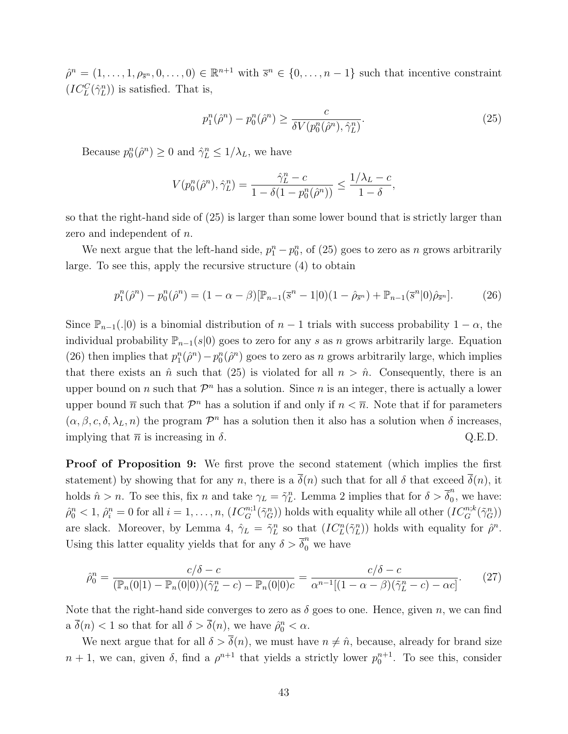$\hat{\rho}^n = (1, \ldots, 1, \rho_{\overline{s}^n}, 0, \ldots, 0) \in \mathbb{R}^{n+1}$ with $\overline{s}^n \in \{0, \ldots, n-1\}$ such that incentive constraint $(IC_L^C(\hat{\gamma}_L^n))$ is satisfied. That is,

$$p_1^n(\hat{\rho}^n) - p_0^n(\hat{\rho}^n) \geq \frac{c}{\delta V(p_0^n(\hat{\rho}^n), \hat{\gamma}_L^n)}. \tag{25}$$

Because $p_0^n(\hat{\rho}^n) \geq 0$ and $\hat{\gamma}_L^n \leq 1/\lambda_L$, we have

$$V(p_0^n(\hat{\rho}^n), \hat{\gamma}_L^n) = \frac{\hat{\gamma}_L^n - c}{1 - \delta(1 - p_0^n(\hat{\rho}^n))} \leq \frac{1/\lambda_L - c}{1 - \delta},$$

so that the right-hand side of (25) is larger than some lower bound that is strictly larger than zero and independent of $n$.

We next argue that the left-hand side, $p_1^n - p_0^n$, of (25) goes to zero as $n$ grows arbitrarily large. To see this, apply the recursive structure (4) to obtain

$$p_1^n(\hat{\rho}^n) - p_0^n(\hat{\rho}^n) = (1 - \alpha - \beta)[\mathbb{P}_{n-1}(\overline{s}^n - 1|0)(1 - \hat{\rho}_{\overline{s}^n}) + \mathbb{P}_{n-1}(\overline{s}^n|0)\hat{\rho}_{\overline{s}^n}]. \tag{26}$$

Since $\mathbb{P}_{n-1}(.|0)$ is a binomial distribution of $n-1$ trials with success probability $1-\alpha$, the individual probability $\mathbb{P}_{n-1}(s|0)$ goes to zero for any $s$ as $n$ grows arbitrarily large. Equation (26) then implies that $p_1^n(\hat{\rho}^n) - p_0^n(\hat{\rho}^n)$ goes to zero as $n$ grows arbitrarily large, which implies that there exists an $\hat{n}$ such that (25) is violated for all $n > \hat{n}$. Consequently, there is an upper bound on $n$ such that $\mathcal{P}^n$ has a solution. Since $n$ is an integer, there is actually a lower upper bound $\overline{n}$ such that $\mathcal{P}^n$ has a solution if and only if $n < \overline{n}$. Note that if for parameters $(\alpha, \beta, c, \delta, \lambda_L, n)$ the program $\mathcal{P}^n$ has a solution then it also has a solution when $\delta$ increases, implying that $\overline{n}$ is increasing in $\delta$. Q.E.D.

**Proof of Proposition 9:** We first prove the second statement (which implies the first statement) by showing that for any $n$, there is a $\overline{\delta}(n)$ such that for all $\delta$ that exceed $\overline{\delta}(n)$, it holds $\hat{n} > n$. To see this, fix $n$ and take $\gamma_L = \tilde{\gamma}_L^n$. Lemma 2 implies that for $\delta > \overline{\delta}_0^n$, we have: $\hat{\rho}_0^n < 1$, $\hat{\rho}_i^n = 0$ for all $i = 1, \ldots, n$, $(IC_G^{n;1}(\tilde{\gamma}_G^n))$ holds with equality while all other $(IC_G^{n;k}(\tilde{\gamma}_G^n))$ are slack. Moreover, by Lemma 4, $\hat{\gamma}_L = \tilde{\gamma}_L^n$ so that $(IC_L^n(\tilde{\gamma}_L^n))$ holds with equality for $\hat{\rho}^n$. Using this latter equality yields that for any $\delta > \overline{\delta}_0^n$ we have

$$\hat{\rho}_0^n = \frac{c/\delta - c}{(\mathbb{P}_n(0|1) - \mathbb{P}_n(0|0))(\tilde{\gamma}_L^n - c) - \mathbb{P}_n(0|0)c} = \frac{c/\delta - c}{\alpha^{n-1}[(1 - \alpha - \beta)(\tilde{\gamma}_L^n - c) - \alpha c]}. \tag{27}$$

Note that the right-hand side converges to zero as $\delta$ goes to one. Hence, given $n$, we can find a $\overline{\delta}(n) < 1$ so that for all $\delta > \overline{\delta}(n)$, we have $\hat{\rho}_0^n < \alpha$.

We next argue that for all $\delta > \overline{\delta}(n)$, we must have $n \neq \hat{n}$, because, already for brand size $n+1$, we can, given $\delta$, find a $\rho^{n+1}$ that yields a strictly lower $p_0^{n+1}$. To see this, consider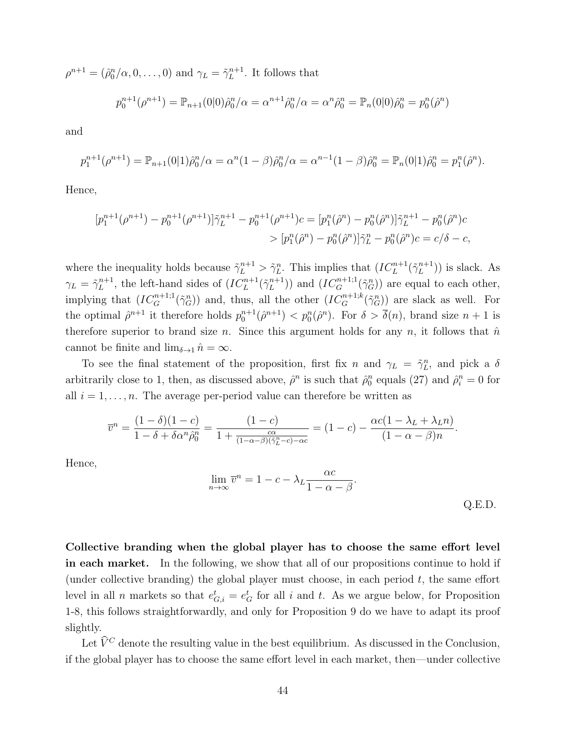$\rho^{n+1} = (\hat{\rho}_0^n/\alpha, 0, \ldots, 0)$ and $\gamma_L = \tilde{\gamma}_L^{n+1}$. It follows that

$$p_0^{n+1}(\rho^{n+1}) = \mathbb{P}_{n+1}(0|0)\hat{\rho}_0^n/\alpha = \alpha^{n+1}\hat{\rho}_0^n/\alpha = \alpha^n\hat{\rho}_0^n = \mathbb{P}_n(0|0)\hat{\rho}_0^n = p_0^n(\hat{\rho}^n)$$

and

$$p_1^{n+1}(\rho^{n+1}) = \mathbb{P}_{n+1}(0|1)\hat{\rho}_0^n/\alpha = \alpha^n(1-\beta)\hat{\rho}_0^n/\alpha = \alpha^{n-1}(1-\beta)\hat{\rho}_0^n = \mathbb{P}_n(0|1)\hat{\rho}_0^n = p_1^n(\hat{\rho}^n).$$

Hence,

$$\begin{aligned}
[p_1^{n+1}(\rho^{n+1}) - p_0^{n+1}(\rho^{n+1})]\tilde{\gamma}_L^{n+1} - p_0^{n+1}(\rho^{n+1})c &= [p_1^n(\hat{\rho}^n) - p_0^n(\hat{\rho}^n)]\tilde{\gamma}_L^{n+1} - p_0^n(\hat{\rho}^n)c \\
&> [p_1^n(\hat{\rho}^n) - p_0^n(\hat{\rho}^n)]\tilde{\gamma}_L^n - p_0^n(\hat{\rho}^n)c = c/\delta - c,
\end{aligned}$$

where the inequality holds because $\tilde{\gamma}_L^{n+1} > \tilde{\gamma}_L^n$. This implies that $(IC_L^{n+1}(\tilde{\gamma}_L^{n+1}))$ is slack. As $\gamma_L = \tilde{\gamma}_L^{n+1}$, the left-hand sides of $(IC_L^{n+1}(\tilde{\gamma}_L^{n+1}))$ and $(IC_G^{n+1;1}(\tilde{\gamma}_G^n))$ are equal to each other, implying that $(IC_G^{n+1;1}(\tilde{\gamma}_G^n))$ and, thus, all the other $(IC_G^{n+1;k}(\tilde{\gamma}_G^n))$ are slack as well. For the optimal $\hat{\rho}^{n+1}$ it therefore holds $p_0^{n+1}(\hat{\rho}^{n+1}) < p_0^n(\hat{\rho}^n)$. For $\delta > \overline{\delta}(n)$, brand size $n+1$ is therefore superior to brand size $n$. Since this argument holds for any $n$, it follows that $\hat{n}$ cannot be finite and $\lim_{\delta\to 1}\hat{n} = \infty$.

To see the final statement of the proposition, first fix $n$ and $\gamma_L = \tilde{\gamma}_L^n$, and pick a $\delta$ arbitrarily close to 1, then, as discussed above, $\hat{\rho}^n$ is such that $\hat{\rho}_0^n$ equals (27) and $\hat{\rho}_i^n = 0$ for all $i = 1, \ldots, n$. The average per-period value can therefore be written as

$$\overline{v}^n = \frac{(1-\delta)(1-c)}{1-\delta+\delta\alpha^n\hat{\rho}_0^n} = \frac{(1-c)}{1+\frac{c\alpha}{(1-\alpha-\beta)(\tilde{\gamma}_L^n - c)-\alpha c}} = (1-c) - \frac{\alpha c(1-\lambda_L+\lambda_L n)}{(1-\alpha-\beta)n}.$$

Hence,

$$\lim_{n\to\infty}\overline{v}^n = 1-c-\lambda_L\frac{\alpha c}{1-\alpha-\beta}.$$

Q.E.D.

**Collective branding when the global player has to choose the same effort level in each market.** In the following, we show that all of our propositions continue to hold if (under collective branding) the global player must choose, in each period $t$, the same effort level in all $n$ markets so that $e_{G,i}^t = e_G^t$ for all $i$ and $t$. As we argue below, for Proposition 1-8, this follows straightforwardly, and only for Proposition 9 do we have to adapt its proof slightly.

Let $\widehat{V}^C$ denote the resulting value in the best equilibrium. As discussed in the Conclusion, if the global player has to choose the same effort level in each market, then—under collective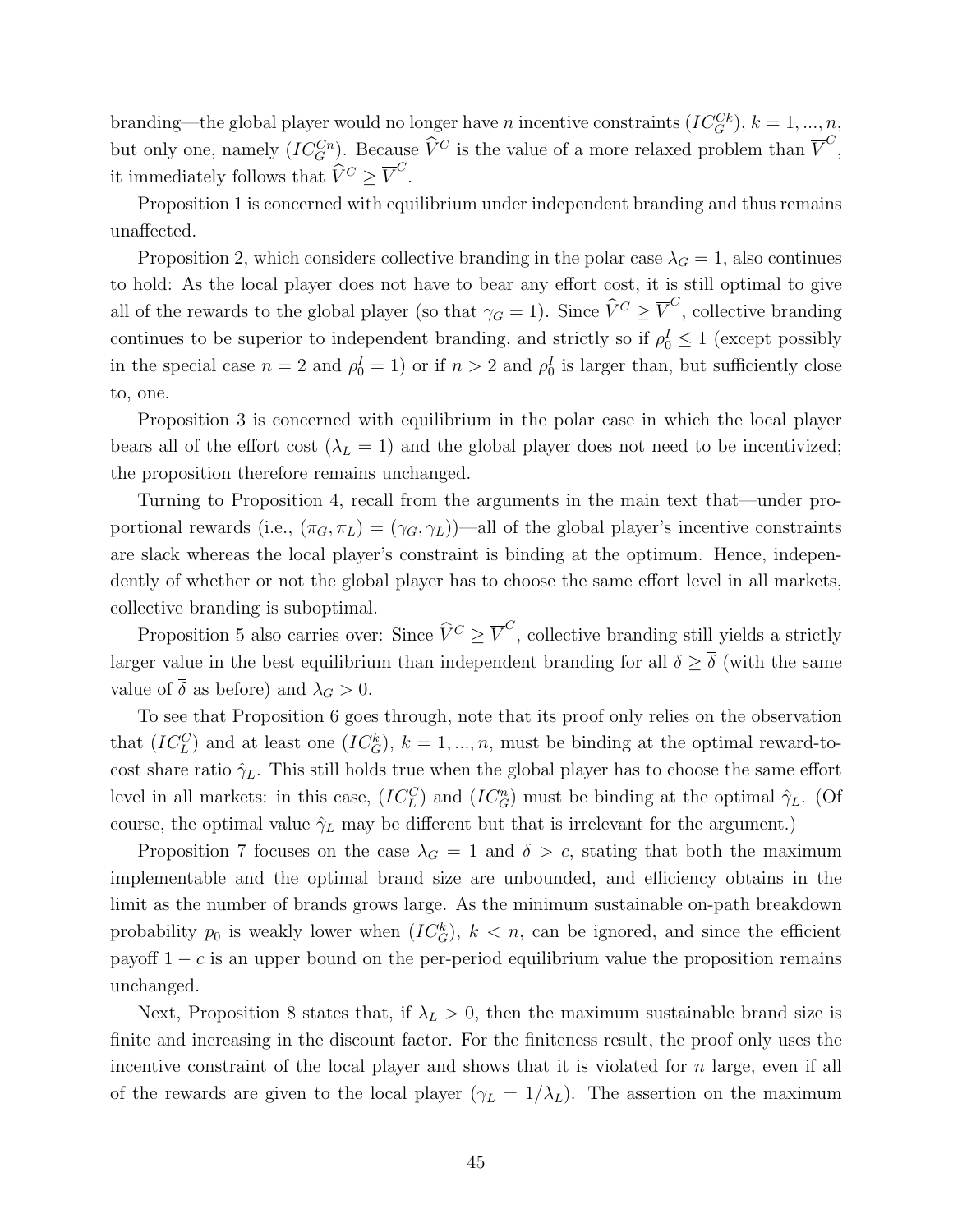branding—the global player would no longer have $n$ incentive constraints $(IC_G^{Ck})$, $k = 1, ..., n$, but only one, namely $(IC_G^{Cn})$. Because $\widehat{V}^C$ is the value of a more relaxed problem than $\overline{V}^C$, it immediately follows that $\widehat{V}^C \geq \overline{V}^C$.

Proposition 1 is concerned with equilibrium under independent branding and thus remains unaffected.

Proposition 2, which considers collective branding in the polar case $\lambda_G = 1$, also continues to hold: As the local player does not have to bear any effort cost, it is still optimal to give all of the rewards to the global player (so that $\gamma_G = 1$). Since $\widehat{V}^C \geq \overline{V}^C$, collective branding continues to be superior to independent branding, and strictly so if $\rho_0^I \leq 1$ (except possibly in the special case $n = 2$ and $\rho_0^I = 1$) or if $n > 2$ and $\rho_0^I$ is larger than, but sufficiently close to, one.

Proposition 3 is concerned with equilibrium in the polar case in which the local player bears all of the effort cost ($\lambda_L = 1$) and the global player does not need to be incentivized; the proposition therefore remains unchanged.

Turning to Proposition 4, recall from the arguments in the main text that—under proportional rewards (i.e., $(\pi_G, \pi_L) = (\gamma_G, \gamma_L)$)—all of the global player's incentive constraints are slack whereas the local player's constraint is binding at the optimum. Hence, independently of whether or not the global player has to choose the same effort level in all markets, collective branding is suboptimal.

Proposition 5 also carries over: Since $\widehat{V}^C \geq \overline{V}^C$, collective branding still yields a strictly larger value in the best equilibrium than independent branding for all $\delta \geq \overline{\delta}$ (with the same value of $\overline{\delta}$ as before) and $\lambda_G > 0$.

To see that Proposition 6 goes through, note that its proof only relies on the observation that $(IC_L^C)$ and at least one $(IC_G^k)$, $k = 1, ..., n$, must be binding at the optimal reward-to-cost share ratio $\hat{\gamma}_L$. This still holds true when the global player has to choose the same effort level in all markets: in this case, $(IC_L^C)$ and $(IC_G^n)$ must be binding at the optimal $\hat{\gamma}_L$. (Of course, the optimal value $\hat{\gamma}_L$ may be different but that is irrelevant for the argument.)

Proposition 7 focuses on the case $\lambda_G = 1$ and $\delta > c$, stating that both the maximum implementable and the optimal brand size are unbounded, and efficiency obtains in the limit as the number of brands grows large. As the minimum sustainable on-path breakdown probability $p_0$ is weakly lower when $(IC_G^k)$, $k < n$, can be ignored, and since the efficient payoff $1 - c$ is an upper bound on the per-period equilibrium value the proposition remains unchanged.

Next, Proposition 8 states that, if $\lambda_L > 0$, then the maximum sustainable brand size is finite and increasing in the discount factor. For the finiteness result, the proof only uses the incentive constraint of the local player and shows that it is violated for $n$ large, even if all of the rewards are given to the local player ($\gamma_L = 1/\lambda_L$). The assertion on the maximum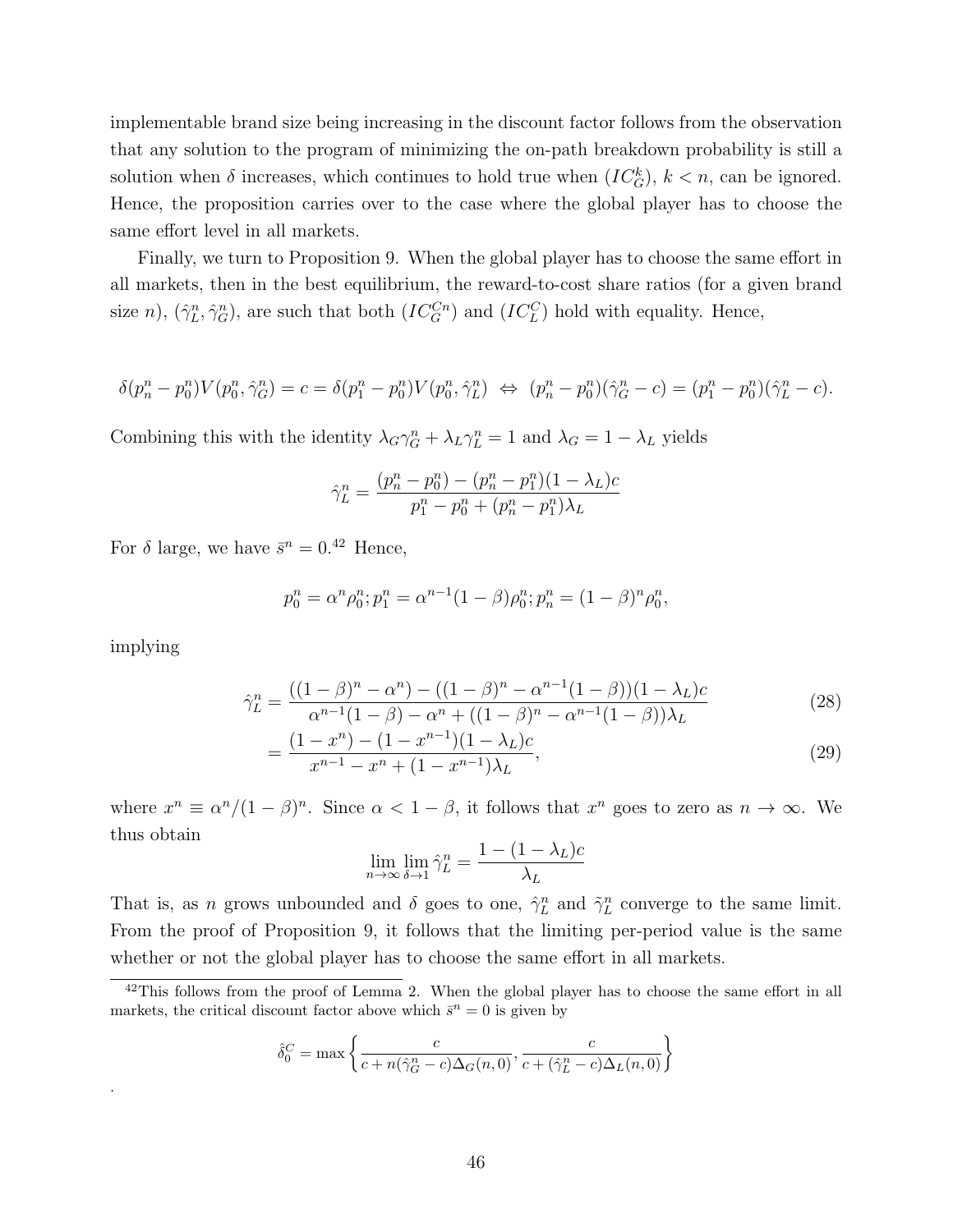implementable brand size being increasing in the discount factor follows from the observation that any solution to the program of minimizing the on-path breakdown probability is still a solution when $\delta$ increases, which continues to hold true when $(IC_G^k)$, $k < n$, can be ignored. Hence, the proposition carries over to the case where the global player has to choose the same effort level in all markets.

Finally, we turn to Proposition 9. When the global player has to choose the same effort in all markets, then in the best equilibrium, the reward-to-cost share ratios (for a given brand size $n$), $(\hat{\gamma}_L^n, \hat{\gamma}_G^n)$, are such that both $(IC_G^{Cn})$ and $(IC_L^C)$ hold with equality. Hence,

$$\delta(p_n^n - p_0^n)V(p_0^n, \hat{\gamma}_G^n) = c = \delta(p_1^n - p_0^n)V(p_0^n, \hat{\gamma}_L^n) \;\Leftrightarrow\; (p_n^n - p_0^n)(\hat{\gamma}_G^n - c) = (p_1^n - p_0^n)(\hat{\gamma}_L^n - c).$$

Combining this with the identity $\lambda_G \gamma_G^n + \lambda_L \gamma_L^n = 1$ and $\lambda_G = 1 - \lambda_L$ yields

$$\hat{\gamma}_L^n = \frac{(p_n^n - p_0^n) - (p_n^n - p_1^n)(1 - \lambda_L)c}{p_1^n - p_0^n + (p_n^n - p_1^n)\lambda_L}$$

For $\delta$ large, we have $\bar{s}^n = 0$.[42] Hence,

$$p_0^n = \alpha^n \rho_0^n; p_1^n = \alpha^{n-1}(1-\beta)\rho_0^n; p_n^n = (1-\beta)^n \rho_0^n,$$

implying

$$\hat{\gamma}_L^n = \frac{((1-\beta)^n - \alpha^n) - ((1-\beta)^n - \alpha^{n-1}(1-\beta))(1-\lambda_L)c}{\alpha^{n-1}(1-\beta) - \alpha^n + ((1-\beta)^n - \alpha^{n-1}(1-\beta))\lambda_L} \tag{28}$$

$$= \frac{(1 - x^n) - (1 - x^{n-1})(1 - \lambda_L)c}{x^{n-1} - x^n + (1 - x^{n-1})\lambda_L}, \tag{29}$$

where $x^n \equiv \alpha^n/(1-\beta)^n$. Since $\alpha < 1 - \beta$, it follows that $x^n$ goes to zero as $n \to \infty$. We thus obtain

$$\lim_{n\to\infty} \lim_{\delta\to 1} \hat{\gamma}_L^n = \frac{1 - (1 - \lambda_L)c}{\lambda_L}$$

That is, as $n$ grows unbounded and $\delta$ goes to one, $\hat{\gamma}_L^n$ and $\tilde{\gamma}_L^n$ converge to the same limit. From the proof of Proposition 9, it follows that the limiting per-period value is the same whether or not the global player has to choose the same effort in all markets.

---

[42] This follows from the proof of Lemma 2. When the global player has to choose the same effort in all markets, the critical discount factor above which $\bar{s}^n = 0$ is given by

$$\hat{\delta}_0^C = \max\left\{ \frac{c}{c + n(\hat{\gamma}_G^n - c)\Delta_G(n, 0)}, \frac{c}{c + (\hat{\gamma}_L^n - c)\Delta_L(n, 0)} \right\}$$

.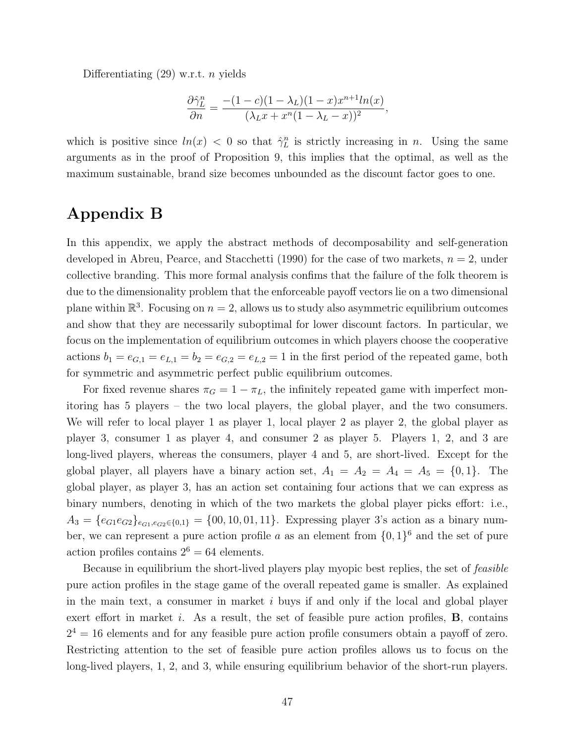Differentiating (29) w.r.t. $n$ yields

$$\frac{\partial \hat{\gamma}_L^n}{\partial n} = \frac{-(1-c)(1-\lambda_L)(1-x)x^{n+1}ln(x)}{(\lambda_L x + x^n(1-\lambda_L - x))^2},$$

which is positive since $ln(x) < 0$ so that $\hat{\gamma}_L^n$ is strictly increasing in $n$. Using the same arguments as in the proof of Proposition 9, this implies that the optimal, as well as the maximum sustainable, brand size becomes unbounded as the discount factor goes to one.

# Appendix B

In this appendix, we apply the abstract methods of decomposability and self-generation developed in Abreu, Pearce, and Stacchetti (1990) for the case of two markets, $n = 2$, under collective branding. This more formal analysis confims that the failure of the folk theorem is due to the dimensionality problem that the enforceable payoff vectors lie on a two dimensional plane within $\mathbb{R}^3$. Focusing on $n = 2$, allows us to study also asymmetric equilibrium outcomes and show that they are necessarily suboptimal for lower discount factors. In particular, we focus on the implementation of equilibrium outcomes in which players choose the cooperative actions $b_1 = e_{G,1} = e_{L,1} = b_2 = e_{G,2} = e_{L,2} = 1$ in the first period of the repeated game, both for symmetric and asymmetric perfect public equilibrium outcomes.

For fixed revenue shares $\pi_G = 1 - \pi_L$, the infinitely repeated game with imperfect monitoring has 5 players – the two local players, the global player, and the two consumers. We will refer to local player 1 as player 1, local player 2 as player 2, the global player as player 3, consumer 1 as player 4, and consumer 2 as player 5. Players 1, 2, and 3 are long-lived players, whereas the consumers, player 4 and 5, are short-lived. Except for the global player, all players have a binary action set, $A_1 = A_2 = A_4 = A_5 = \{0, 1\}$. The global player, as player 3, has an action set containing four actions that we can express as binary numbers, denoting in which of the two markets the global player picks effort: i.e., $A_3 = \{e_{G1}e_{G2}\}_{e_{G1},e_{G2}\in\{0,1\}} = \{00, 10, 01, 11\}$. Expressing player 3's action as a binary number, we can represent a pure action profile $a$ as an element from $\{0, 1\}^6$ and the set of pure action profiles contains $2^6 = 64$ elements.

Because in equilibrium the short-lived players play myopic best replies, the set of *feasible* pure action profiles in the stage game of the overall repeated game is smaller. As explained in the main text, a consumer in market $i$ buys if and only if the local and global player exert effort in market $i$. As a result, the set of feasible pure action profiles, $\mathbf{B}$, contains $2^4 = 16$ elements and for any feasible pure action profile consumers obtain a payoff of zero. Restricting attention to the set of feasible pure action profiles allows us to focus on the long-lived players, 1, 2, and 3, while ensuring equilibrium behavior of the short-run players.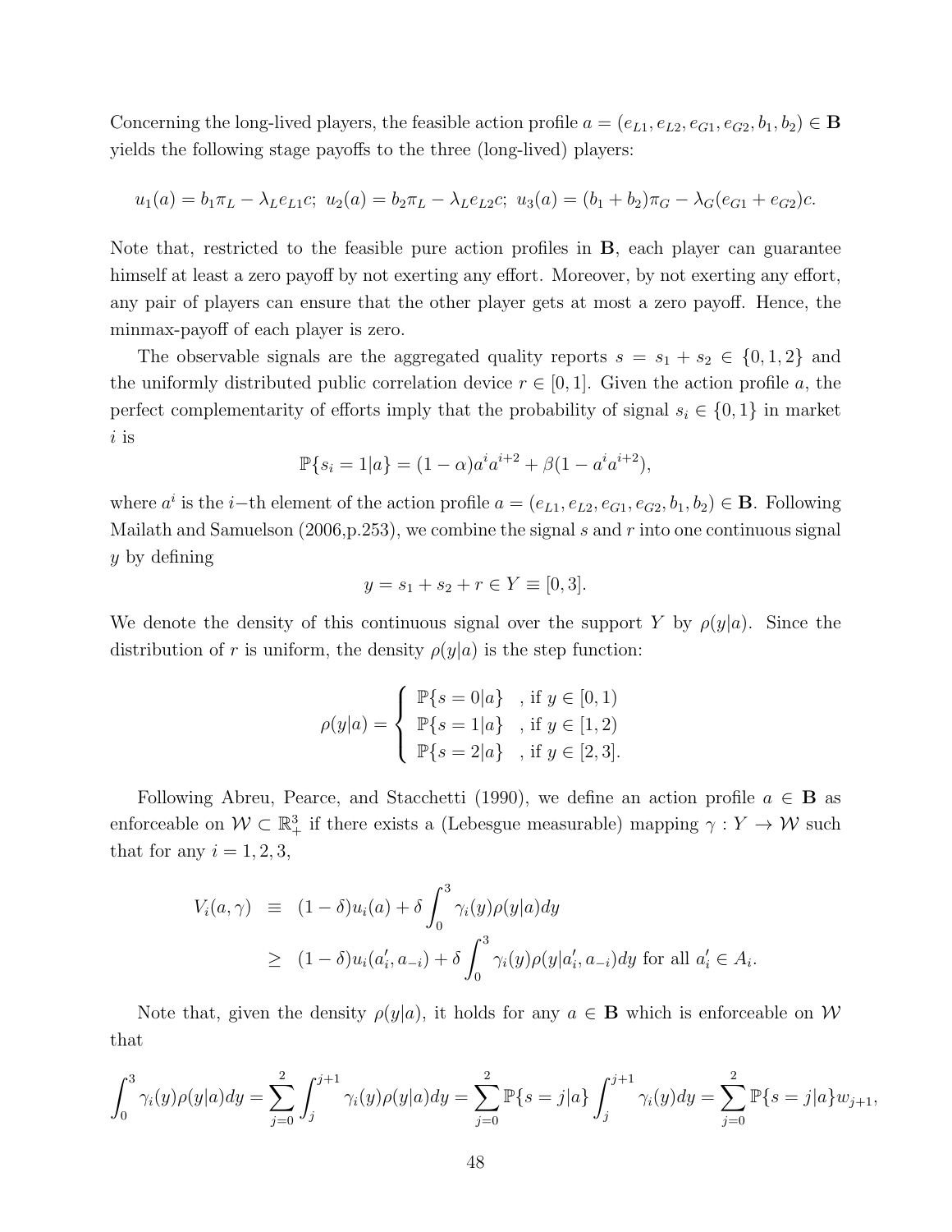Concerning the long-lived players, the feasible action profile $a = (e_{L1}, e_{L2}, e_{G1}, e_{G2}, b_1, b_2) \in \mathbf{B}$ yields the following stage payoffs to the three (long-lived) players:

$$u_1(a) = b_1\pi_L - \lambda_L e_{L1} c;\ u_2(a) = b_2\pi_L - \lambda_L e_{L2} c;\ u_3(a) = (b_1 + b_2)\pi_G - \lambda_G(e_{G1} + e_{G2})c.$$

Note that, restricted to the feasible pure action profiles in $\mathbf{B}$, each player can guarantee himself at least a zero payoff by not exerting any effort. Moreover, by not exerting any effort, any pair of players can ensure that the other player gets at most a zero payoff. Hence, the minmax-payoff of each player is zero.

The observable signals are the aggregated quality reports $s = s_1 + s_2 \in \{0, 1, 2\}$ and the uniformly distributed public correlation device $r \in [0, 1]$. Given the action profile $a$, the perfect complementarity of efforts imply that the probability of signal $s_i \in \{0, 1\}$ in market $i$ is

$$\mathbb{P}\{s_i = 1|a\} = (1 - \alpha)a^i a^{i+2} + \beta(1 - a^i a^{i+2}),$$

where $a^i$ is the $i-$th element of the action profile $a = (e_{L1}, e_{L2}, e_{G1}, e_{G2}, b_1, b_2) \in \mathbf{B}$. Following Mailath and Samuelson (2006,p.253), we combine the signal $s$ and $r$ into one continuous signal $y$ by defining

$$y = s_1 + s_2 + r \in Y \equiv [0, 3].$$

We denote the density of this continuous signal over the support $Y$ by $\rho(y|a)$. Since the distribution of $r$ is uniform, the density $\rho(y|a)$ is the step function:

$$\rho(y|a) = \begin{cases} \mathbb{P}\{s = 0|a\} & \text{, if } y \in [0, 1) \\ \mathbb{P}\{s = 1|a\} & \text{, if } y \in [1, 2) \\ \mathbb{P}\{s = 2|a\} & \text{, if } y \in [2, 3]. \end{cases}$$

Following Abreu, Pearce, and Stacchetti (1990), we define an action profile $a \in \mathbf{B}$ as enforceable on $\mathcal{W} \subset \mathbb{R}^3_+$ if there exists a (Lebesgue measurable) mapping $\gamma : Y \to \mathcal{W}$ such that for any $i = 1, 2, 3$,

$$\begin{aligned} V_i(a, \gamma) &\equiv (1 - \delta)u_i(a) + \delta \int_0^3 \gamma_i(y)\rho(y|a)dy \\ &\geq (1 - \delta)u_i(a'_i, a_{-i}) + \delta \int_0^3 \gamma_i(y)\rho(y|a'_i, a_{-i})dy \text{ for all } a'_i \in A_i. \end{aligned}$$

Note that, given the density $\rho(y|a)$, it holds for any $a \in \mathbf{B}$ which is enforceable on $\mathcal{W}$ that

$$\int_0^3 \gamma_i(y)\rho(y|a)dy = \sum_{j=0}^{2} \int_j^{j+1} \gamma_i(y)\rho(y|a)dy = \sum_{j=0}^{2} \mathbb{P}\{s = j|a\} \int_j^{j+1} \gamma_i(y)dy = \sum_{j=0}^{2} \mathbb{P}\{s = j|a\} w_{j+1},$$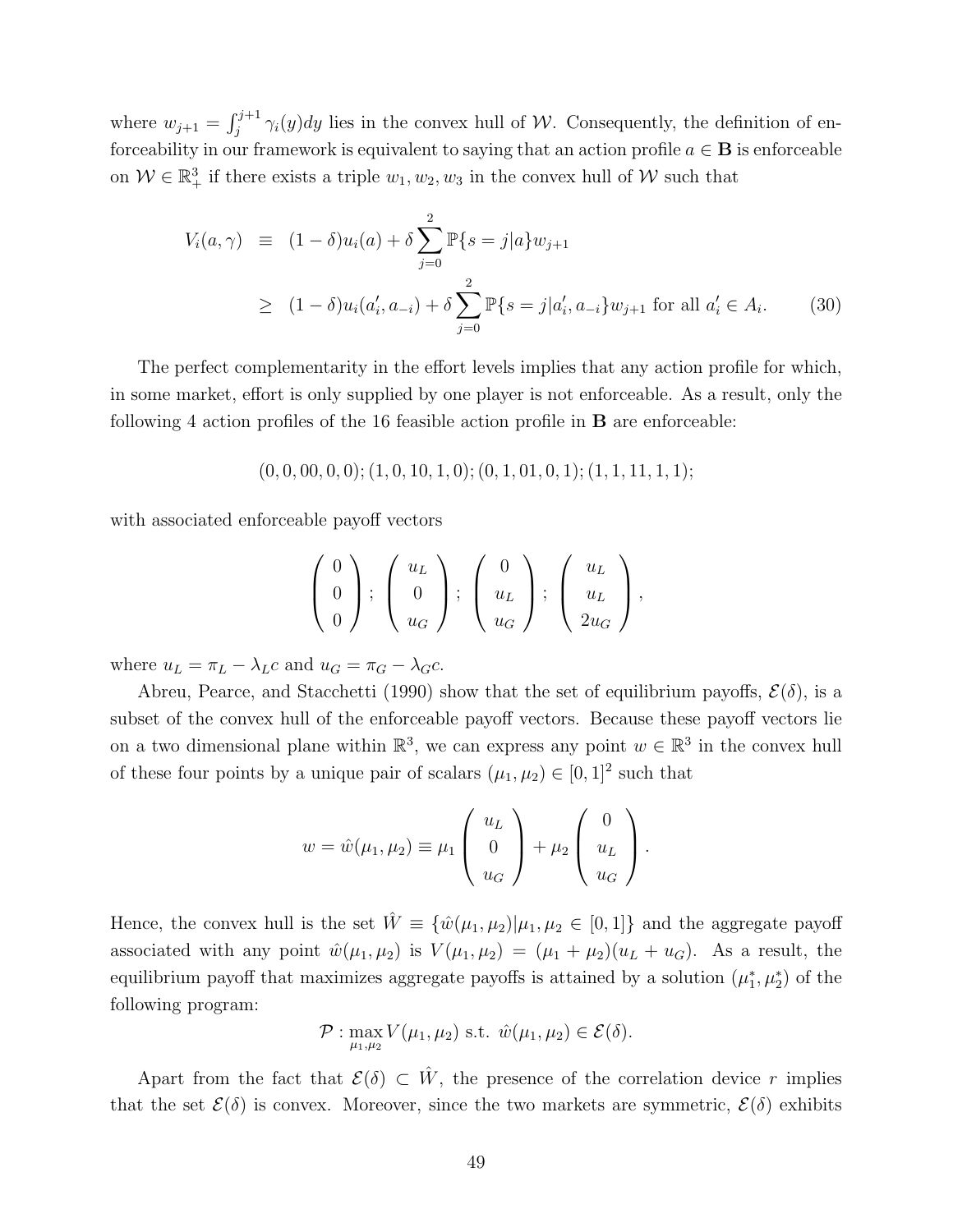where $w_{j+1} = \int_j^{j+1} \gamma_i(y)dy$ lies in the convex hull of $\mathcal{W}$. Consequently, the definition of enforceability in our framework is equivalent to saying that an action profile $a \in \mathbf{B}$ is enforceable on $\mathcal{W} \in \mathbb{R}^3_+$ if there exists a triple $w_1, w_2, w_3$ in the convex hull of $\mathcal{W}$ such that

$$
\begin{aligned}
V_i(a,\gamma) \quad &\equiv \quad (1-\delta)u_i(a) + \delta \sum_{j=0}^{2} \mathbb{P}\{s=j|a\}w_{j+1} \\
&\geq \quad (1-\delta)u_i(a_i', a_{-i}) + \delta \sum_{j=0}^{2} \mathbb{P}\{s=j|a_i', a_{-i}\}w_{j+1} \text{ for all } a_i' \in A_i. \qquad (30)
\end{aligned}
$$

The perfect complementarity in the effort levels implies that any action profile for which, in some market, effort is only supplied by one player is not enforceable. As a result, only the following 4 action profiles of the 16 feasible action profile in $\mathbf{B}$ are enforceable:

$$(0,0,00,0,0); (1,0,10,1,0); (0,1,01,0,1); (1,1,11,1,1);$$

with associated enforceable payoff vectors

$$
\begin{pmatrix} 0 \\ 0 \\ 0 \end{pmatrix}; \begin{pmatrix} u_L \\ 0 \\ u_G \end{pmatrix}; \begin{pmatrix} 0 \\ u_L \\ u_G \end{pmatrix}; \begin{pmatrix} u_L \\ u_L \\ 2u_G \end{pmatrix},
$$

where $u_L = \pi_L - \lambda_L c$ and $u_G = \pi_G - \lambda_G c$.

Abreu, Pearce, and Stacchetti (1990) show that the set of equilibrium payoffs, $\mathcal{E}(\delta)$, is a subset of the convex hull of the enforceable payoff vectors. Because these payoff vectors lie on a two dimensional plane within $\mathbb{R}^3$, we can express any point $w \in \mathbb{R}^3$ in the convex hull of these four points by a unique pair of scalars $(\mu_1, \mu_2) \in [0,1]^2$ such that

$$
w = \hat{w}(\mu_1, \mu_2) \equiv \mu_1 \begin{pmatrix} u_L \\ 0 \\ u_G \end{pmatrix} + \mu_2 \begin{pmatrix} 0 \\ u_L \\ u_G \end{pmatrix}.
$$

Hence, the convex hull is the set $\hat{W} \equiv \{\hat{w}(\mu_1, \mu_2) | \mu_1, \mu_2 \in [0,1]\}$ and the aggregate payoff associated with any point $\hat{w}(\mu_1, \mu_2)$ is $V(\mu_1, \mu_2) = (\mu_1 + \mu_2)(u_L + u_G)$. As a result, the equilibrium payoff that maximizes aggregate payoffs is attained by a solution $(\mu_1^*, \mu_2^*)$ of the following program:

$$
\mathcal{P} : \max_{\mu_1, \mu_2} V(\mu_1, \mu_2) \text{ s.t. } \hat{w}(\mu_1, \mu_2) \in \mathcal{E}(\delta).
$$

Apart from the fact that $\mathcal{E}(\delta) \subset \hat{W}$, the presence of the correlation device $r$ implies that the set $\mathcal{E}(\delta)$ is convex. Moreover, since the two markets are symmetric, $\mathcal{E}(\delta)$ exhibits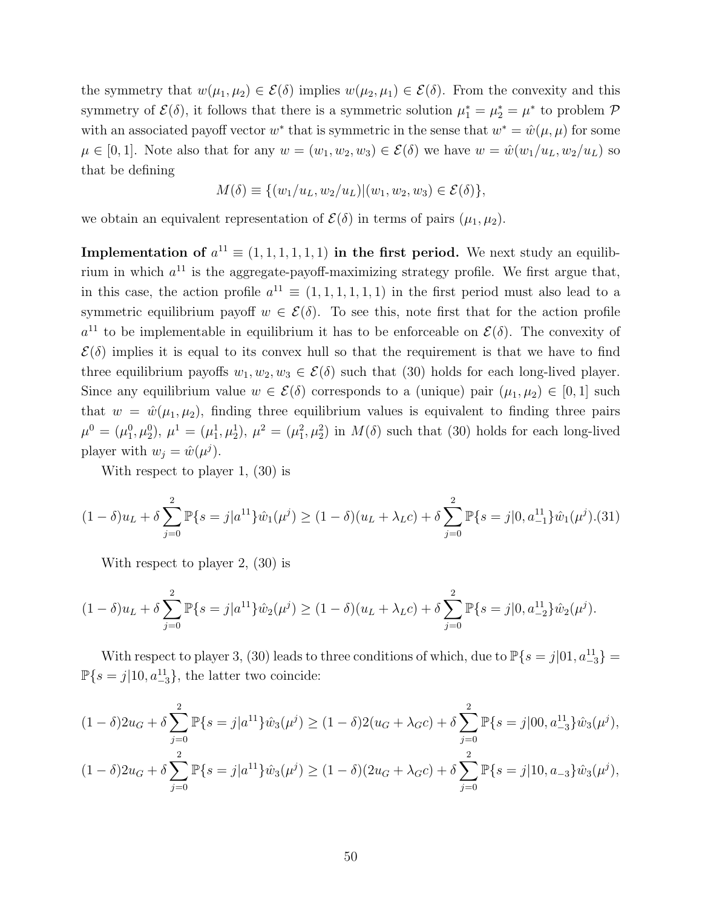the symmetry that $w(\mu_1, \mu_2) \in \mathcal{E}(\delta)$ implies $w(\mu_2, \mu_1) \in \mathcal{E}(\delta)$. From the convexity and this symmetry of $\mathcal{E}(\delta)$, it follows that there is a symmetric solution $\mu_1^* = \mu_2^* = \mu^*$ to problem $\mathcal{P}$ with an associated payoff vector $w^*$ that is symmetric in the sense that $w^* = \hat{w}(\mu, \mu)$ for some $\mu \in [0, 1]$. Note also that for any $w = (w_1, w_2, w_3) \in \mathcal{E}(\delta)$ we have $w = \hat{w}(w_1/u_L, w_2/u_L)$ so that be defining

$$M(\delta) \equiv \{(w_1/u_L, w_2/u_L) | (w_1, w_2, w_3) \in \mathcal{E}(\delta)\},$$

we obtain an equivalent representation of $\mathcal{E}(\delta)$ in terms of pairs $(\mu_1, \mu_2)$.

**Implementation of $a^{11} \equiv (1, 1, 1, 1, 1, 1)$ in the first period.** We next study an equilibrium in which $a^{11}$ is the aggregate-payoff-maximizing strategy profile. We first argue that, in this case, the action profile $a^{11} \equiv (1, 1, 1, 1, 1, 1)$ in the first period must also lead to a symmetric equilibrium payoff $w \in \mathcal{E}(\delta)$. To see this, note first that for the action profile $a^{11}$ to be implementable in equilibrium it has to be enforceable on $\mathcal{E}(\delta)$. The convexity of $\mathcal{E}(\delta)$ implies it is equal to its convex hull so that the requirement is that we have to find three equilibrium payoffs $w_1, w_2, w_3 \in \mathcal{E}(\delta)$ such that (30) holds for each long-lived player. Since any equilibrium value $w \in \mathcal{E}(\delta)$ corresponds to a (unique) pair $(\mu_1, \mu_2) \in [0, 1]$ such that $w = \hat{w}(\mu_1, \mu_2)$, finding three equilibrium values is equivalent to finding three pairs $\mu^0 = (\mu_1^0, \mu_2^0)$, $\mu^1 = (\mu_1^1, \mu_2^1)$, $\mu^2 = (\mu_1^2, \mu_2^2)$ in $M(\delta)$ such that (30) holds for each long-lived player with $w_j = \hat{w}(\mu^j)$.

With respect to player 1, (30) is

$$(1-\delta)u_L + \delta \sum_{j=0}^{2} \mathbb{P}\{s = j | a^{11}\} \hat{w}_1(\mu^j) \geq (1-\delta)(u_L + \lambda_L c) + \delta \sum_{j=0}^{2} \mathbb{P}\{s = j | 0, a_{-1}^{11}\} \hat{w}_1(\mu^j). \quad (31)$$

With respect to player 2, (30) is

$$(1-\delta)u_L + \delta \sum_{j=0}^{2} \mathbb{P}\{s = j | a^{11}\} \hat{w}_2(\mu^j) \geq (1-\delta)(u_L + \lambda_L c) + \delta \sum_{j=0}^{2} \mathbb{P}\{s = j | 0, a_{-2}^{11}\} \hat{w}_2(\mu^j).$$

With respect to player 3, (30) leads to three conditions of which, due to $\mathbb{P}\{s = j | 01, a_{-3}^{11}\} = \mathbb{P}\{s = j | 10, a_{-3}^{11}\}$, the latter two coincide:

$$(1-\delta)2u_G + \delta \sum_{j=0}^{2} \mathbb{P}\{s = j | a^{11}\} \hat{w}_3(\mu^j) \geq (1-\delta)2(u_G + \lambda_G c) + \delta \sum_{j=0}^{2} \mathbb{P}\{s = j | 00, a_{-3}^{11}\} \hat{w}_3(\mu^j),$$

$$(1-\delta)2u_G + \delta \sum_{j=0}^{2} \mathbb{P}\{s = j | a^{11}\} \hat{w}_3(\mu^j) \geq (1-\delta)(2u_G + \lambda_G c) + \delta \sum_{j=0}^{2} \mathbb{P}\{s = j | 10, a_{-3}\} \hat{w}_3(\mu^j),$$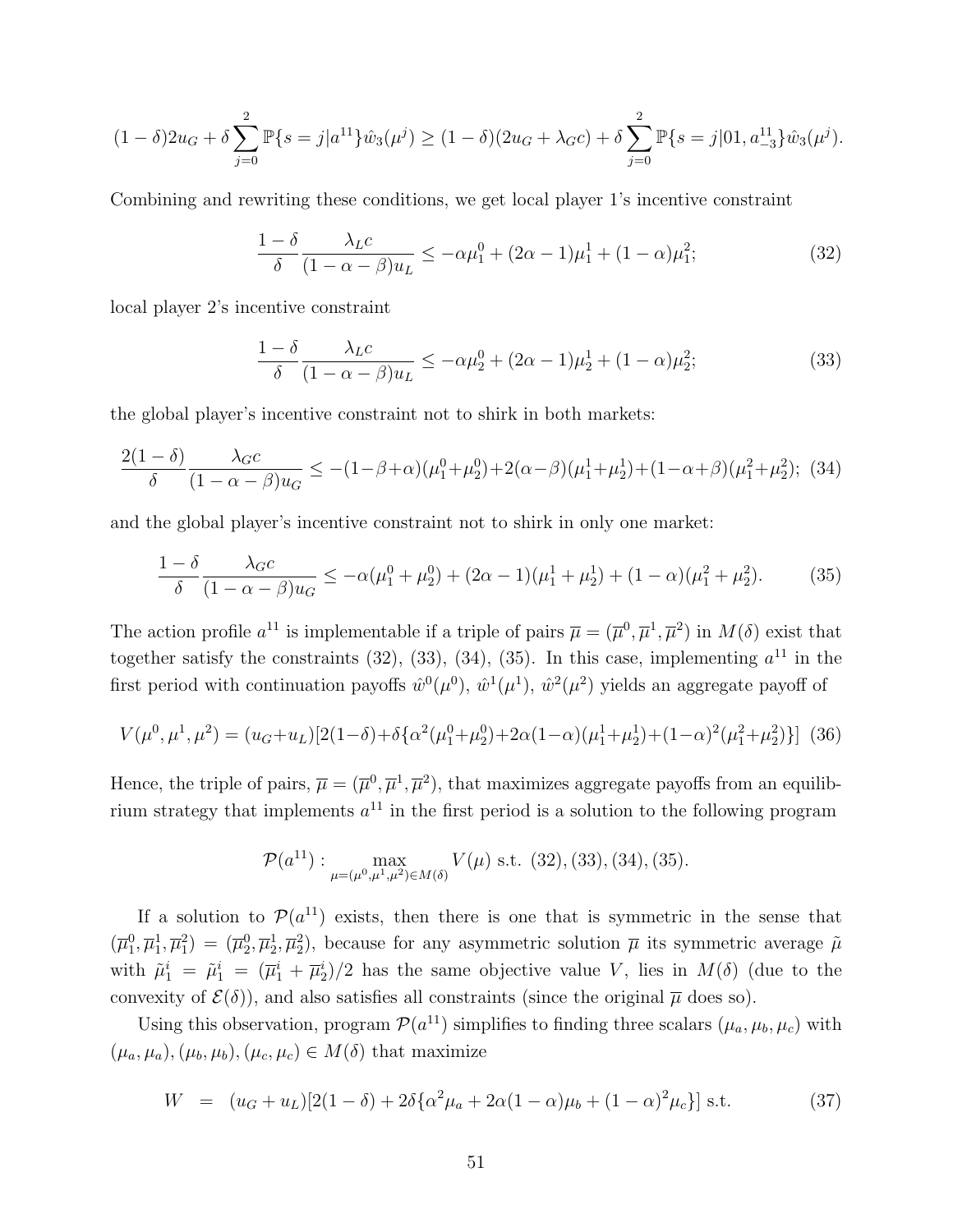$$(1-\delta)2u_G + \delta \sum_{j=0}^{2} \mathbb{P}\{s=j|a^{11}\}\hat{w}_3(\mu^j) \geq (1-\delta)(2u_G + \lambda_G c) + \delta \sum_{j=0}^{2} \mathbb{P}\{s=j|01, a^{11}_{-3}\}\hat{w}_3(\mu^j).$$

Combining and rewriting these conditions, we get local player 1's incentive constraint

$$\frac{1-\delta}{\delta} \frac{\lambda_L c}{(1-\alpha-\beta)u_L} \leq -\alpha\mu_1^0 + (2\alpha-1)\mu_1^1 + (1-\alpha)\mu_1^2; \tag{32}$$

local player 2's incentive constraint

$$\frac{1-\delta}{\delta} \frac{\lambda_L c}{(1-\alpha-\beta)u_L} \leq -\alpha\mu_2^0 + (2\alpha-1)\mu_2^1 + (1-\alpha)\mu_2^2; \tag{33}$$

the global player's incentive constraint not to shirk in both markets:

$$\frac{2(1-\delta)}{\delta} \frac{\lambda_G c}{(1-\alpha-\beta)u_G} \leq -(1-\beta+\alpha)(\mu_1^0+\mu_2^0) + 2(\alpha-\beta)(\mu_1^1+\mu_2^1) + (1-\alpha+\beta)(\mu_1^2+\mu_2^2); \tag{34}$$

and the global player's incentive constraint not to shirk in only one market:

$$\frac{1-\delta}{\delta} \frac{\lambda_G c}{(1-\alpha-\beta)u_G} \leq -\alpha(\mu_1^0+\mu_2^0) + (2\alpha-1)(\mu_1^1+\mu_2^1) + (1-\alpha)(\mu_1^2+\mu_2^2). \tag{35}$$

The action profile $a^{11}$ is implementable if a triple of pairs $\overline{\mu} = (\overline{\mu}^0, \overline{\mu}^1, \overline{\mu}^2)$ in $M(\delta)$ exist that together satisfy the constraints (32), (33), (34), (35). In this case, implementing $a^{11}$ in the first period with continuation payoffs $\hat{w}^0(\mu^0)$, $\hat{w}^1(\mu^1)$, $\hat{w}^2(\mu^2)$ yields an aggregate payoff of

$$V(\mu^0, \mu^1, \mu^2) = (u_G + u_L)[2(1-\delta) + \delta\{\alpha^2(\mu_1^0+\mu_2^0) + 2\alpha(1-\alpha)(\mu_1^1+\mu_2^1) + (1-\alpha)^2(\mu_1^2+\mu_2^2)\}] \tag{36}$$

Hence, the triple of pairs, $\overline{\mu} = (\overline{\mu}^0, \overline{\mu}^1, \overline{\mu}^2)$, that maximizes aggregate payoffs from an equilibrium strategy that implements $a^{11}$ in the first period is a solution to the following program

$$\mathcal{P}(a^{11}): \max_{\mu=(\mu^0,\mu^1,\mu^2)\in M(\delta)} V(\mu) \text{ s.t. } (32), (33), (34), (35).$$

If a solution to $\mathcal{P}(a^{11})$ exists, then there is one that is symmetric in the sense that $(\overline{\mu}_1^0, \overline{\mu}_1^1, \overline{\mu}_1^2) = (\overline{\mu}_2^0, \overline{\mu}_2^1, \overline{\mu}_2^2)$, because for any asymmetric solution $\overline{\mu}$ its symmetric average $\tilde{\mu}$ with $\tilde{\mu}_1^i = \tilde{\mu}_1^i = (\overline{\mu}_1^i + \overline{\mu}_2^i)/2$ has the same objective value $V$, lies in $M(\delta)$ (due to the convexity of $\mathcal{E}(\delta)$), and also satisfies all constraints (since the original $\overline{\mu}$ does so).

Using this observation, program $\mathcal{P}(a^{11})$ simplifies to finding three scalars $(\mu_a, \mu_b, \mu_c)$ with $(\mu_a, \mu_a), (\mu_b, \mu_b), (\mu_c, \mu_c) \in M(\delta)$ that maximize

$$W = (u_G + u_L)[2(1-\delta) + 2\delta\{\alpha^2\mu_a + 2\alpha(1-\alpha)\mu_b + (1-\alpha)^2\mu_c\}] \text{ s.t.} \tag{37}$$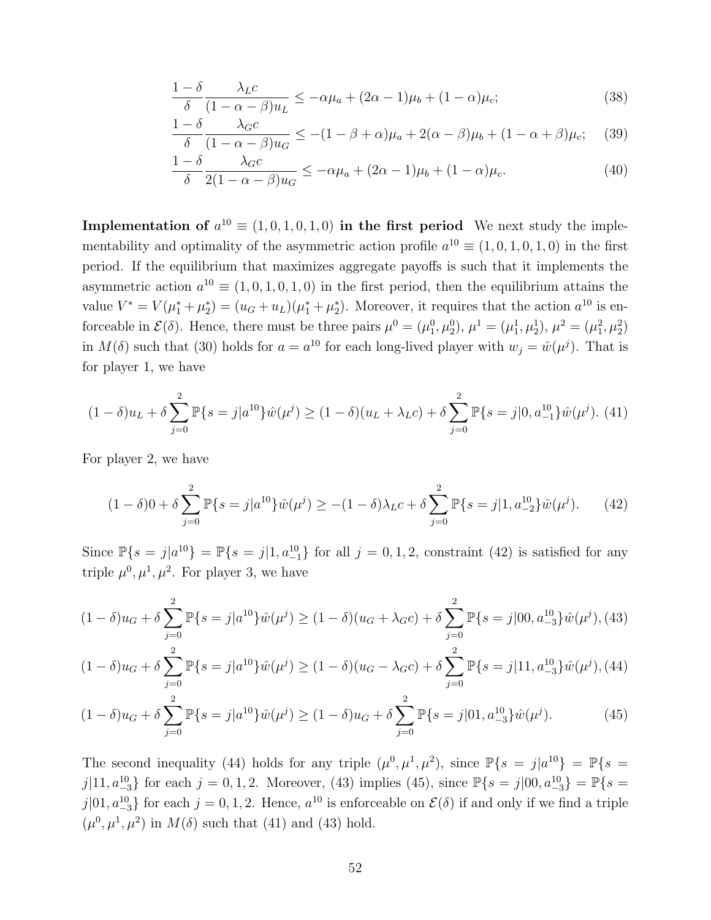$$\frac{1-\delta}{\delta}\frac{\lambda_L c}{(1-\alpha-\beta)u_L} \leq -\alpha\mu_a + (2\alpha-1)\mu_b + (1-\alpha)\mu_c; \tag{38}$$

$$\frac{1-\delta}{\delta}\frac{\lambda_G c}{(1-\alpha-\beta)u_G} \leq -(1-\beta+\alpha)\mu_a + 2(\alpha-\beta)\mu_b + (1-\alpha+\beta)\mu_c; \tag{39}$$

$$\frac{1-\delta}{\delta}\frac{\lambda_G c}{2(1-\alpha-\beta)u_G} \leq -\alpha\mu_a + (2\alpha-1)\mu_b + (1-\alpha)\mu_c. \tag{40}$$

**Implementation of $a^{10} \equiv (1,0,1,0,1,0)$ in the first period** We next study the implementability and optimality of the asymmetric action profile $a^{10} \equiv (1,0,1,0,1,0)$ in the first period. If the equilibrium that maximizes aggregate payoffs is such that it implements the asymmetric action $a^{10} \equiv (1,0,1,0,1,0)$ in the first period, then the equilibrium attains the value $V^* = V(\mu_1^* + \mu_2^*) = (u_G + u_L)(\mu_1^* + \mu_2^*)$. Moreover, it requires that the action $a^{10}$ is enforceable in $\mathcal{E}(\delta)$. Hence, there must be three pairs $\mu^0 = (\mu_1^0, \mu_2^0)$, $\mu^1 = (\mu_1^1, \mu_2^1)$, $\mu^2 = (\mu_1^2, \mu_2^2)$ in $M(\delta)$ such that (30) holds for $a = a^{10}$ for each long-lived player with $w_j = \hat{w}(\mu^j)$. That is for player 1, we have

$$(1-\delta)u_L + \delta\sum_{j=0}^{2}\mathbb{P}\{s=j|a^{10}\}\hat{w}(\mu^j) \geq (1-\delta)(u_L+\lambda_L c) + \delta\sum_{j=0}^{2}\mathbb{P}\{s=j|0,a_{-1}^{10}\}\hat{w}(\mu^j). \tag{41}$$

For player 2, we have

$$(1-\delta)0 + \delta\sum_{j=0}^{2}\mathbb{P}\{s=j|a^{10}\}\hat{w}(\mu^j) \geq -(1-\delta)\lambda_L c + \delta\sum_{j=0}^{2}\mathbb{P}\{s=j|1,a_{-2}^{10}\}\hat{w}(\mu^j). \tag{42}$$

Since $\mathbb{P}\{s=j|a^{10}\} = \mathbb{P}\{s=j|1,a_{-1}^{10}\}$ for all $j=0,1,2$, constraint (42) is satisfied for any triple $\mu^0,\mu^1,\mu^2$. For player 3, we have

$$(1-\delta)u_G + \delta\sum_{j=0}^{2}\mathbb{P}\{s=j|a^{10}\}\hat{w}(\mu^j) \geq (1-\delta)(u_G+\lambda_G c) + \delta\sum_{j=0}^{2}\mathbb{P}\{s=j|00,a_{-3}^{10}\}\hat{w}(\mu^j), \tag{43}$$

$$(1-\delta)u_G + \delta\sum_{j=0}^{2}\mathbb{P}\{s=j|a^{10}\}\hat{w}(\mu^j) \geq (1-\delta)(u_G-\lambda_G c) + \delta\sum_{j=0}^{2}\mathbb{P}\{s=j|11,a_{-3}^{10}\}\hat{w}(\mu^j), \tag{44}$$

$$(1-\delta)u_G + \delta\sum_{j=0}^{2}\mathbb{P}\{s=j|a^{10}\}\hat{w}(\mu^j) \geq (1-\delta)u_G + \delta\sum_{j=0}^{2}\mathbb{P}\{s=j|01,a_{-3}^{10}\}\hat{w}(\mu^j). \tag{45}$$

The second inequality (44) holds for any triple $(\mu^0,\mu^1,\mu^2)$, since $\mathbb{P}\{s=j|a^{10}\} = \mathbb{P}\{s=j|11,a_{-3}^{10}\}$ for each $j=0,1,2$. Moreover, (43) implies (45), since $\mathbb{P}\{s=j|00,a_{-3}^{10}\} = \mathbb{P}\{s=j|01,a_{-3}^{10}\}$ for each $j=0,1,2$. Hence, $a^{10}$ is enforceable on $\mathcal{E}(\delta)$ if and only if we find a triple $(\mu^0,\mu^1,\mu^2)$ in $M(\delta)$ such that (41) and (43) hold.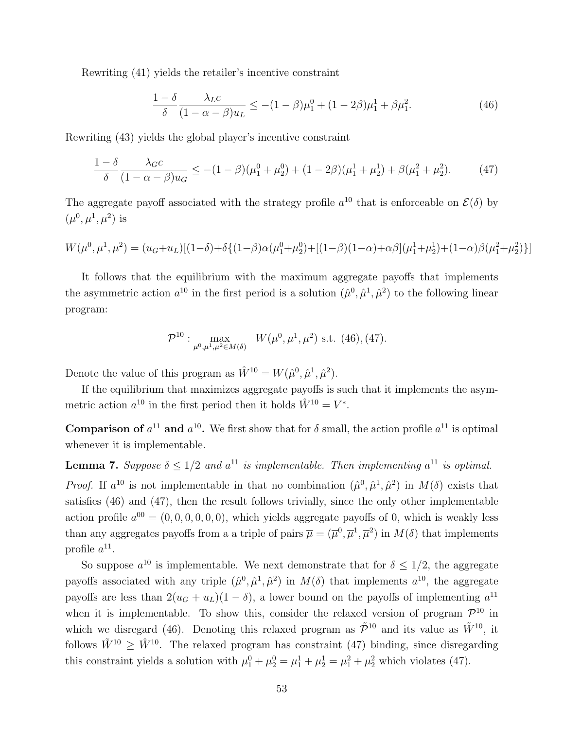Rewriting (41) yields the retailer's incentive constraint

$$\frac{1-\delta}{\delta}\frac{\lambda_L c}{(1-\alpha-\beta)u_L} \leq -(1-\beta)\mu_1^0 + (1-2\beta)\mu_1^1 + \beta\mu_1^2. \tag{46}$$

Rewriting (43) yields the global player's incentive constraint

$$\frac{1-\delta}{\delta}\frac{\lambda_G c}{(1-\alpha-\beta)u_G} \leq -(1-\beta)(\mu_1^0+\mu_2^0) + (1-2\beta)(\mu_1^1+\mu_2^1) + \beta(\mu_1^2+\mu_2^2). \tag{47}$$

The aggregate payoff associated with the strategy profile $a^{10}$ that is enforceable on $\mathcal{E}(\delta)$ by $(\mu^0, \mu^1, \mu^2)$ is

$$W(\mu^0,\mu^1,\mu^2) = (u_G+u_L)[(1-\delta)+\delta\{(1-\beta)\alpha(\mu_1^0+\mu_2^0)+[(1-\beta)(1-\alpha)+\alpha\beta](\mu_1^1+\mu_2^1)+(1-\alpha)\beta(\mu_1^2+\mu_2^2)\}]$$

It follows that the equilibrium with the maximum aggregate payoffs that implements the asymmetric action $a^{10}$ in the first period is a solution $(\hat{\mu}^0, \hat{\mu}^1, \hat{\mu}^2)$ to the following linear program:

$$\mathcal{P}^{10}: \max_{\mu^0,\mu^1,\mu^2 \in M(\delta)} \quad W(\mu^0,\mu^1,\mu^2) \text{ s.t. } (46), (47).$$

Denote the value of this program as $\hat{W}^{10} = W(\hat{\mu}^0, \hat{\mu}^1, \hat{\mu}^2)$.

If the equilibrium that maximizes aggregate payoffs is such that it implements the asymmetric action $a^{10}$ in the first period then it holds $\hat{W}^{10} = V^*$.

**Comparison of $a^{11}$ and $a^{10}$.** We first show that for $\delta$ small, the action profile $a^{11}$ is optimal whenever it is implementable.

**Lemma 7.** *Suppose $\delta \leq 1/2$ and $a^{11}$ is implementable. Then implementing $a^{11}$ is optimal.*

*Proof.* If $a^{10}$ is not implementable in that no combination $(\hat{\mu}^0, \hat{\mu}^1, \hat{\mu}^2)$ in $M(\delta)$ exists that satisfies (46) and (47), then the result follows trivially, since the only other implementable action profile $a^{00} = (0,0,0,0,0,0)$, which yields aggregate payoffs of 0, which is weakly less than any aggregates payoffs from a a triple of pairs $\overline{\mu} = (\overline{\mu}^0, \overline{\mu}^1, \overline{\mu}^2)$ in $M(\delta)$ that implements profile $a^{11}$.

So suppose $a^{10}$ is implementable. We next demonstrate that for $\delta \leq 1/2$, the aggregate payoffs associated with any triple $(\hat{\mu}^0, \hat{\mu}^1, \hat{\mu}^2)$ in $M(\delta)$ that implements $a^{10}$, the aggregate payoffs are less than $2(u_G+u_L)(1-\delta)$, a lower bound on the payoffs of implementing $a^{11}$ when it is implementable. To show this, consider the relaxed version of program $\mathcal{P}^{10}$ in which we disregard (46). Denoting this relaxed program as $\tilde{\mathcal{P}}^{10}$ and its value as $\tilde{W}^{10}$, it follows $\tilde{W}^{10} \geq \hat{W}^{10}$. The relaxed program has constraint (47) binding, since disregarding this constraint yields a solution with $\mu_1^0+\mu_2^0 = \mu_1^1+\mu_2^1 = \mu_1^2+\mu_2^2$ which violates (47).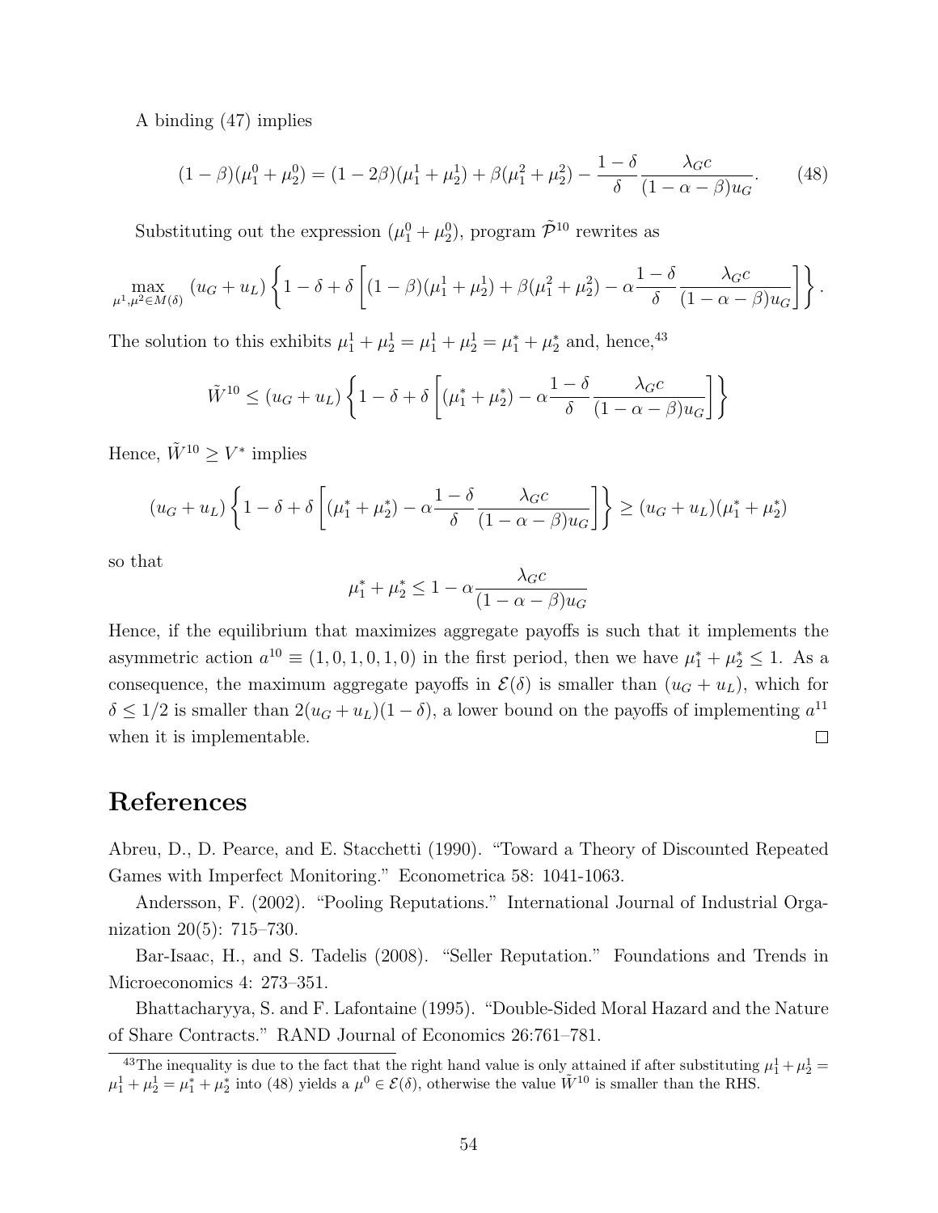A binding (47) implies

$$(1-\beta)(\mu_1^0+\mu_2^0) = (1-2\beta)(\mu_1^1+\mu_2^1) + \beta(\mu_1^2+\mu_2^2) - \frac{1-\delta}{\delta}\frac{\lambda_G c}{(1-\alpha-\beta)u_G}. \tag{48}$$

Substituting out the expression $(\mu_1^0+\mu_2^0)$, program $\tilde{\mathcal{P}}^{10}$ rewrites as

$$\max_{\mu^1,\mu^2\in M(\delta)} (u_G+u_L)\left\{1-\delta+\delta\left[(1-\beta)(\mu_1^1+\mu_2^1)+\beta(\mu_1^2+\mu_2^2)-\alpha\frac{1-\delta}{\delta}\frac{\lambda_G c}{(1-\alpha-\beta)u_G}\right]\right\}.$$

The solution to this exhibits $\mu_1^1+\mu_2^1 = \mu_1^1+\mu_2^1 = \mu_1^*+\mu_2^*$ and, hence,[43]

$$\tilde{W}^{10} \leq (u_G+u_L)\left\{1-\delta+\delta\left[(\mu_1^*+\mu_2^*)-\alpha\frac{1-\delta}{\delta}\frac{\lambda_G c}{(1-\alpha-\beta)u_G}\right]\right\}$$

Hence, $\tilde{W}^{10} \geq V^*$ implies

$$(u_G+u_L)\left\{1-\delta+\delta\left[(\mu_1^*+\mu_2^*)-\alpha\frac{1-\delta}{\delta}\frac{\lambda_G c}{(1-\alpha-\beta)u_G}\right]\right\} \geq (u_G+u_L)(\mu_1^*+\mu_2^*)$$

so that

$$\mu_1^*+\mu_2^* \leq 1-\alpha\frac{\lambda_G c}{(1-\alpha-\beta)u_G}$$

Hence, if the equilibrium that maximizes aggregate payoffs is such that it implements the asymmetric action $a^{10} \equiv (1,0,1,0,1,0)$ in the first period, then we have $\mu_1^*+\mu_2^* \leq 1$. As a consequence, the maximum aggregate payoffs in $\mathcal{E}(\delta)$ is smaller than $(u_G+u_L)$, which for $\delta \leq 1/2$ is smaller than $2(u_G+u_L)(1-\delta)$, a lower bound on the payoffs of implementing $a^{11}$ when it is implementable. □

# References

Abreu, D., D. Pearce, and E. Stacchetti (1990). "Toward a Theory of Discounted Repeated Games with Imperfect Monitoring." Econometrica 58: 1041-1063.

Andersson, F. (2002). "Pooling Reputations." International Journal of Industrial Organization 20(5): 715–730.

Bar-Isaac, H., and S. Tadelis (2008). "Seller Reputation." Foundations and Trends in Microeconomics 4: 273–351.

Bhattacharyya, S. and F. Lafontaine (1995). "Double-Sided Moral Hazard and the Nature of Share Contracts." RAND Journal of Economics 26:761–781.

[43] The inequality is due to the fact that the right hand value is only attained if after substituting $\mu_1^1+\mu_2^1 = \mu_1^1+\mu_2^1 = \mu_1^*+\mu_2^*$ into (48) yields a $\mu^0 \in \mathcal{E}(\delta)$, otherwise the value $\tilde{W}^{10}$ is smaller than the RHS.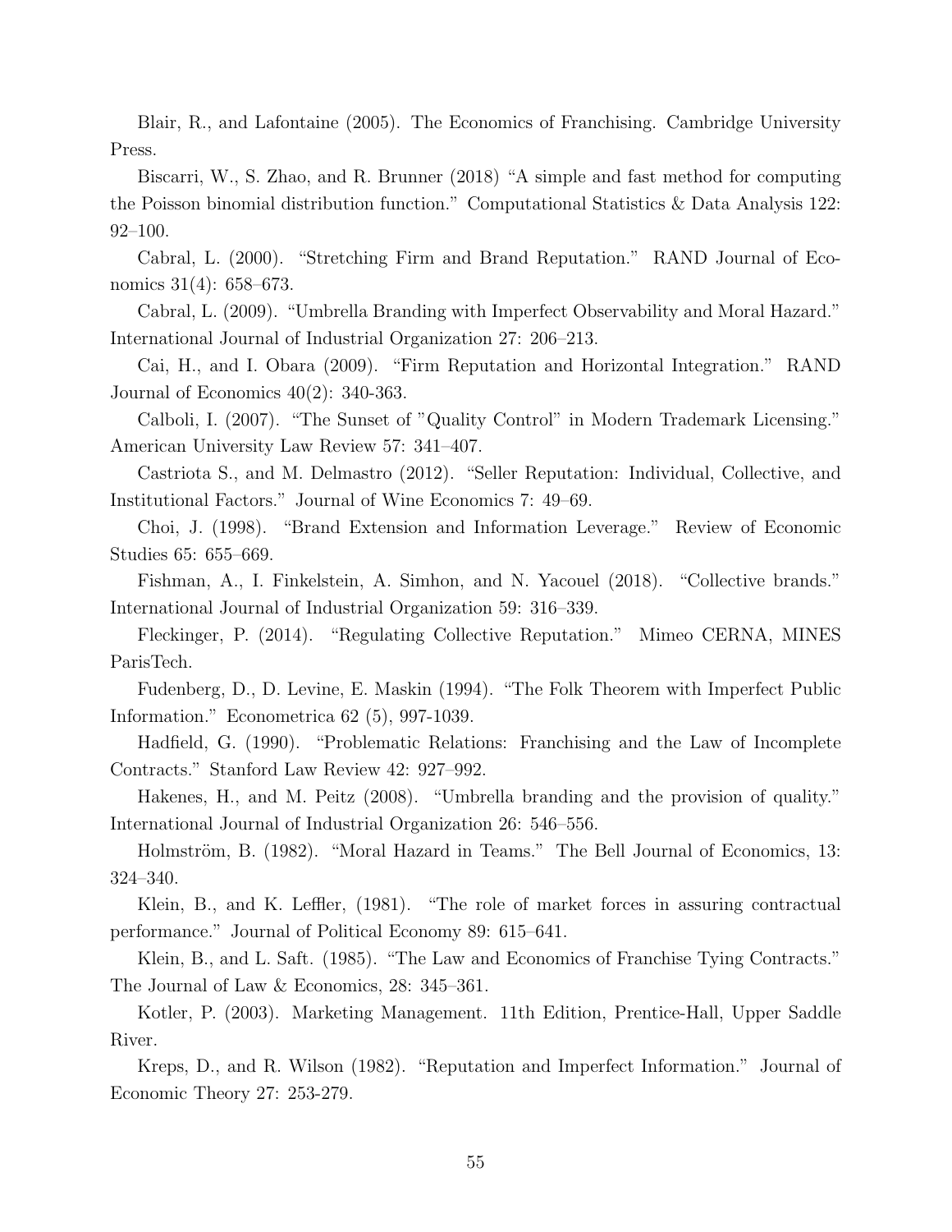Blair, R., and Lafontaine (2005). The Economics of Franchising. Cambridge University Press.

Biscarri, W., S. Zhao, and R. Brunner (2018) "A simple and fast method for computing the Poisson binomial distribution function." Computational Statistics & Data Analysis 122: 92–100.

Cabral, L. (2000). "Stretching Firm and Brand Reputation." RAND Journal of Economics 31(4): 658–673.

Cabral, L. (2009). "Umbrella Branding with Imperfect Observability and Moral Hazard." International Journal of Industrial Organization 27: 206–213.

Cai, H., and I. Obara (2009). "Firm Reputation and Horizontal Integration." RAND Journal of Economics 40(2): 340-363.

Calboli, I. (2007). "The Sunset of "Quality Control" in Modern Trademark Licensing." American University Law Review 57: 341–407.

Castriota S., and M. Delmastro (2012). "Seller Reputation: Individual, Collective, and Institutional Factors." Journal of Wine Economics 7: 49–69.

Choi, J. (1998). "Brand Extension and Information Leverage." Review of Economic Studies 65: 655–669.

Fishman, A., I. Finkelstein, A. Simhon, and N. Yacouel (2018). "Collective brands." International Journal of Industrial Organization 59: 316–339.

Fleckinger, P. (2014). "Regulating Collective Reputation." Mimeo CERNA, MINES ParisTech.

Fudenberg, D., D. Levine, E. Maskin (1994). "The Folk Theorem with Imperfect Public Information." Econometrica 62 (5), 997-1039.

Hadfield, G. (1990). "Problematic Relations: Franchising and the Law of Incomplete Contracts." Stanford Law Review 42: 927–992.

Hakenes, H., and M. Peitz (2008). "Umbrella branding and the provision of quality." International Journal of Industrial Organization 26: 546–556.

Holmström, B. (1982). "Moral Hazard in Teams." The Bell Journal of Economics, 13: 324–340.

Klein, B., and K. Leffler, (1981). "The role of market forces in assuring contractual performance." Journal of Political Economy 89: 615–641.

Klein, B., and L. Saft. (1985). "The Law and Economics of Franchise Tying Contracts." The Journal of Law & Economics, 28: 345–361.

Kotler, P. (2003). Marketing Management. 11th Edition, Prentice-Hall, Upper Saddle River.

Kreps, D., and R. Wilson (1982). "Reputation and Imperfect Information." Journal of Economic Theory 27: 253-279.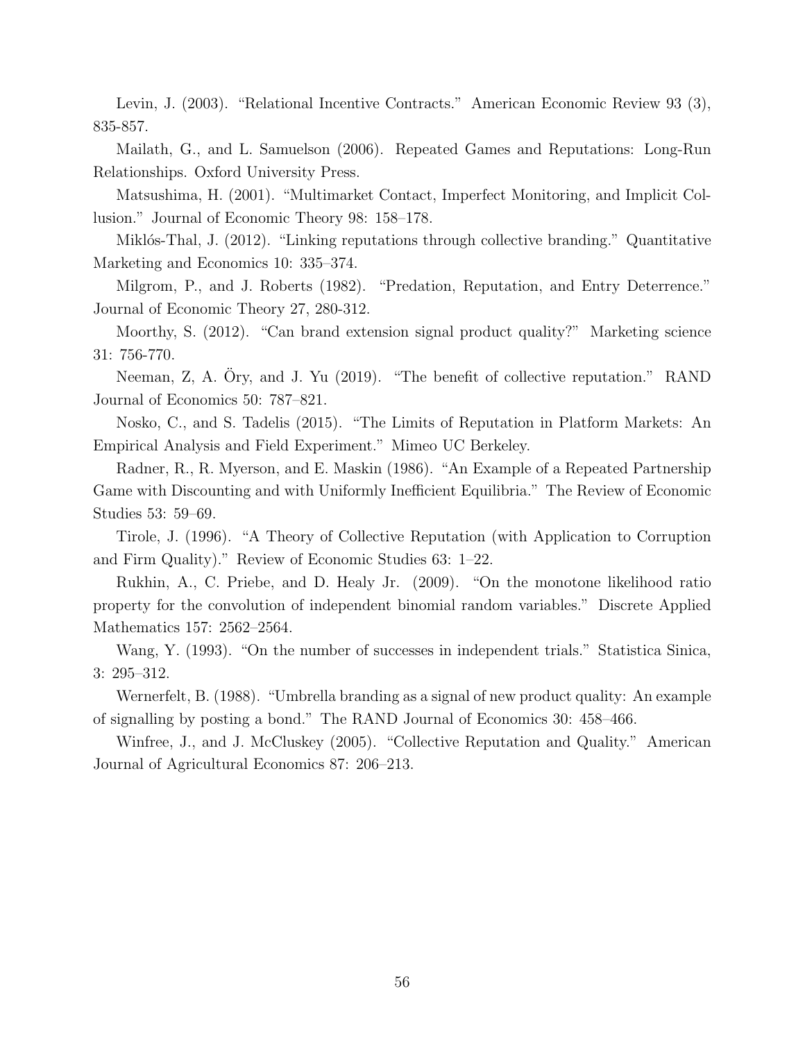Levin, J. (2003). "Relational Incentive Contracts." American Economic Review 93 (3), 835-857.

Mailath, G., and L. Samuelson (2006). Repeated Games and Reputations: Long-Run Relationships. Oxford University Press.

Matsushima, H. (2001). "Multimarket Contact, Imperfect Monitoring, and Implicit Collusion." Journal of Economic Theory 98: 158–178.

Miklós-Thal, J. (2012). "Linking reputations through collective branding." Quantitative Marketing and Economics 10: 335–374.

Milgrom, P., and J. Roberts (1982). "Predation, Reputation, and Entry Deterrence." Journal of Economic Theory 27, 280-312.

Moorthy, S. (2012). "Can brand extension signal product quality?" Marketing science 31: 756-770.

Neeman, Z, A. Öry, and J. Yu (2019). "The benefit of collective reputation." RAND Journal of Economics 50: 787–821.

Nosko, C., and S. Tadelis (2015). "The Limits of Reputation in Platform Markets: An Empirical Analysis and Field Experiment." Mimeo UC Berkeley.

Radner, R., R. Myerson, and E. Maskin (1986). "An Example of a Repeated Partnership Game with Discounting and with Uniformly Inefficient Equilibria." The Review of Economic Studies 53: 59–69.

Tirole, J. (1996). "A Theory of Collective Reputation (with Application to Corruption and Firm Quality)." Review of Economic Studies 63: 1–22.

Rukhin, A., C. Priebe, and D. Healy Jr. (2009). "On the monotone likelihood ratio property for the convolution of independent binomial random variables." Discrete Applied Mathematics 157: 2562–2564.

Wang, Y. (1993). "On the number of successes in independent trials." Statistica Sinica, 3: 295–312.

Wernerfelt, B. (1988). "Umbrella branding as a signal of new product quality: An example of signalling by posting a bond." The RAND Journal of Economics 30: 458–466.

Winfree, J., and J. McCluskey (2005). "Collective Reputation and Quality." American Journal of Agricultural Economics 87: 206–213.